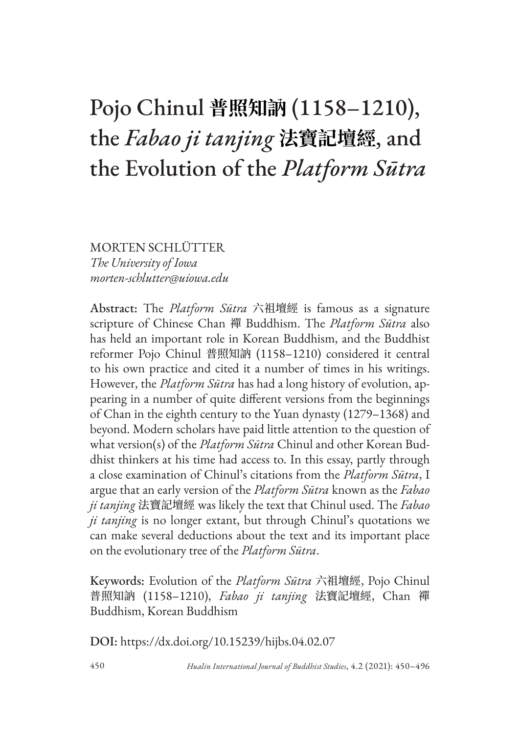# Pojo Chinul 普照知訥 (1158–1210), the *Fabao ji tanjing* 法寶記壇經, and the Evolution of the *Platform Sūtra*

MORTEN SCHLÜTTER
*The University of Iowa*
*morten-schlutter@uiowa.edu*

**Abstract:** The *Platform Sūtra* 六祖壇經 is famous as a signature scripture of Chinese Chan 禪 Buddhism. The *Platform Sūtra* also has held an important role in Korean Buddhism, and the Buddhist reformer Pojo Chinul 普照知訥 (1158–1210) considered it central to his own practice and cited it a number of times in his writings. However, the *Platform Sūtra* has had a long history of evolution, appearing in a number of quite different versions from the beginnings of Chan in the eighth century to the Yuan dynasty (1279–1368) and beyond. Modern scholars have paid little attention to the question of what version(s) of the *Platform Sūtra* Chinul and other Korean Buddhist thinkers at his time had access to. In this essay, partly through a close examination of Chinul's citations from the *Platform Sūtra*, I argue that an early version of the *Platform Sūtra* known as the *Fabao ji tanjing* 法寶記壇經 was likely the text that Chinul used. The *Fabao ji tanjing* is no longer extant, but through Chinul's quotations we can make several deductions about the text and its important place on the evolutionary tree of the *Platform Sūtra*.

**Keywords:** Evolution of the *Platform Sūtra* 六祖壇經, Pojo Chinul 普照知訥 (1158–1210), *Fabao ji tanjing* 法寶記壇經, Chan 禪 Buddhism, Korean Buddhism

**DOI:** https://dx.doi.org/10.15239/hijbs.04.02.07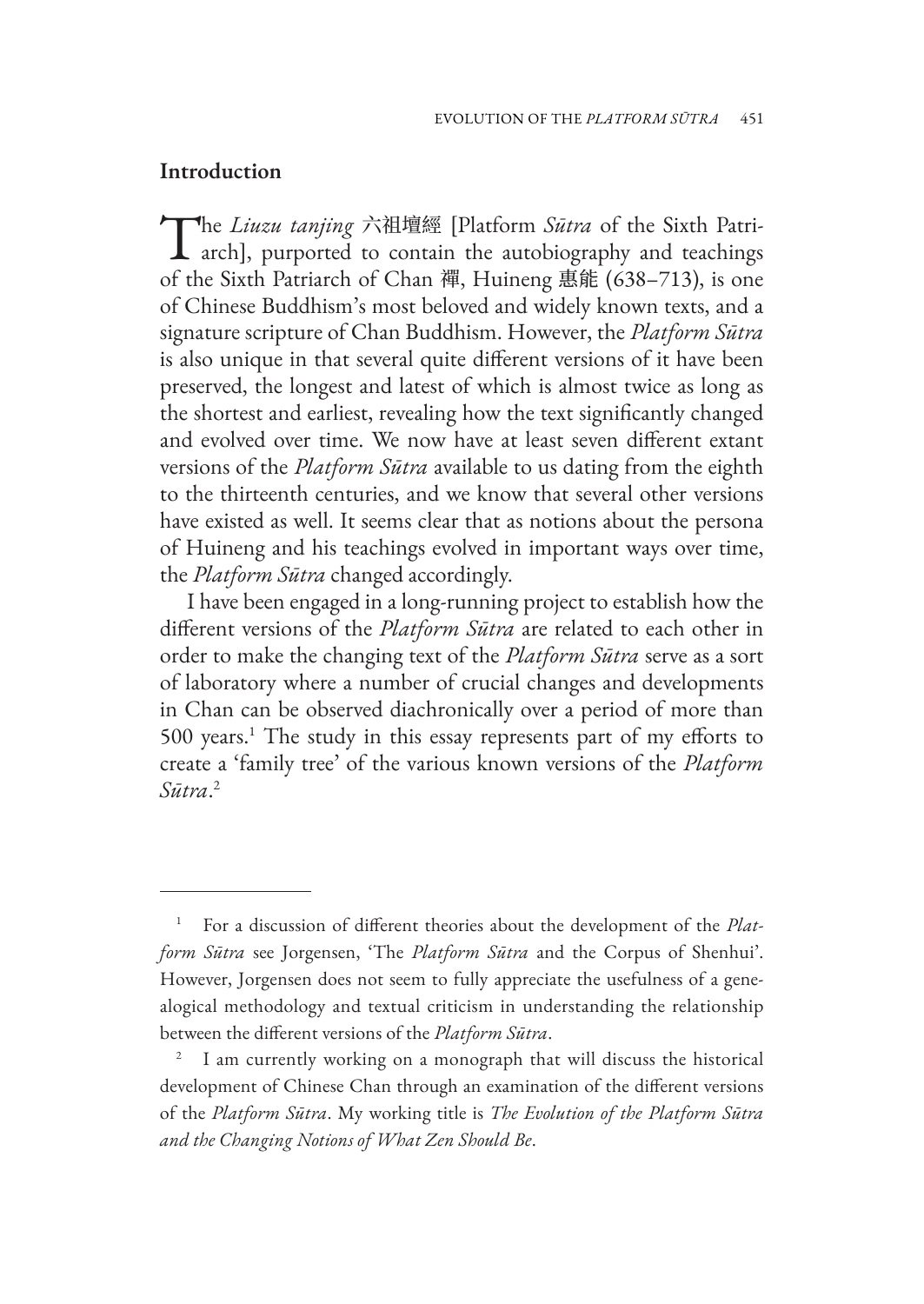## Introduction

The *Liuzu tanjing* 六祖壇經 [Platform *Sūtra* of the Sixth Patriarch], purported to contain the autobiography and teachings of the Sixth Patriarch of Chan 禪, Huineng 惠能 (638–713), is one of Chinese Buddhism's most beloved and widely known texts, and a signature scripture of Chan Buddhism. However, the *Platform Sūtra* is also unique in that several quite different versions of it have been preserved, the longest and latest of which is almost twice as long as the shortest and earliest, revealing how the text significantly changed and evolved over time. We now have at least seven different extant versions of the *Platform Sūtra* available to us dating from the eighth to the thirteenth centuries, and we know that several other versions have existed as well. It seems clear that as notions about the persona of Huineng and his teachings evolved in important ways over time, the *Platform Sūtra* changed accordingly.

I have been engaged in a long-running project to establish how the different versions of the *Platform Sūtra* are related to each other in order to make the changing text of the *Platform Sūtra* serve as a sort of laboratory where a number of crucial changes and developments in Chan can be observed diachronically over a period of more than 500 years.[1] The study in this essay represents part of my efforts to create a 'family tree' of the various known versions of the *Platform Sūtra*.[2]

---

[1] For a discussion of different theories about the development of the *Platform Sūtra* see Jorgensen, 'The *Platform Sūtra* and the Corpus of Shenhui'. However, Jorgensen does not seem to fully appreciate the usefulness of a genealogical methodology and textual criticism in understanding the relationship between the different versions of the *Platform Sūtra*.

[2] I am currently working on a monograph that will discuss the historical development of Chinese Chan through an examination of the different versions of the *Platform Sūtra*. My working title is *The Evolution of the Platform Sūtra and the Changing Notions of What Zen Should Be*.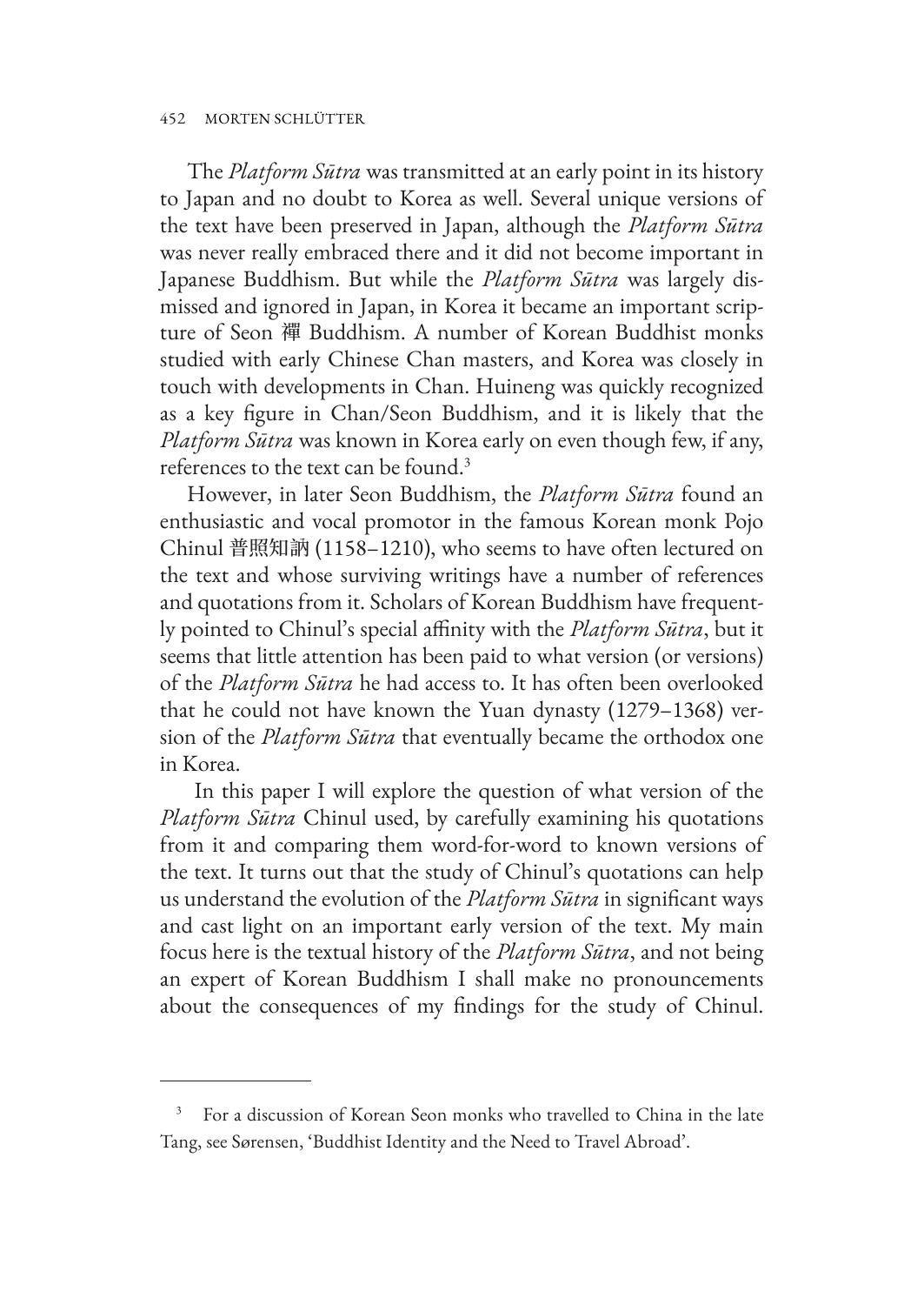The *Platform Sūtra* was transmitted at an early point in its history to Japan and no doubt to Korea as well. Several unique versions of the text have been preserved in Japan, although the *Platform Sūtra* was never really embraced there and it did not become important in Japanese Buddhism. But while the *Platform Sūtra* was largely dismissed and ignored in Japan, in Korea it became an important scripture of Seon 禪 Buddhism. A number of Korean Buddhist monks studied with early Chinese Chan masters, and Korea was closely in touch with developments in Chan. Huineng was quickly recognized as a key figure in Chan/Seon Buddhism, and it is likely that the *Platform Sūtra* was known in Korea early on even though few, if any, references to the text can be found.[3]

However, in later Seon Buddhism, the *Platform Sūtra* found an enthusiastic and vocal promotor in the famous Korean monk Pojo Chinul 普照知訥 (1158–1210), who seems to have often lectured on the text and whose surviving writings have a number of references and quotations from it. Scholars of Korean Buddhism have frequently pointed to Chinul's special affinity with the *Platform Sūtra*, but it seems that little attention has been paid to what version (or versions) of the *Platform Sūtra* he had access to. It has often been overlooked that he could not have known the Yuan dynasty (1279–1368) version of the *Platform Sūtra* that eventually became the orthodox one in Korea.

In this paper I will explore the question of what version of the *Platform Sūtra* Chinul used, by carefully examining his quotations from it and comparing them word-for-word to known versions of the text. It turns out that the study of Chinul's quotations can help us understand the evolution of the *Platform Sūtra* in significant ways and cast light on an important early version of the text. My main focus here is the textual history of the *Platform Sūtra*, and not being an expert of Korean Buddhism I shall make no pronouncements about the consequences of my findings for the study of Chinul.

---

[3] For a discussion of Korean Seon monks who travelled to China in the late Tang, see Sørensen, 'Buddhist Identity and the Need to Travel Abroad'.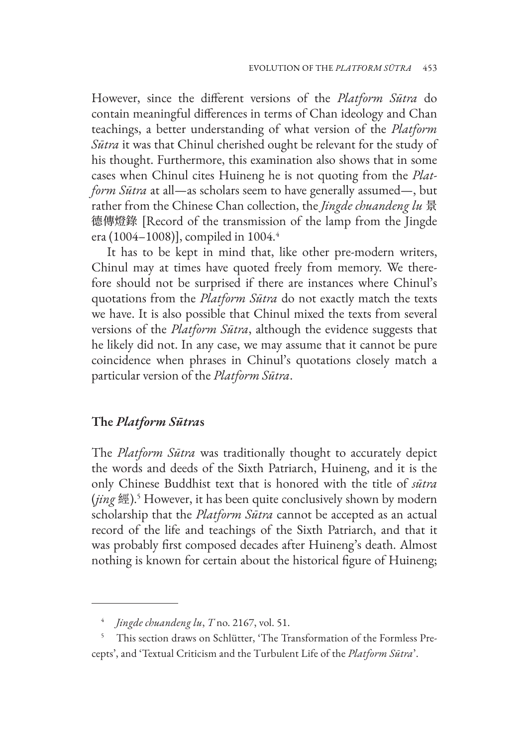However, since the different versions of the *Platform Sūtra* do contain meaningful differences in terms of Chan ideology and Chan teachings, a better understanding of what version of the *Platform Sūtra* it was that Chinul cherished ought be relevant for the study of his thought. Furthermore, this examination also shows that in some cases when Chinul cites Huineng he is not quoting from the *Platform Sūtra* at all—as scholars seem to have generally assumed—, but rather from the Chinese Chan collection, the *Jingde chuandeng lu* 景德傳燈錄 [Record of the transmission of the lamp from the Jingde era (1004–1008)], compiled in 1004.[4]

It has to be kept in mind that, like other pre-modern writers, Chinul may at times have quoted freely from memory. We therefore should not be surprised if there are instances where Chinul's quotations from the *Platform Sūtra* do not exactly match the texts we have. It is also possible that Chinul mixed the texts from several versions of the *Platform Sūtra*, although the evidence suggests that he likely did not. In any case, we may assume that it cannot be pure coincidence when phrases in Chinul's quotations closely match a particular version of the *Platform Sūtra*.

## The *Platform Sūtra*s

The *Platform Sūtra* was traditionally thought to accurately depict the words and deeds of the Sixth Patriarch, Huineng, and it is the only Chinese Buddhist text that is honored with the title of *sūtra* (*jing* 經).[5] However, it has been quite conclusively shown by modern scholarship that the *Platform Sūtra* cannot be accepted as an actual record of the life and teachings of the Sixth Patriarch, and that it was probably first composed decades after Huineng's death. Almost nothing is known for certain about the historical figure of Huineng;

---

[4] *Jingde chuandeng lu*, *T* no. 2167, vol. 51.

[5] This section draws on Schlütter, 'The Transformation of the Formless Precepts', and 'Textual Criticism and the Turbulent Life of the *Platform Sūtra*'.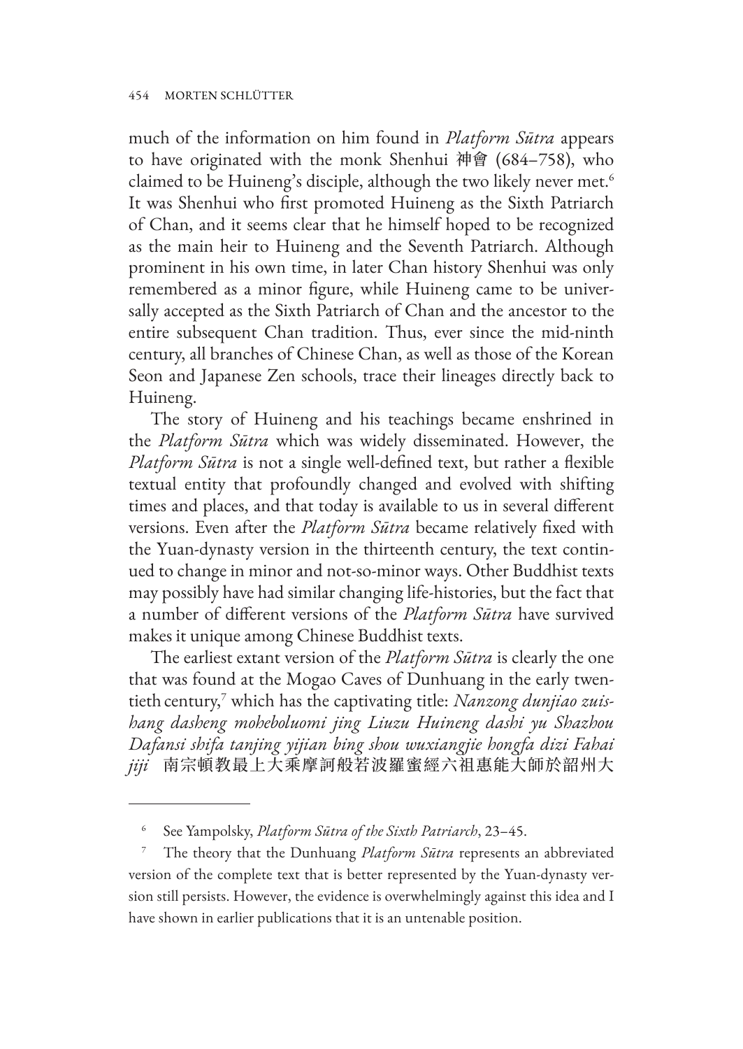much of the information on him found in *Platform Sūtra* appears to have originated with the monk Shenhui 神會 (684–758), who claimed to be Huineng's disciple, although the two likely never met.[6] It was Shenhui who first promoted Huineng as the Sixth Patriarch of Chan, and it seems clear that he himself hoped to be recognized as the main heir to Huineng and the Seventh Patriarch. Although prominent in his own time, in later Chan history Shenhui was only remembered as a minor figure, while Huineng came to be universally accepted as the Sixth Patriarch of Chan and the ancestor to the entire subsequent Chan tradition. Thus, ever since the mid-ninth century, all branches of Chinese Chan, as well as those of the Korean Seon and Japanese Zen schools, trace their lineages directly back to Huineng.

The story of Huineng and his teachings became enshrined in the *Platform Sūtra* which was widely disseminated. However, the *Platform Sūtra* is not a single well-defined text, but rather a flexible textual entity that profoundly changed and evolved with shifting times and places, and that today is available to us in several different versions. Even after the *Platform Sūtra* became relatively fixed with the Yuan-dynasty version in the thirteenth century, the text continued to change in minor and not-so-minor ways. Other Buddhist texts may possibly have had similar changing life-histories, but the fact that a number of different versions of the *Platform Sūtra* have survived makes it unique among Chinese Buddhist texts.

The earliest extant version of the *Platform Sūtra* is clearly the one that was found at the Mogao Caves of Dunhuang in the early twentieth century,[7] which has the captivating title: *Nanzong dunjiao zuishang dasheng moheboluomi jing Liuzu Huineng dashi yu Shazhou Dafansi shifa tanjing yijian bing shou wuxiangjie hongfa dizi Fahai jiji* 南宗頓教最上大乘摩訶般若波羅蜜經六祖惠能大師於韶州大

---

[6] See Yampolsky, *Platform Sūtra of the Sixth Patriarch*, 23–45.

[7] The theory that the Dunhuang *Platform Sūtra* represents an abbreviated version of the complete text that is better represented by the Yuan-dynasty version still persists. However, the evidence is overwhelmingly against this idea and I have shown in earlier publications that it is an untenable position.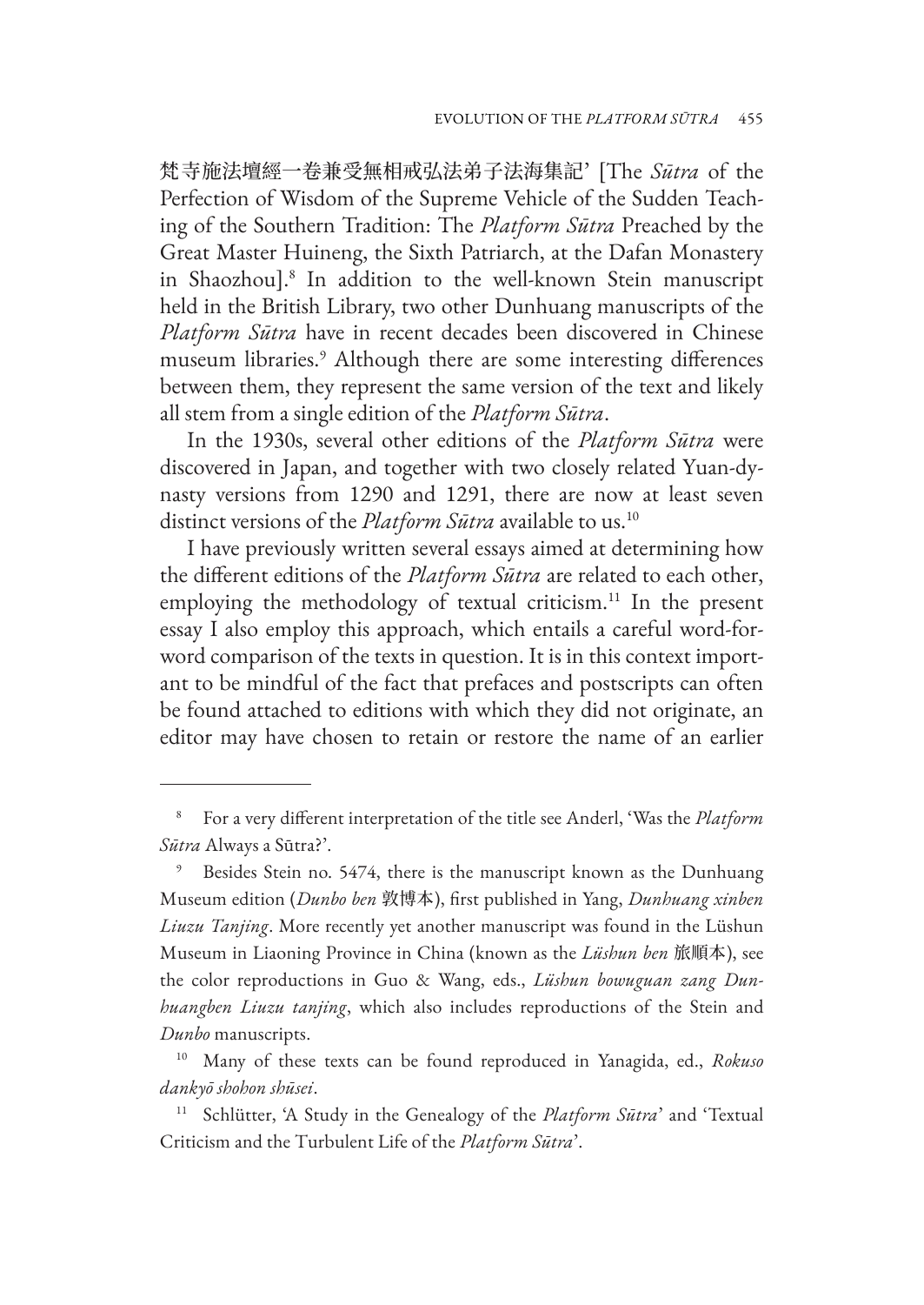梵寺施法壇經一卷兼受無相戒弘法弟子法海集記' [The *Sūtra* of the Perfection of Wisdom of the Supreme Vehicle of the Sudden Teaching of the Southern Tradition: The *Platform Sūtra* Preached by the Great Master Huineng, the Sixth Patriarch, at the Dafan Monastery in Shaozhou].[8] In addition to the well-known Stein manuscript held in the British Library, two other Dunhuang manuscripts of the *Platform Sūtra* have in recent decades been discovered in Chinese museum libraries.[9] Although there are some interesting differences between them, they represent the same version of the text and likely all stem from a single edition of the *Platform Sūtra*.

In the 1930s, several other editions of the *Platform Sūtra* were discovered in Japan, and together with two closely related Yuan-dynasty versions from 1290 and 1291, there are now at least seven distinct versions of the *Platform Sūtra* available to us.[10]

I have previously written several essays aimed at determining how the different editions of the *Platform Sūtra* are related to each other, employing the methodology of textual criticism.[11] In the present essay I also employ this approach, which entails a careful word-for-word comparison of the texts in question. It is in this context important to be mindful of the fact that prefaces and postscripts can often be found attached to editions with which they did not originate, an editor may have chosen to retain or restore the name of an earlier

---

[8] For a very different interpretation of the title see Anderl, 'Was the *Platform Sūtra* Always a Sūtra?'.

[9] Besides Stein no. 5474, there is the manuscript known as the Dunhuang Museum edition (*Dunbo ben* 敦博本), first published in Yang, *Dunhuang xinben Liuzu Tanjing*. More recently yet another manuscript was found in the Lüshun Museum in Liaoning Province in China (known as the *Lüshun ben* 旅順本), see the color reproductions in Guo & Wang, eds., *Lüshun bowuguan zang Dunhuangben Liuzu tanjing*, which also includes reproductions of the Stein and *Dunbo* manuscripts.

[10] Many of these texts can be found reproduced in Yanagida, ed., *Rokuso dankyō shohon shūsei*.

[11] Schlütter, 'A Study in the Genealogy of the *Platform Sūtra*' and 'Textual Criticism and the Turbulent Life of the *Platform Sūtra*'.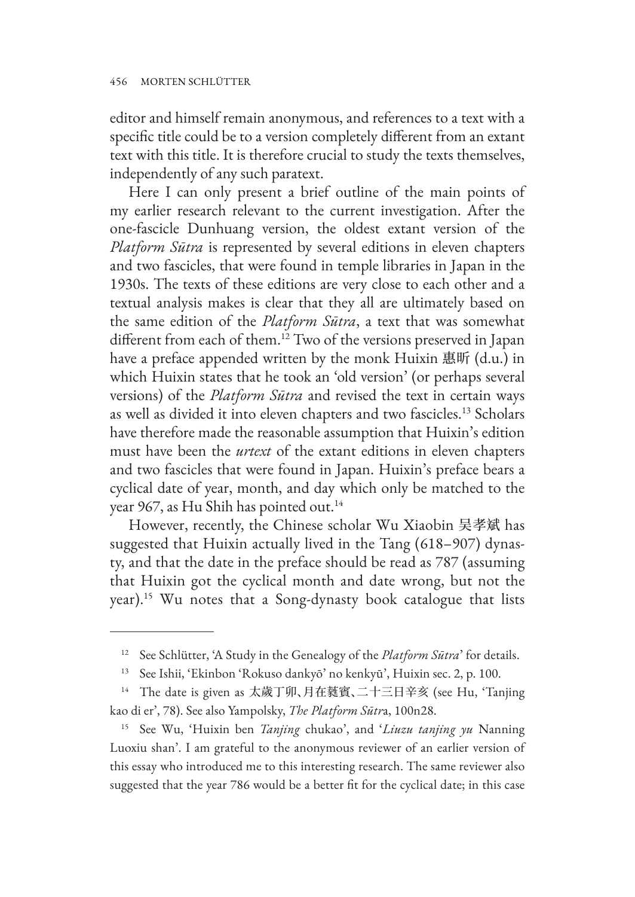editor and himself remain anonymous, and references to a text with a specific title could be to a version completely different from an extant text with this title. It is therefore crucial to study the texts themselves, independently of any such paratext.

Here I can only present a brief outline of the main points of my earlier research relevant to the current investigation. After the one-fascicle Dunhuang version, the oldest extant version of the *Platform Sūtra* is represented by several editions in eleven chapters and two fascicles, that were found in temple libraries in Japan in the 1930s. The texts of these editions are very close to each other and a textual analysis makes is clear that they all are ultimately based on the same edition of the *Platform Sūtra*, a text that was somewhat different from each of them.[12] Two of the versions preserved in Japan have a preface appended written by the monk Huixin 惠昕 (d.u.) in which Huixin states that he took an 'old version' (or perhaps several versions) of the *Platform Sūtra* and revised the text in certain ways as well as divided it into eleven chapters and two fascicles.[13] Scholars have therefore made the reasonable assumption that Huixin's edition must have been the *urtext* of the extant editions in eleven chapters and two fascicles that were found in Japan. Huixin's preface bears a cyclical date of year, month, and day which only be matched to the year 967, as Hu Shih has pointed out.[14]

However, recently, the Chinese scholar Wu Xiaobin 吴孝斌 has suggested that Huixin actually lived in the Tang (618–907) dynasty, and that the date in the preface should be read as 787 (assuming that Huixin got the cyclical month and date wrong, but not the year).[15] Wu notes that a Song-dynasty book catalogue that lists

---

[12] See Schlütter, 'A Study in the Genealogy of the *Platform Sūtra*' for details.

[13] See Ishii, 'Ekinbon 'Rokuso dankyō' no kenkyū', Huixin sec. 2, p. 100.

[14] The date is given as 太歲丁卯、月在蕤賓、二十三日辛亥 (see Hu, 'Tanjing kao di er', 78). See also Yampolsky, *The Platform Sūtra*, 100n28.

[15] See Wu, 'Huixin ben *Tanjing* chukao', and '*Liuzu tanjing yu* Nanning Luoxiu shan'. I am grateful to the anonymous reviewer of an earlier version of this essay who introduced me to this interesting research. The same reviewer also suggested that the year 786 would be a better fit for the cyclical date; in this case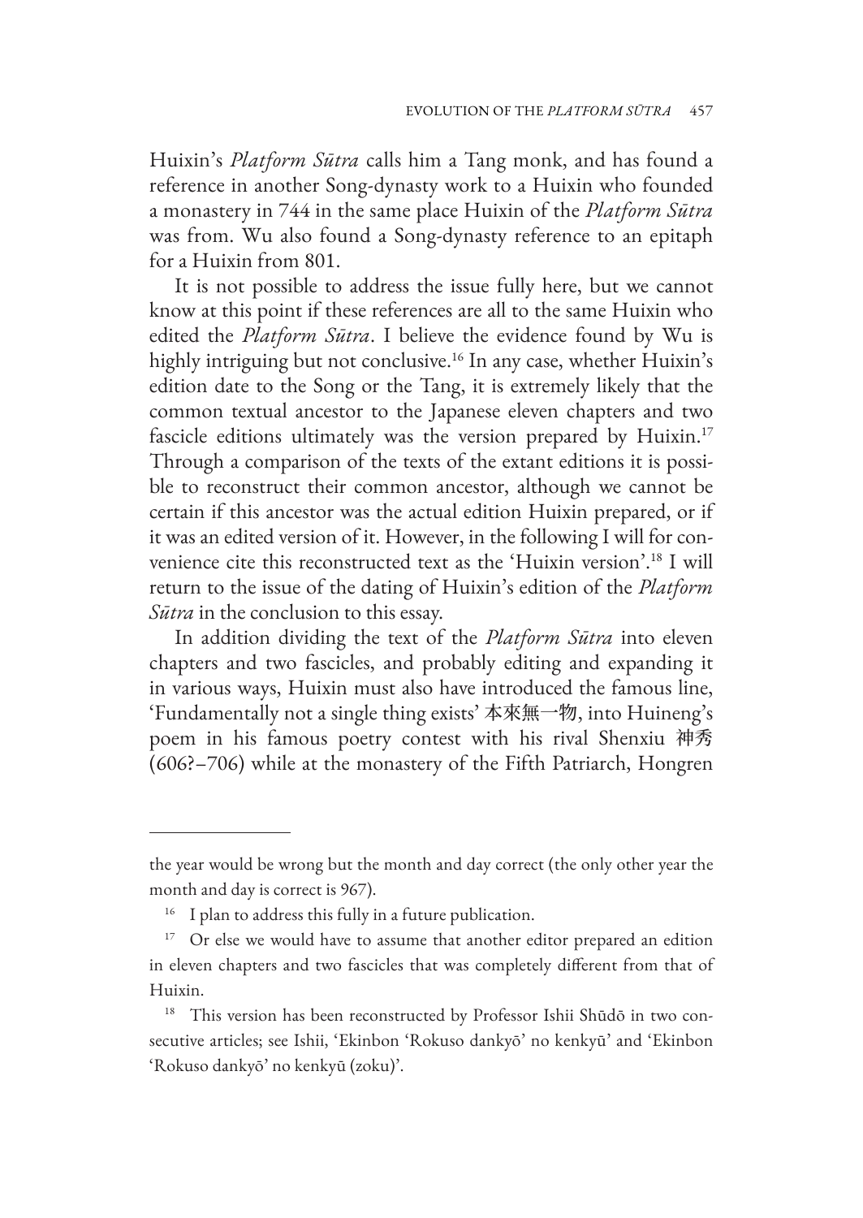Huixin's *Platform Sūtra* calls him a Tang monk, and has found a reference in another Song-dynasty work to a Huixin who founded a monastery in 744 in the same place Huixin of the *Platform Sūtra* was from. Wu also found a Song-dynasty reference to an epitaph for a Huixin from 801.

It is not possible to address the issue fully here, but we cannot know at this point if these references are all to the same Huixin who edited the *Platform Sūtra*. I believe the evidence found by Wu is highly intriguing but not conclusive.[16] In any case, whether Huixin's edition date to the Song or the Tang, it is extremely likely that the common textual ancestor to the Japanese eleven chapters and two fascicle editions ultimately was the version prepared by Huixin.[17] Through a comparison of the texts of the extant editions it is possible to reconstruct their common ancestor, although we cannot be certain if this ancestor was the actual edition Huixin prepared, or if it was an edited version of it. However, in the following I will for convenience cite this reconstructed text as the 'Huixin version'.[18] I will return to the issue of the dating of Huixin's edition of the *Platform Sūtra* in the conclusion to this essay.

In addition dividing the text of the *Platform Sūtra* into eleven chapters and two fascicles, and probably editing and expanding it in various ways, Huixin must also have introduced the famous line, 'Fundamentally not a single thing exists' 本來無一物, into Huineng's poem in his famous poetry contest with his rival Shenxiu 神秀 (606?–706) while at the monastery of the Fifth Patriarch, Hongren

---

the year would be wrong but the month and day correct (the only other year the month and day is correct is 967).

[16] I plan to address this fully in a future publication.

[17] Or else we would have to assume that another editor prepared an edition in eleven chapters and two fascicles that was completely different from that of Huixin.

[18] This version has been reconstructed by Professor Ishii Shūdō in two consecutive articles; see Ishii, 'Ekinbon 'Rokuso dankyō' no kenkyū' and 'Ekinbon 'Rokuso dankyō' no kenkyū (zoku)'.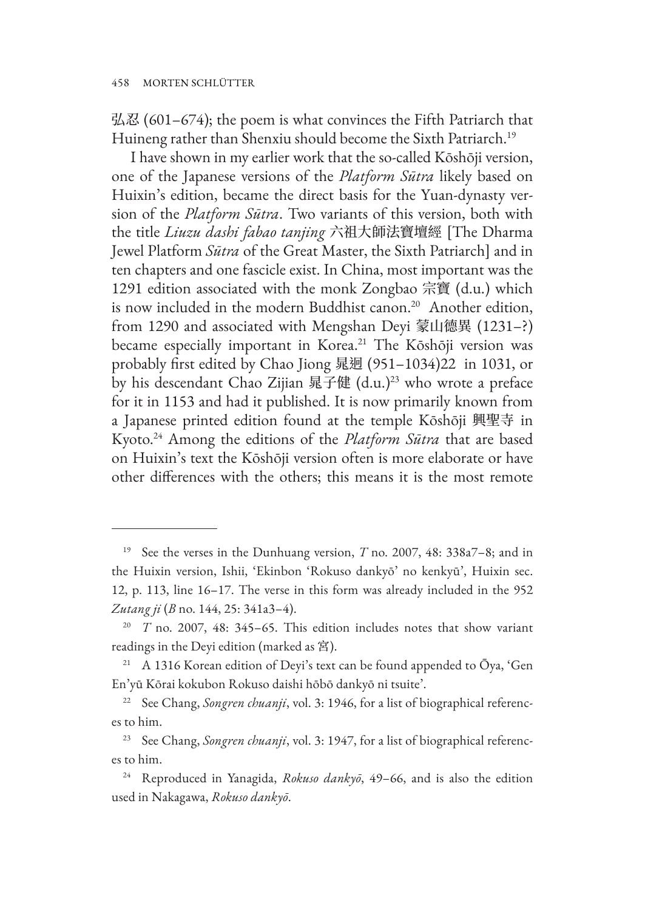弘忍 (601–674); the poem is what convinces the Fifth Patriarch that Huineng rather than Shenxiu should become the Sixth Patriarch.[19]

I have shown in my earlier work that the so-called Kōshōji version, one of the Japanese versions of the *Platform Sūtra* likely based on Huixin's edition, became the direct basis for the Yuan-dynasty version of the *Platform Sūtra*. Two variants of this version, both with the title *Liuzu dashi fabao tanjing* 六祖大師法寶壇經 [The Dharma Jewel Platform *Sūtra* of the Great Master, the Sixth Patriarch] and in ten chapters and one fascicle exist. In China, most important was the 1291 edition associated with the monk Zongbao 宗寶 (d.u.) which is now included in the modern Buddhist canon.[20] Another edition, from 1290 and associated with Mengshan Deyi 蒙山德異 (1231–?) became especially important in Korea.[21] The Kōshōji version was probably first edited by Chao Jiong 晁迥 (951–1034)22 in 1031, or by his descendant Chao Zijian 晁子健 (d.u.)[23] who wrote a preface for it in 1153 and had it published. It is now primarily known from a Japanese printed edition found at the temple Kōshōji 興聖寺 in Kyoto.[24] Among the editions of the *Platform Sūtra* that are based on Huixin's text the Kōshōji version often is more elaborate or have other differences with the others; this means it is the most remote

---

[19] See the verses in the Dunhuang version, *T* no. 2007, 48: 338a7–8; and in the Huixin version, Ishii, 'Ekinbon 'Rokuso dankyō' no kenkyū', Huixin sec. 12, p. 113, line 16–17. The verse in this form was already included in the 952 *Zutang ji* (*B* no. 144, 25: 341a3–4).

[20] *T* no. 2007, 48: 345–65. This edition includes notes that show variant readings in the Deyi edition (marked as 宮).

[21] A 1316 Korean edition of Deyi's text can be found appended to Ōya, 'Gen En'yū Kōrai kokubon Rokuso daishi hōbō dankyō ni tsuite'.

[22] See Chang, *Songren chuanji*, vol. 3: 1946, for a list of biographical references to him.

[23] See Chang, *Songren chuanji*, vol. 3: 1947, for a list of biographical references to him.

[24] Reproduced in Yanagida, *Rokuso dankyō*, 49–66, and is also the edition used in Nakagawa, *Rokuso dankyō*.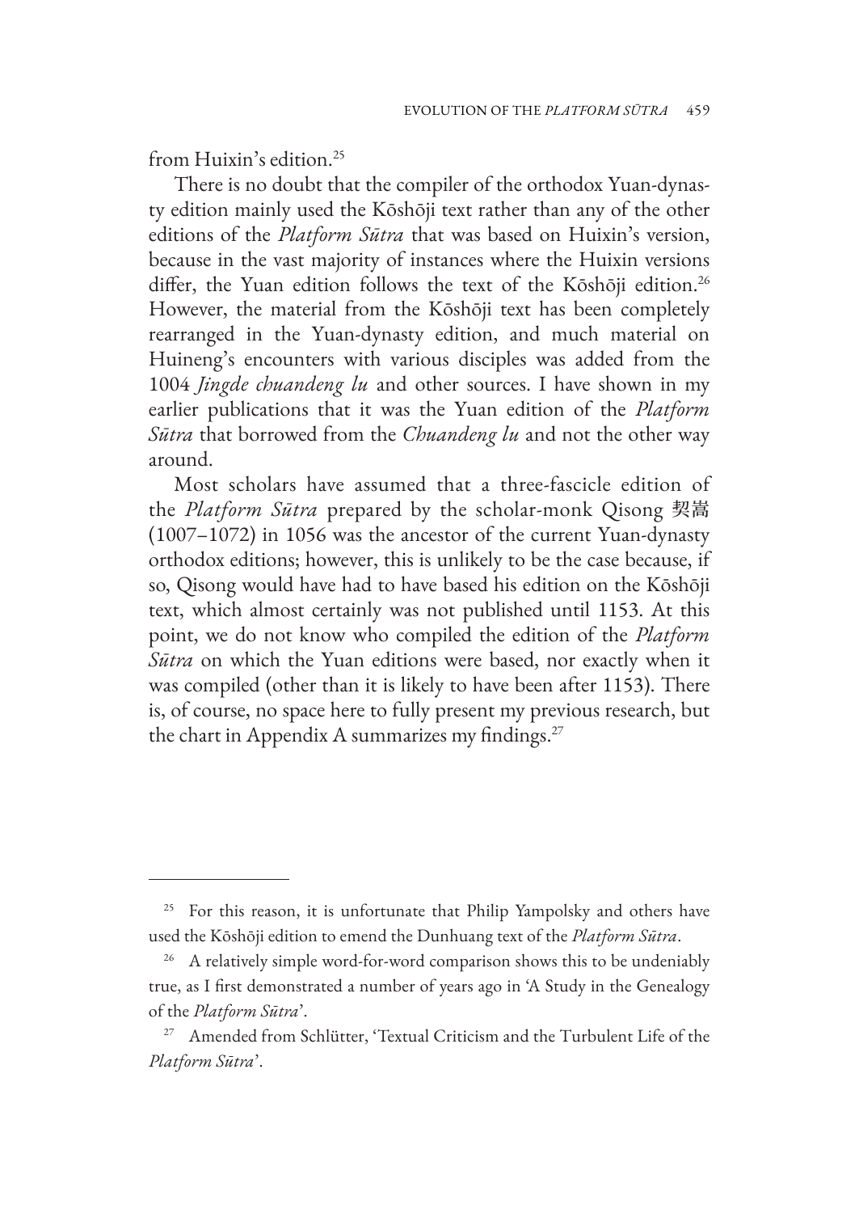from Huixin's edition.[25]

There is no doubt that the compiler of the orthodox Yuan-dynasty edition mainly used the Kōshōji text rather than any of the other editions of the *Platform Sūtra* that was based on Huixin's version, because in the vast majority of instances where the Huixin versions differ, the Yuan edition follows the text of the Kōshōji edition.[26] However, the material from the Kōshōji text has been completely rearranged in the Yuan-dynasty edition, and much material on Huineng's encounters with various disciples was added from the 1004 *Jingde chuandeng lu* and other sources. I have shown in my earlier publications that it was the Yuan edition of the *Platform Sūtra* that borrowed from the *Chuandeng lu* and not the other way around.

Most scholars have assumed that a three-fascicle edition of the *Platform Sūtra* prepared by the scholar-monk Qisong 契嵩 (1007–1072) in 1056 was the ancestor of the current Yuan-dynasty orthodox editions; however, this is unlikely to be the case because, if so, Qisong would have had to have based his edition on the Kōshōji text, which almost certainly was not published until 1153. At this point, we do not know who compiled the edition of the *Platform Sūtra* on which the Yuan editions were based, nor exactly when it was compiled (other than it is likely to have been after 1153). There is, of course, no space here to fully present my previous research, but the chart in Appendix A summarizes my findings.[27]

---

[25] For this reason, it is unfortunate that Philip Yampolsky and others have used the Kōshōji edition to emend the Dunhuang text of the *Platform Sūtra*.

[26] A relatively simple word-for-word comparison shows this to be undeniably true, as I first demonstrated a number of years ago in 'A Study in the Genealogy of the *Platform Sūtra*'.

[27] Amended from Schlütter, 'Textual Criticism and the Turbulent Life of the *Platform Sūtra*'.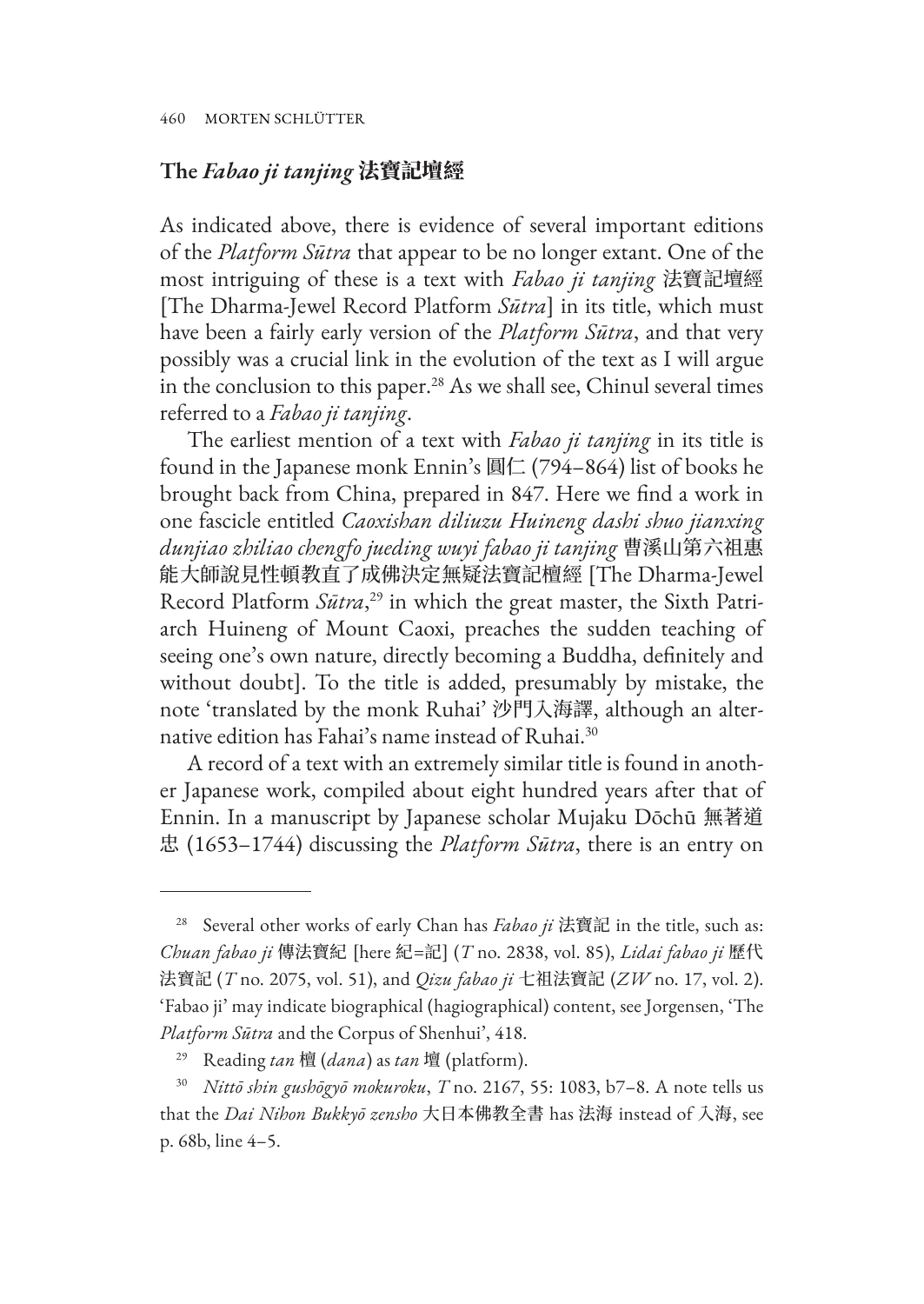## The *Fabao ji tanjing* 法寶記壇經

As indicated above, there is evidence of several important editions of the *Platform Sūtra* that appear to be no longer extant. One of the most intriguing of these is a text with *Fabao ji tanjing* 法寶記壇經 [The Dharma-Jewel Record Platform *Sūtra*] in its title, which must have been a fairly early version of the *Platform Sūtra*, and that very possibly was a crucial link in the evolution of the text as I will argue in the conclusion to this paper.[28] As we shall see, Chinul several times referred to a *Fabao ji tanjing*.

The earliest mention of a text with *Fabao ji tanjing* in its title is found in the Japanese monk Ennin's 圓仁 (794–864) list of books he brought back from China, prepared in 847. Here we find a work in one fascicle entitled *Caoxishan diliuzu Huineng dashi shuo jianxing dunjiao zhiliao chengfo jueding wuyi fabao ji tanjing* 曹溪山第六祖惠能大師說見性頓教直了成佛決定無疑法寶記檀經 [The Dharma-Jewel Record Platform *Sūtra*,[29] in which the great master, the Sixth Patriarch Huineng of Mount Caoxi, preaches the sudden teaching of seeing one's own nature, directly becoming a Buddha, definitely and without doubt]. To the title is added, presumably by mistake, the note 'translated by the monk Ruhai' 沙門入海譯, although an alternative edition has Fahai's name instead of Ruhai.[30]

A record of a text with an extremely similar title is found in another Japanese work, compiled about eight hundred years after that of Ennin. In a manuscript by Japanese scholar Mujaku Dōchū 無著道忠 (1653–1744) discussing the *Platform Sūtra*, there is an entry on

---

[28] Several other works of early Chan has *Fabao ji* 法寶記 in the title, such as: *Chuan fabao ji* 傳法寶紀 [here 紀=記] (*T* no. 2838, vol. 85), *Lidai fabao ji* 歷代法寶記 (*T* no. 2075, vol. 51), and *Qizu fabao ji* 七祖法寶記 (*ZW* no. 17, vol. 2). 'Fabao ji' may indicate biographical (hagiographical) content, see Jorgensen, 'The *Platform Sūtra* and the Corpus of Shenhui', 418.

[29] Reading *tan* 檀 (*dana*) as *tan* 壇 (platform).

[30] *Nittō shin gushōgyō mokuroku*, *T* no. 2167, 55: 1083, b7–8. A note tells us that the *Dai Nihon Bukkyō zensho* 大日本佛教全書 has 法海 instead of 入海, see p. 68b, line 4–5.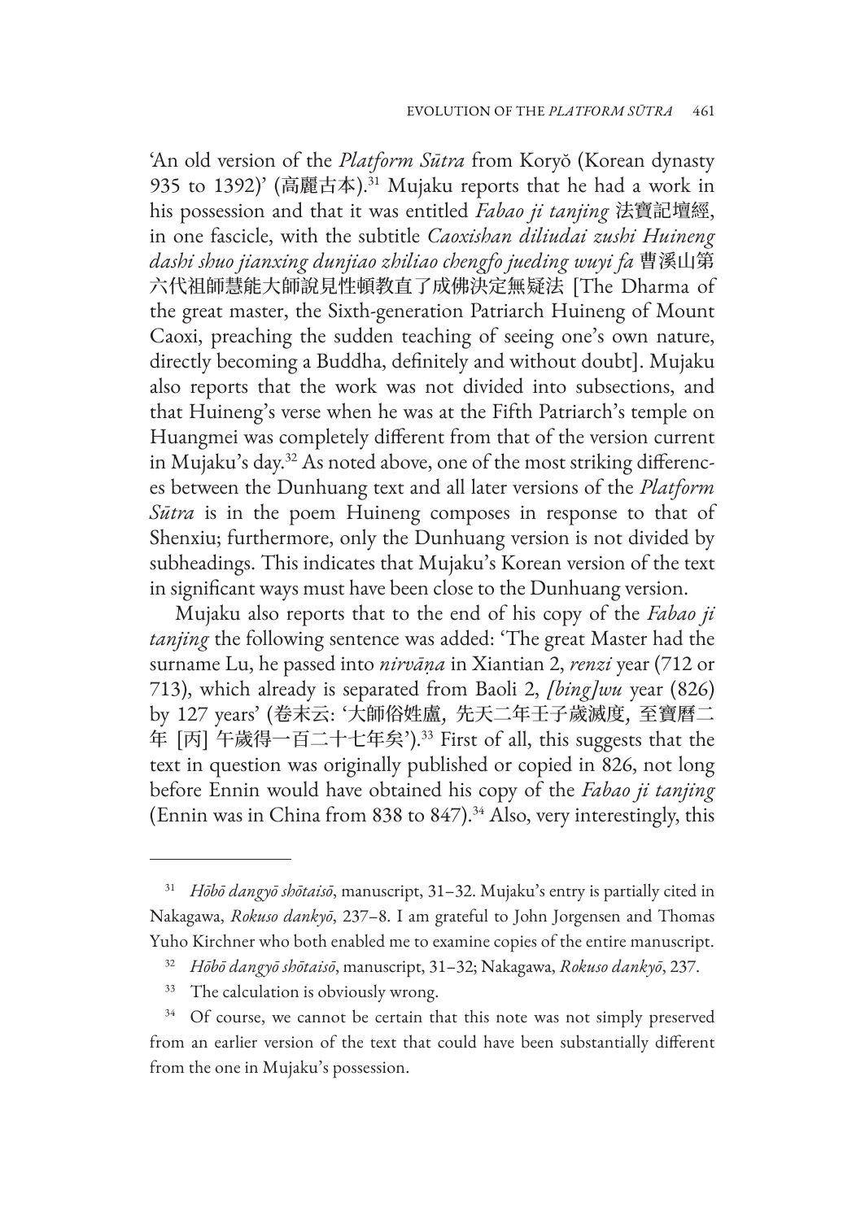'An old version of the *Platform Sūtra* from Koryŏ (Korean dynasty 935 to 1392)' (高麗古本).[31] Mujaku reports that he had a work in his possession and that it was entitled *Fabao ji tanjing* 法寶記壇經, in one fascicle, with the subtitle *Caoxishan diliudai zushi Huineng dashi shuo jianxing dunjiao zhiliao chengfo jueding wuyi fa* 曹溪山第六代祖師慧能大師說見性頓教直了成佛決定無疑法 [The Dharma of the great master, the Sixth-generation Patriarch Huineng of Mount Caoxi, preaching the sudden teaching of seeing one's own nature, directly becoming a Buddha, definitely and without doubt]. Mujaku also reports that the work was not divided into subsections, and that Huineng's verse when he was at the Fifth Patriarch's temple on Huangmei was completely different from that of the version current in Mujaku's day.[32] As noted above, one of the most striking differences between the Dunhuang text and all later versions of the *Platform Sūtra* is in the poem Huineng composes in response to that of Shenxiu; furthermore, only the Dunhuang version is not divided by subheadings. This indicates that Mujaku's Korean version of the text in significant ways must have been close to the Dunhuang version.

Mujaku also reports that to the end of his copy of the *Fabao ji tanjing* the following sentence was added: 'The great Master had the surname Lu, he passed into *nirvāṇa* in Xiantian 2, *renzi* year (712 or 713), which already is separated from Baoli 2, *[bing]wu* year (826) by 127 years' (卷末云: '大師俗姓盧, 先天二年壬子歲滅度, 至寶曆二年 [丙] 午歲得一百二十七年矣').[33] First of all, this suggests that the text in question was originally published or copied in 826, not long before Ennin would have obtained his copy of the *Fabao ji tanjing* (Ennin was in China from 838 to 847).[34] Also, very interestingly, this

---

[31] *Hōbō dangyō shōtaisō*, manuscript, 31–32. Mujaku's entry is partially cited in Nakagawa, *Rokuso dankyō*, 237–8. I am grateful to John Jorgensen and Thomas Yuho Kirchner who both enabled me to examine copies of the entire manuscript.

[32] *Hōbō dangyō shōtaisō*, manuscript, 31–32; Nakagawa, *Rokuso dankyō*, 237.

[33] The calculation is obviously wrong.

[34] Of course, we cannot be certain that this note was not simply preserved from an earlier version of the text that could have been substantially different from the one in Mujaku's possession.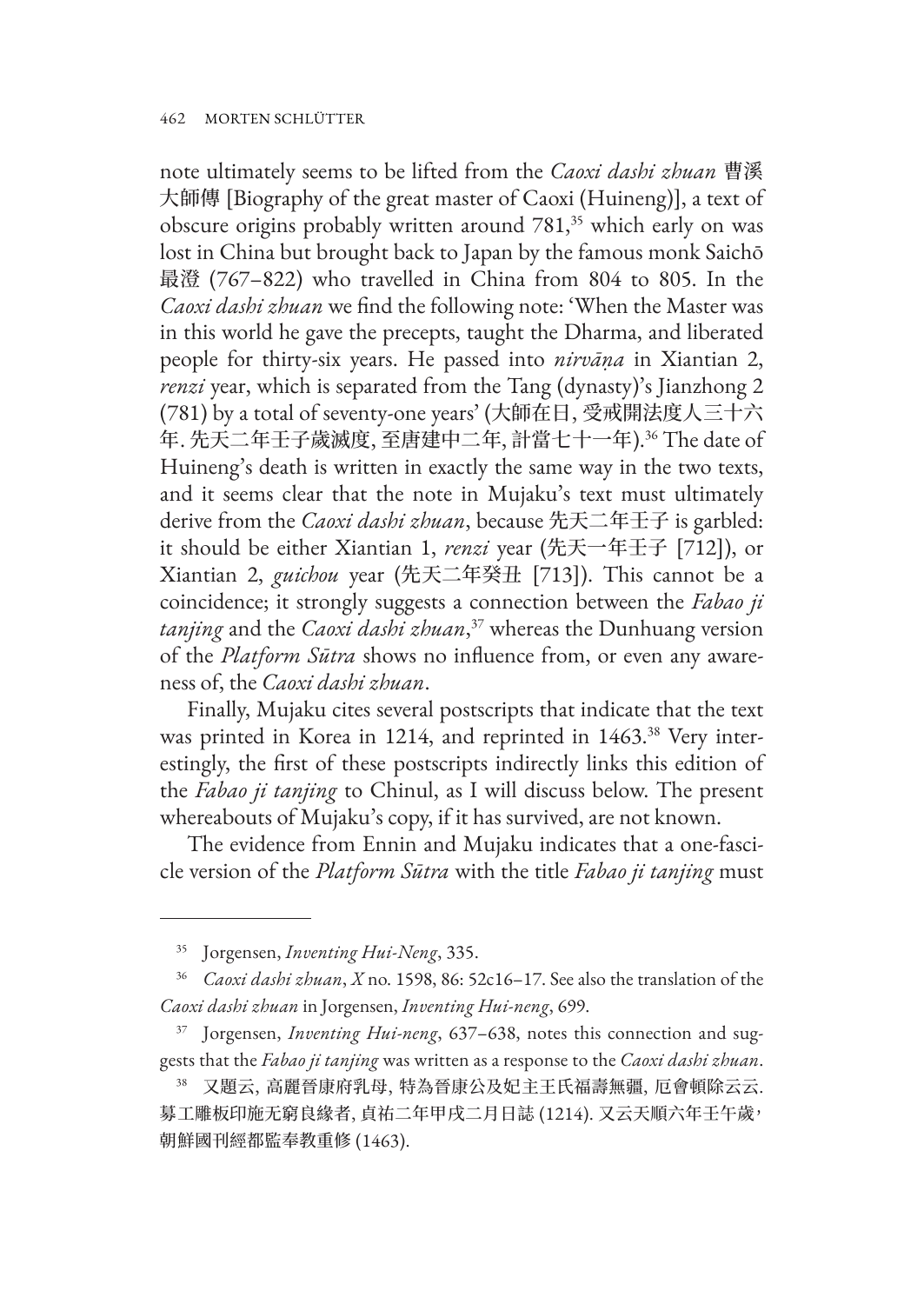note ultimately seems to be lifted from the *Caoxi dashi zhuan* 曹溪大師傳 [Biography of the great master of Caoxi (Huineng)], a text of obscure origins probably written around 781,[35] which early on was lost in China but brought back to Japan by the famous monk Saichō 最澄 (767–822) who travelled in China from 804 to 805. In the *Caoxi dashi zhuan* we find the following note: 'When the Master was in this world he gave the precepts, taught the Dharma, and liberated people for thirty-six years. He passed into *nirvāṇa* in Xiantian 2, *renzi* year, which is separated from the Tang (dynasty)'s Jianzhong 2 (781) by a total of seventy-one years' (大師在日, 受戒開法度人三十六年. 先天二年壬子歲滅度, 至唐建中二年, 計當七十一年).[36] The date of Huineng's death is written in exactly the same way in the two texts, and it seems clear that the note in Mujaku's text must ultimately derive from the *Caoxi dashi zhuan*, because 先天二年壬子 is garbled: it should be either Xiantian 1, *renzi* year (先天一年壬子 [712]), or Xiantian 2, *guichou* year (先天二年癸丑 [713]). This cannot be a coincidence; it strongly suggests a connection between the *Fabao ji tanjing* and the *Caoxi dashi zhuan*,[37] whereas the Dunhuang version of the *Platform Sūtra* shows no influence from, or even any awareness of, the *Caoxi dashi zhuan*.

Finally, Mujaku cites several postscripts that indicate that the text was printed in Korea in 1214, and reprinted in 1463.[38] Very interestingly, the first of these postscripts indirectly links this edition of the *Fabao ji tanjing* to Chinul, as I will discuss below. The present whereabouts of Mujaku's copy, if it has survived, are not known.

The evidence from Ennin and Mujaku indicates that a one-fascicle version of the *Platform Sūtra* with the title *Fabao ji tanjing* must

---

[35] Jorgensen, *Inventing Hui-Neng*, 335.

[36] *Caoxi dashi zhuan*, *X* no. 1598, 86: 52c16–17. See also the translation of the *Caoxi dashi zhuan* in Jorgensen, *Inventing Hui-neng*, 699.

[37] Jorgensen, *Inventing Hui-neng*, 637–638, notes this connection and suggests that the *Fabao ji tanjing* was written as a response to the *Caoxi dashi zhuan*.

[38] 又題云, 高麗晉康府乳母, 特為晉康公及妃主王氏福壽無疆, 厄會頓除云云. 募工雕板印施无窮良緣者, 貞祐二年甲戌二月日誌 (1214). 又云天順六年壬午歲, 朝鮮國刊經都監奉教重修 (1463).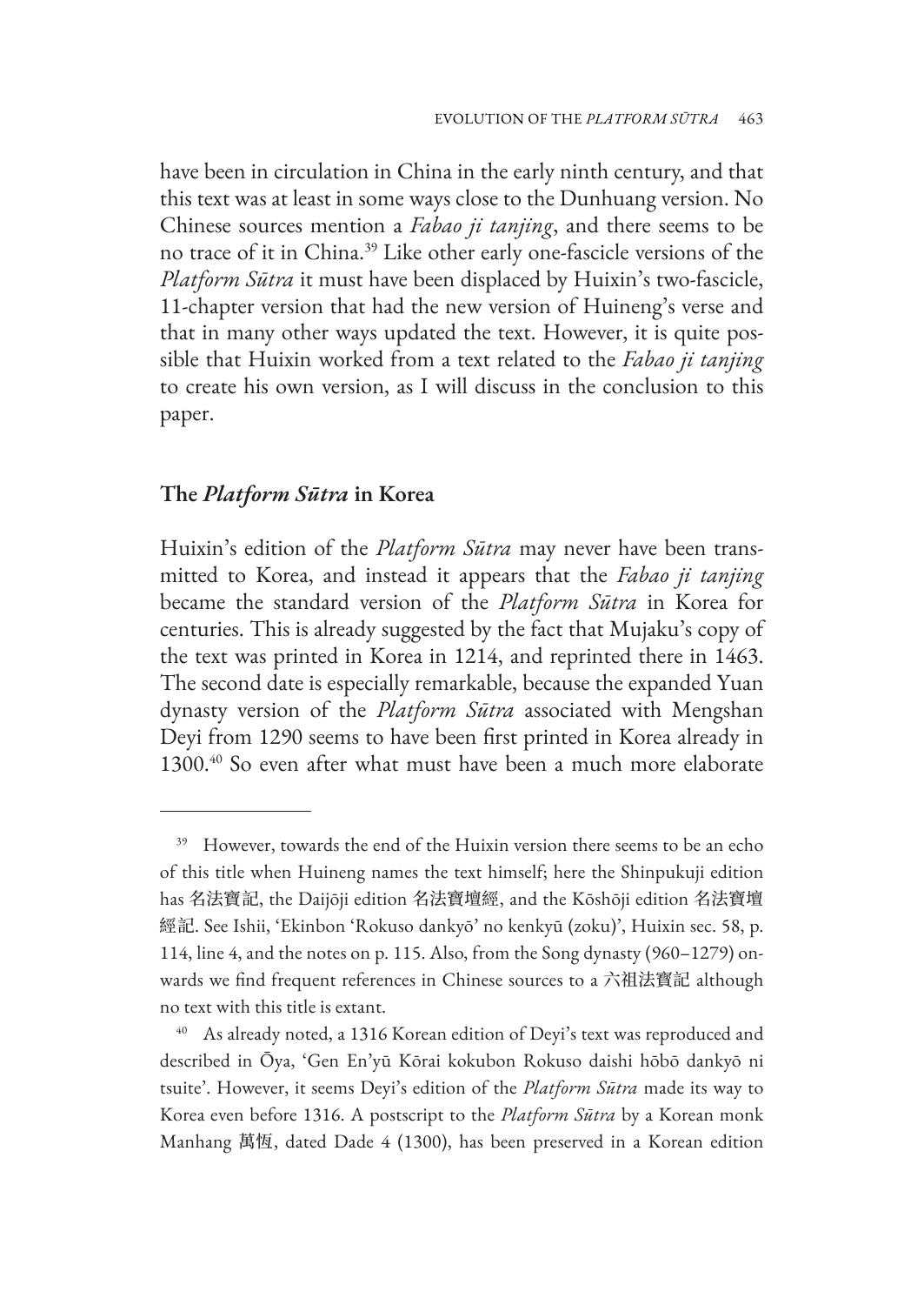have been in circulation in China in the early ninth century, and that this text was at least in some ways close to the Dunhuang version. No Chinese sources mention a *Fabao ji tanjing*, and there seems to be no trace of it in China.[39] Like other early one-fascicle versions of the *Platform Sūtra* it must have been displaced by Huixin's two-fascicle, 11-chapter version that had the new version of Huineng's verse and that in many other ways updated the text. However, it is quite possible that Huixin worked from a text related to the *Fabao ji tanjing* to create his own version, as I will discuss in the conclusion to this paper.

## The *Platform Sūtra* in Korea

Huixin's edition of the *Platform Sūtra* may never have been transmitted to Korea, and instead it appears that the *Fabao ji tanjing* became the standard version of the *Platform Sūtra* in Korea for centuries. This is already suggested by the fact that Mujaku's copy of the text was printed in Korea in 1214, and reprinted there in 1463. The second date is especially remarkable, because the expanded Yuan dynasty version of the *Platform Sūtra* associated with Mengshan Deyi from 1290 seems to have been first printed in Korea already in 1300.[40] So even after what must have been a much more elaborate

---

[39] However, towards the end of the Huixin version there seems to be an echo of this title when Huineng names the text himself; here the Shinpukuji edition has 名法寶記, the Daijōji edition 名法寶壇經, and the Kōshōji edition 名法寶壇經記. See Ishii, 'Ekinbon 'Rokuso dankyō' no kenkyū (zoku)', Huixin sec. 58, p. 114, line 4, and the notes on p. 115. Also, from the Song dynasty (960–1279) onwards we find frequent references in Chinese sources to a 六祖法寶記 although no text with this title is extant.

[40] As already noted, a 1316 Korean edition of Deyi's text was reproduced and described in Ōya, 'Gen En'yū Kōrai kokubon Rokuso daishi hōbō dankyō ni tsuite'. However, it seems Deyi's edition of the *Platform Sūtra* made its way to Korea even before 1316. A postscript to the *Platform Sūtra* by a Korean monk Manhang 萬恆, dated Dade 4 (1300), has been preserved in a Korean edition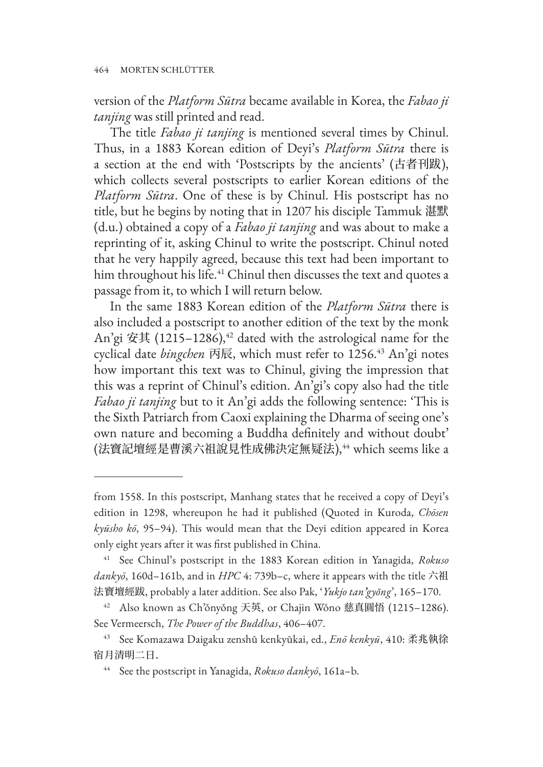version of the *Platform Sūtra* became available in Korea, the *Fabao ji tanjing* was still printed and read.

The title *Fabao ji tanjing* is mentioned several times by Chinul. Thus, in a 1883 Korean edition of Deyi's *Platform Sūtra* there is a section at the end with 'Postscripts by the ancients' (古者刊跋), which collects several postscripts to earlier Korean editions of the *Platform Sūtra*. One of these is by Chinul. His postscript has no title, but he begins by noting that in 1207 his disciple Tammuk 湛默 (d.u.) obtained a copy of a *Fabao ji tanjing* and was about to make a reprinting of it, asking Chinul to write the postscript. Chinul noted that he very happily agreed, because this text had been important to him throughout his life.[41] Chinul then discusses the text and quotes a passage from it, to which I will return below.

In the same 1883 Korean edition of the *Platform Sūtra* there is also included a postscript to another edition of the text by the monk An'gi 安其 (1215–1286),[42] dated with the astrological name for the cyclical date *bingchen* 丙辰, which must refer to 1256.[43] An'gi notes how important this text was to Chinul, giving the impression that this was a reprint of Chinul's edition. An'gi's copy also had the title *Fabao ji tanjing* but to it An'gi adds the following sentence: 'This is the Sixth Patriarch from Caoxi explaining the Dharma of seeing one's own nature and becoming a Buddha definitely and without doubt' (法寶記壇經是曹溪六祖說見性成佛決定無疑法),[44] which seems like a

---

from 1558. In this postscript, Manhang states that he received a copy of Deyi's edition in 1298, whereupon he had it published (Quoted in Kuroda, *Chōsen kyūsho kō*, 95–94). This would mean that the Deyi edition appeared in Korea only eight years after it was first published in China.

[41] See Chinul's postscript in the 1883 Korean edition in Yanagida, *Rokuso dankyō*, 160d–161b, and in *HPC* 4: 739b–c, where it appears with the title 六祖法寶壇經跋, probably a later addition. See also Pak, '*Yukjo tan'gyŏng*', 165–170.

[42] Also known as Ch'ŏnyŏng 天英, or Chajin Wŏno 慈真圓悟 (1215–1286). See Vermeersch, *The Power of the Buddhas*, 406–407.

[43] See Komazawa Daigaku zenshū kenkyūkai, ed., *Enō kenkyū*, 410: 柔兆執徐宿月清明二日.

[44] See the postscript in Yanagida, *Rokuso dankyō*, 161a–b.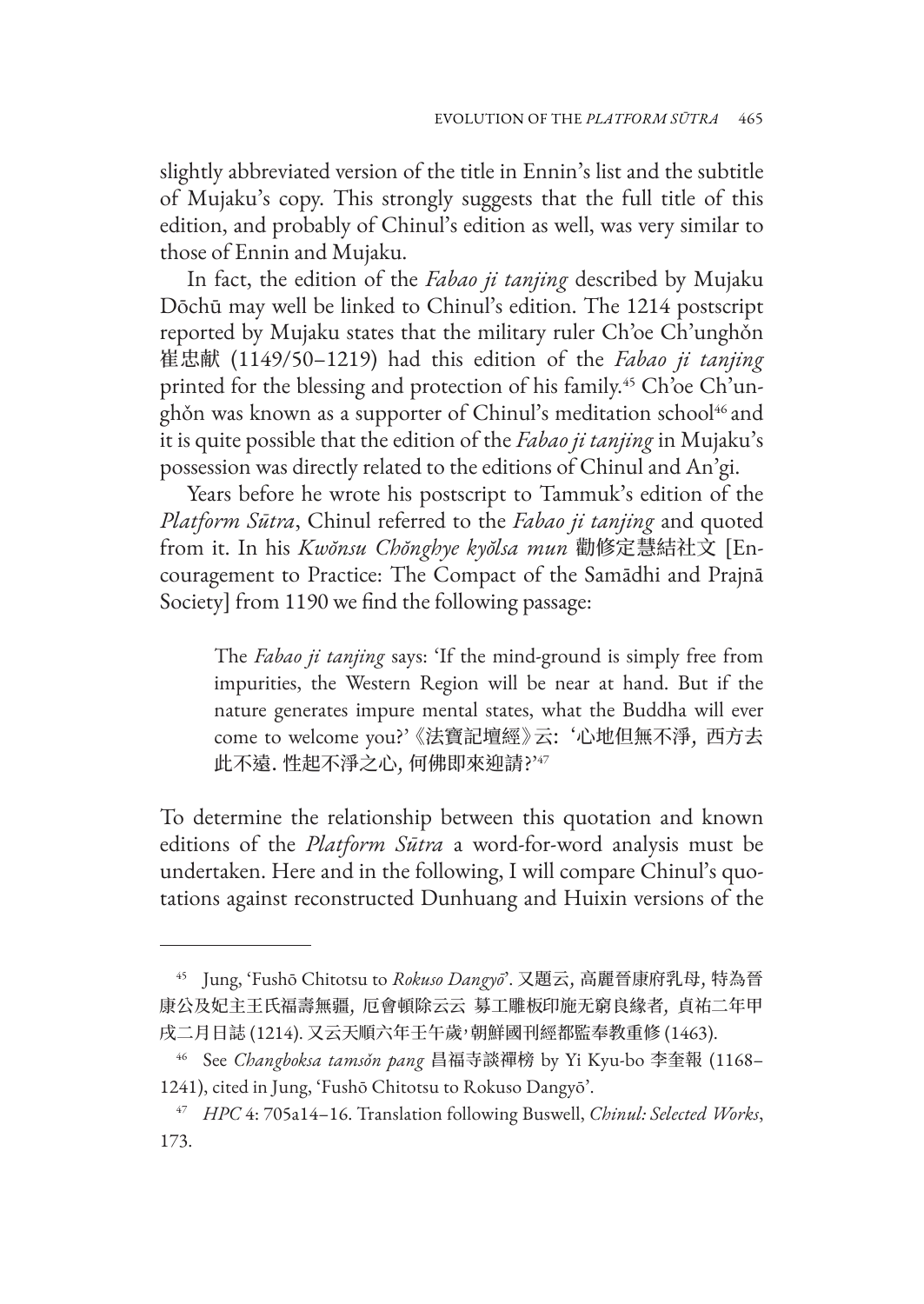slightly abbreviated version of the title in Ennin's list and the subtitle of Mujaku's copy. This strongly suggests that the full title of this edition, and probably of Chinul's edition as well, was very similar to those of Ennin and Mujaku.

In fact, the edition of the *Fabao ji tanjing* described by Mujaku Dōchū may well be linked to Chinul's edition. The 1214 postscript reported by Mujaku states that the military ruler Ch'oe Ch'unghŏn 崔忠献 (1149/50–1219) had this edition of the *Fabao ji tanjing* printed for the blessing and protection of his family.[45] Ch'oe Ch'unghŏn was known as a supporter of Chinul's meditation school[46] and it is quite possible that the edition of the *Fabao ji tanjing* in Mujaku's possession was directly related to the editions of Chinul and An'gi.

Years before he wrote his postscript to Tammuk's edition of the *Platform Sūtra*, Chinul referred to the *Fabao ji tanjing* and quoted from it. In his *Kwŏnsu Chŏnghye kyŏlsa mun* 勸修定慧結社文 [Encouragement to Practice: The Compact of the Samādhi and Prajnā Society] from 1190 we find the following passage:

> The *Fabao ji tanjing* says: 'If the mind-ground is simply free from impurities, the Western Region will be near at hand. But if the nature generates impure mental states, what the Buddha will ever come to welcome you?' 《法寶記壇經》云: '心地但無不淨, 西方去此不遠. 性起不淨之心, 何佛即來迎請?'[47]

To determine the relationship between this quotation and known editions of the *Platform Sūtra* a word-for-word analysis must be undertaken. Here and in the following, I will compare Chinul's quotations against reconstructed Dunhuang and Huixin versions of the

---

[45] Jung, 'Fushō Chitotsu to *Rokuso Dangyō*'. 又題云, 高麗晉康府乳母, 特為晉康公及妃主王氏福壽無疆, 厄會頓除云云 募工雕板印施无窮良緣者, 貞祐二年甲戌二月日誌 (1214). 又云天順六年壬午歲,朝鮮國刊經都監奉教重修 (1463).

[46] See *Changboksa tamsŏn pang* 昌福寺談禪榜 by Yi Kyu-bo 李奎報 (1168–1241), cited in Jung, 'Fushō Chitotsu to Rokuso Dangyō'.

[47] *HPC* 4: 705a14–16. Translation following Buswell, *Chinul: Selected Works*, 173.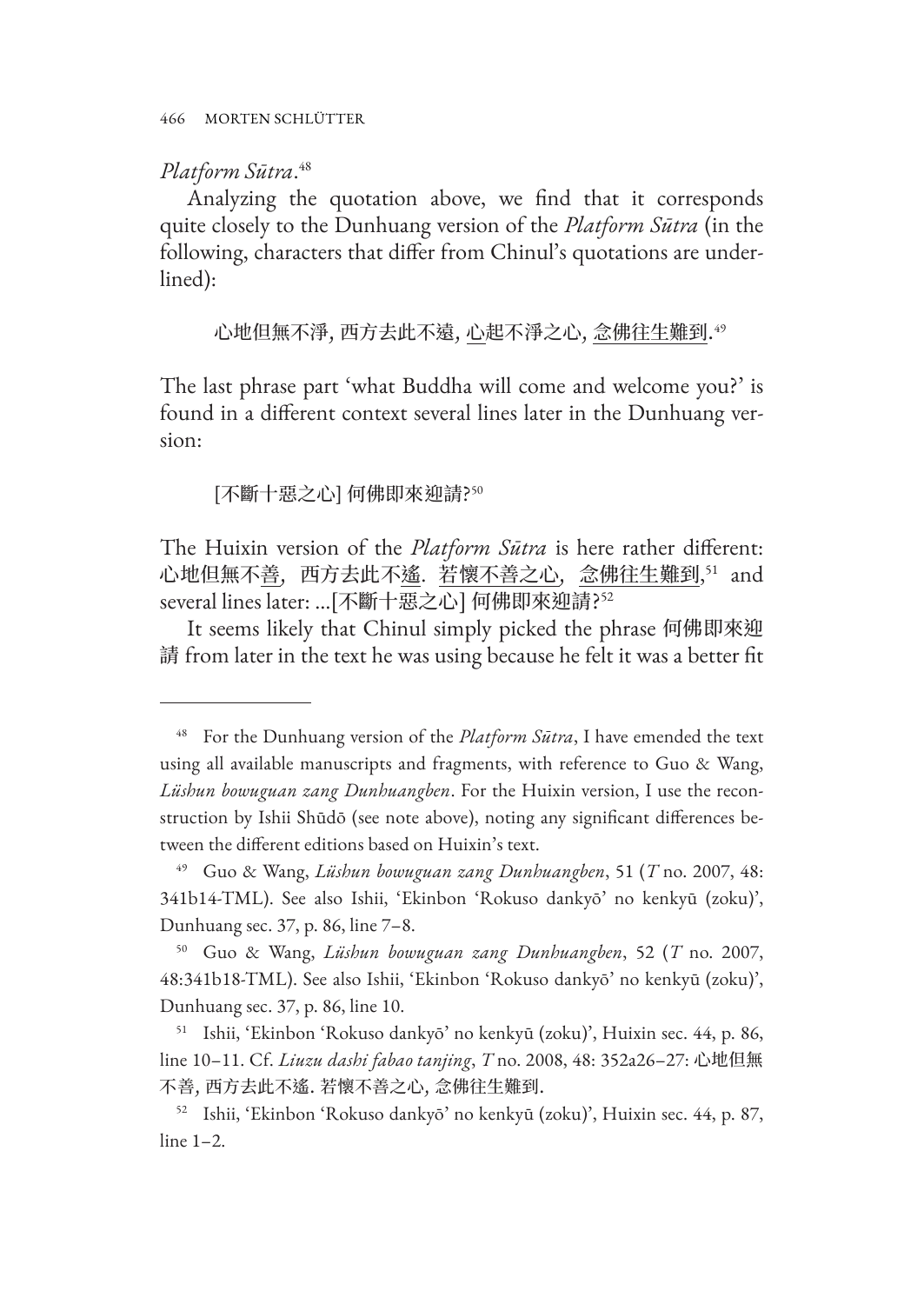*Platform Sūtra*.[48]

Analyzing the quotation above, we find that it corresponds quite closely to the Dunhuang version of the *Platform Sūtra* (in the following, characters that differ from Chinul's quotations are underlined):

> 心地但無不淨, 西方去此不遠, <u>心</u>起不淨之心, <u>念佛往生難到</u>.[49]

The last phrase part 'what Buddha will come and welcome you?' is found in a different context several lines later in the Dunhuang version:

> [不斷十惡之心] 何佛即來迎請?[50]

The Huixin version of the *Platform Sūtra* is here rather different: 心地但無不<u>善</u>, 西方去此不<u>遙</u>. <u>若懷不善之心</u>, <u>念佛往生難到</u>,[51] and several lines later: ...[不斷十惡之心] 何佛即來迎請?[52]

It seems likely that Chinul simply picked the phrase 何佛即來迎請 from later in the text he was using because he felt it was a better fit

---

[48] For the Dunhuang version of the *Platform Sūtra*, I have emended the text using all available manuscripts and fragments, with reference to Guo & Wang, *Lüshun bowuguan zang Dunhuangben*. For the Huixin version, I use the reconstruction by Ishii Shūdō (see note above), noting any significant differences between the different editions based on Huixin's text.

[49] Guo & Wang, *Lüshun bowuguan zang Dunhuangben*, 51 (*T* no. 2007, 48: 341b14-TML). See also Ishii, 'Ekinbon 'Rokuso dankyō' no kenkyū (zoku)', Dunhuang sec. 37, p. 86, line 7–8.

[50] Guo & Wang, *Lüshun bowuguan zang Dunhuangben*, 52 (*T* no. 2007, 48:341b18-TML). See also Ishii, 'Ekinbon 'Rokuso dankyō' no kenkyū (zoku)', Dunhuang sec. 37, p. 86, line 10.

[51] Ishii, 'Ekinbon 'Rokuso dankyō' no kenkyū (zoku)', Huixin sec. 44, p. 86, line 10–11. Cf. *Liuzu dashi fabao tanjing*, *T* no. 2008, 48: 352a26–27: 心地但無不善, 西方去此不遙. 若懷不善之心, 念佛往生難到.

[52] Ishii, 'Ekinbon 'Rokuso dankyō' no kenkyū (zoku)', Huixin sec. 44, p. 87, line 1–2.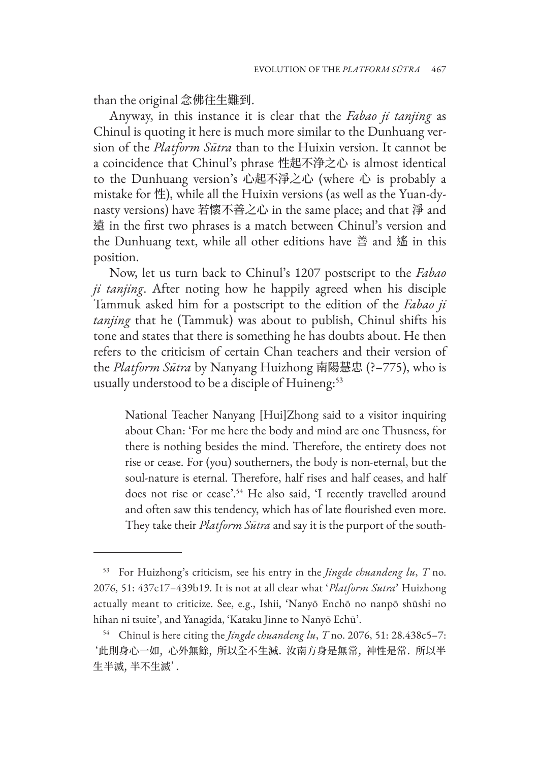than the original 念佛往生難到.

Anyway, in this instance it is clear that the *Fabao ji tanjing* as Chinul is quoting it here is much more similar to the Dunhuang version of the *Platform Sūtra* than to the Huixin version. It cannot be a coincidence that Chinul's phrase 性起不浄之心 is almost identical to the Dunhuang version's 心起不淨之心 (where 心 is probably a mistake for 性), while all the Huixin versions (as well as the Yuan-dynasty versions) have 若懷不善之心 in the same place; and that 淨 and 遠 in the first two phrases is a match between Chinul's version and the Dunhuang text, while all other editions have 善 and 遙 in this position.

Now, let us turn back to Chinul's 1207 postscript to the *Fabao ji tanjing*. After noting how he happily agreed when his disciple Tammuk asked him for a postscript to the edition of the *Fabao ji tanjing* that he (Tammuk) was about to publish, Chinul shifts his tone and states that there is something he has doubts about. He then refers to the criticism of certain Chan teachers and their version of the *Platform Sūtra* by Nanyang Huizhong 南陽慧忠 (?–775), who is usually understood to be a disciple of Huineng:[53]

> National Teacher Nanyang [Hui]Zhong said to a visitor inquiring about Chan: 'For me here the body and mind are one Thusness, for there is nothing besides the mind. Therefore, the entirety does not rise or cease. For (you) southerners, the body is non-eternal, but the soul-nature is eternal. Therefore, half rises and half ceases, and half does not rise or cease'.[54] He also said, 'I recently travelled around and often saw this tendency, which has of late flourished even more. They take their *Platform Sūtra* and say it is the purport of the south-

---

[53] For Huizhong's criticism, see his entry in the *Jingde chuandeng lu*, *T* no. 2076, 51: 437c17–439b19. It is not at all clear what '*Platform Sūtra*' Huizhong actually meant to criticize. See, e.g., Ishii, 'Nanyō Enchō no nanpō shūshi no hihan ni tsuite', and Yanagida, 'Kataku Jinne to Nanyō Echū'.

[54] Chinul is here citing the *Jingde chuandeng lu*, *T* no. 2076, 51: 28.438c5–7: '此則身心一如，心外無餘，所以全不生滅．汝南方身是無常，神性是常．所以半生半滅，半不生滅'．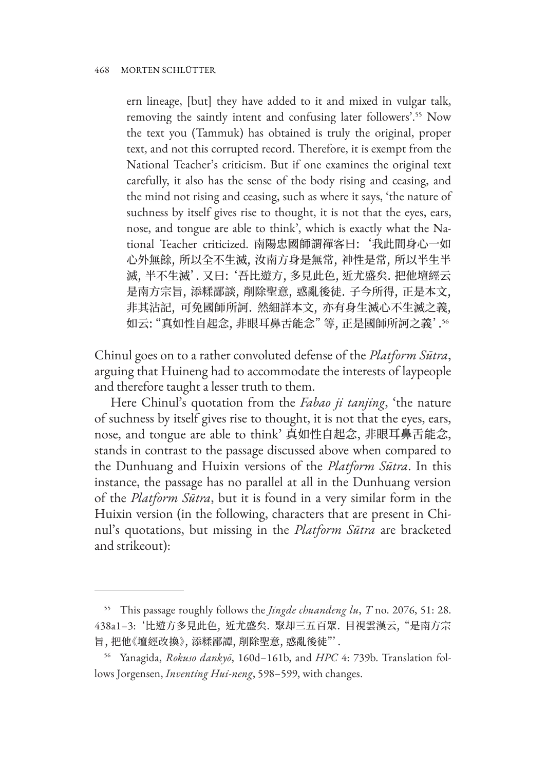ern lineage, [but] they have added to it and mixed in vulgar talk, removing the saintly intent and confusing later followers'.[55] Now the text you (Tammuk) has obtained is truly the original, proper text, and not this corrupted record. Therefore, it is exempt from the National Teacher's criticism. But if one examines the original text carefully, it also has the sense of the body rising and ceasing, and the mind not rising and ceasing, such as where it says, 'the nature of suchness by itself gives rise to thought, it is not that the eyes, ears, nose, and tongue are able to think', which is exactly what the National Teacher criticized. 南陽忠國師謂禪客曰: '我此間身心一如心外無餘, 所以全不生滅, 汝南方身是無常, 神性是常, 所以半生半滅, 半不生滅'. 又曰: '吾比遊方, 多見此色, 近尤盛矣. 把他壇經云是南方宗旨, 添糅鄙談, 削除聖意, 惑亂後徒. 子今所得, 正是本文, 非其沾記, 可免國師所訶. 然細詳本文, 亦有身生滅心不生滅之義, 如云: "真如性自起念, 非眼耳鼻舌能念" 等, 正是國師所訶之義'.[56]

Chinul goes on to a rather convoluted defense of the *Platform Sūtra*, arguing that Huineng had to accommodate the interests of laypeople and therefore taught a lesser truth to them.

Here Chinul's quotation from the *Fabao ji tanjing*, 'the nature of suchness by itself gives rise to thought, it is not that the eyes, ears, nose, and tongue are able to think' 真如性自起念, 非眼耳鼻舌能念, stands in contrast to the passage discussed above when compared to the Dunhuang and Huixin versions of the *Platform Sūtra*. In this instance, the passage has no parallel at all in the Dunhuang version of the *Platform Sūtra*, but it is found in a very similar form in the Huixin version (in the following, characters that are present in Chinul's quotations, but missing in the *Platform Sūtra* are bracketed and strikeout):

---

[55] This passage roughly follows the *Jingde chuandeng lu*, *T* no. 2076, 51: 28. 438a1–3: '比遊方多見此色, 近尤盛矣. 聚却三五百眾. 目視雲漢云, "是南方宗旨, 把他《壇經改換》, 添糅鄙譚, 削除聖意, 惑亂後徒"'.

[56] Yanagida, *Rokuso dankyō*, 160d–161b, and *HPC* 4: 739b. Translation follows Jorgensen, *Inventing Hui-neng*, 598–599, with changes.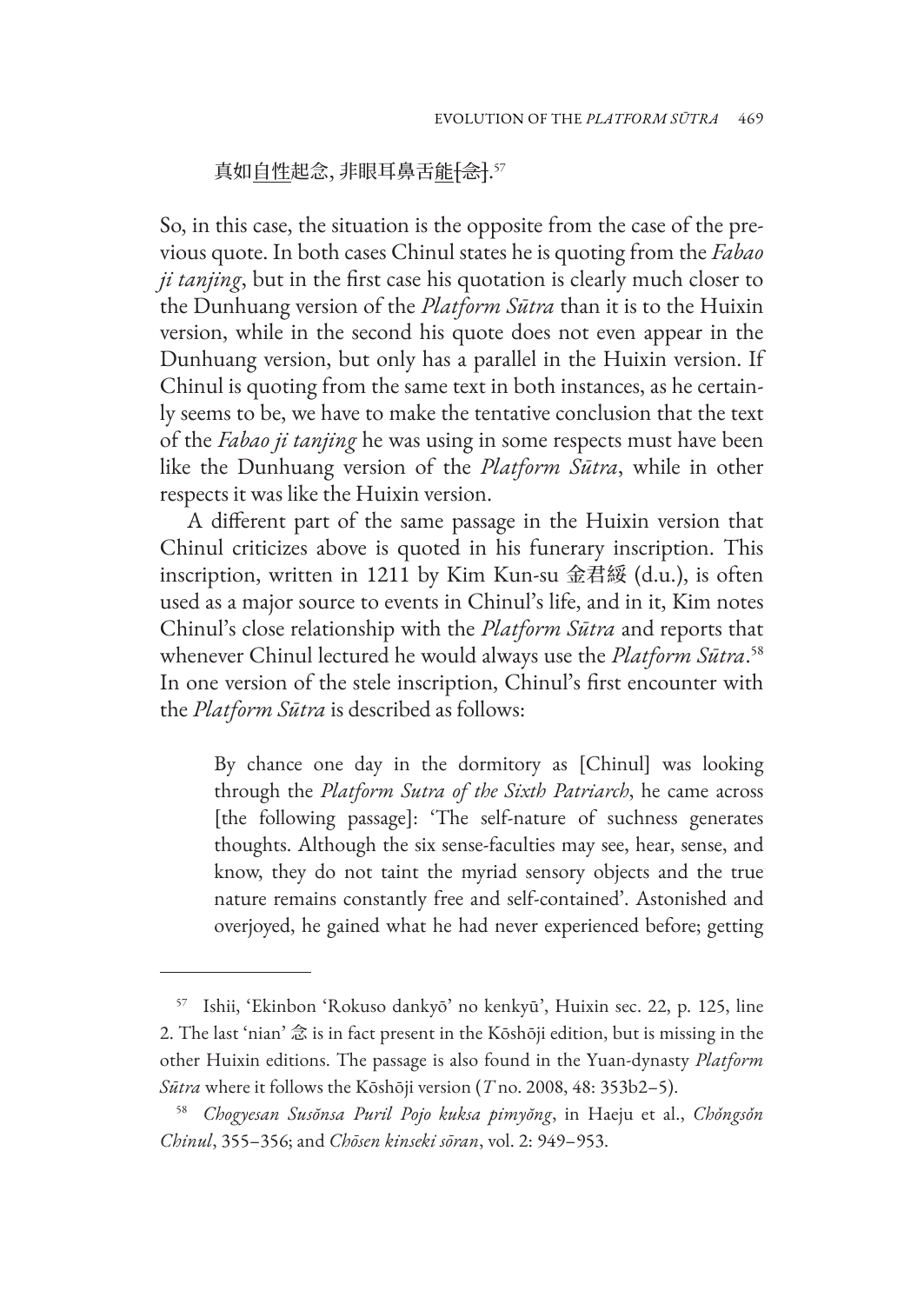真如自性起念, 非眼耳鼻舌能[念].[57]

So, in this case, the situation is the opposite from the case of the previous quote. In both cases Chinul states he is quoting from the *Fabao ji tanjing*, but in the first case his quotation is clearly much closer to the Dunhuang version of the *Platform Sūtra* than it is to the Huixin version, while in the second his quote does not even appear in the Dunhuang version, but only has a parallel in the Huixin version. If Chinul is quoting from the same text in both instances, as he certainly seems to be, we have to make the tentative conclusion that the text of the *Fabao ji tanjing* he was using in some respects must have been like the Dunhuang version of the *Platform Sūtra*, while in other respects it was like the Huixin version.

A different part of the same passage in the Huixin version that Chinul criticizes above is quoted in his funerary inscription. This inscription, written in 1211 by Kim Kun-su 金君綏 (d.u.), is often used as a major source to events in Chinul's life, and in it, Kim notes Chinul's close relationship with the *Platform Sūtra* and reports that whenever Chinul lectured he would always use the *Platform Sūtra*.[58] In one version of the stele inscription, Chinul's first encounter with the *Platform Sūtra* is described as follows:

> By chance one day in the dormitory as [Chinul] was looking through the *Platform Sutra of the Sixth Patriarch*, he came across [the following passage]: 'The self-nature of suchness generates thoughts. Although the six sense-faculties may see, hear, sense, and know, they do not taint the myriad sensory objects and the true nature remains constantly free and self-contained'. Astonished and overjoyed, he gained what he had never experienced before; getting

---

[57] Ishii, 'Ekinbon 'Rokuso dankyō' no kenkyū', Huixin sec. 22, p. 125, line 2. The last 'nian' 念 is in fact present in the Kōshōji edition, but is missing in the other Huixin editions. The passage is also found in the Yuan-dynasty *Platform Sūtra* where it follows the Kōshōji version (*T* no. 2008, 48: 353b2–5).

[58] *Chogyesan Susŏnsa Puril Pojo kuksa pimyŏng*, in Haeju et al., *Chŏngsŏn Chinul*, 355–356; and *Chōsen kinseki sōran*, vol. 2: 949–953.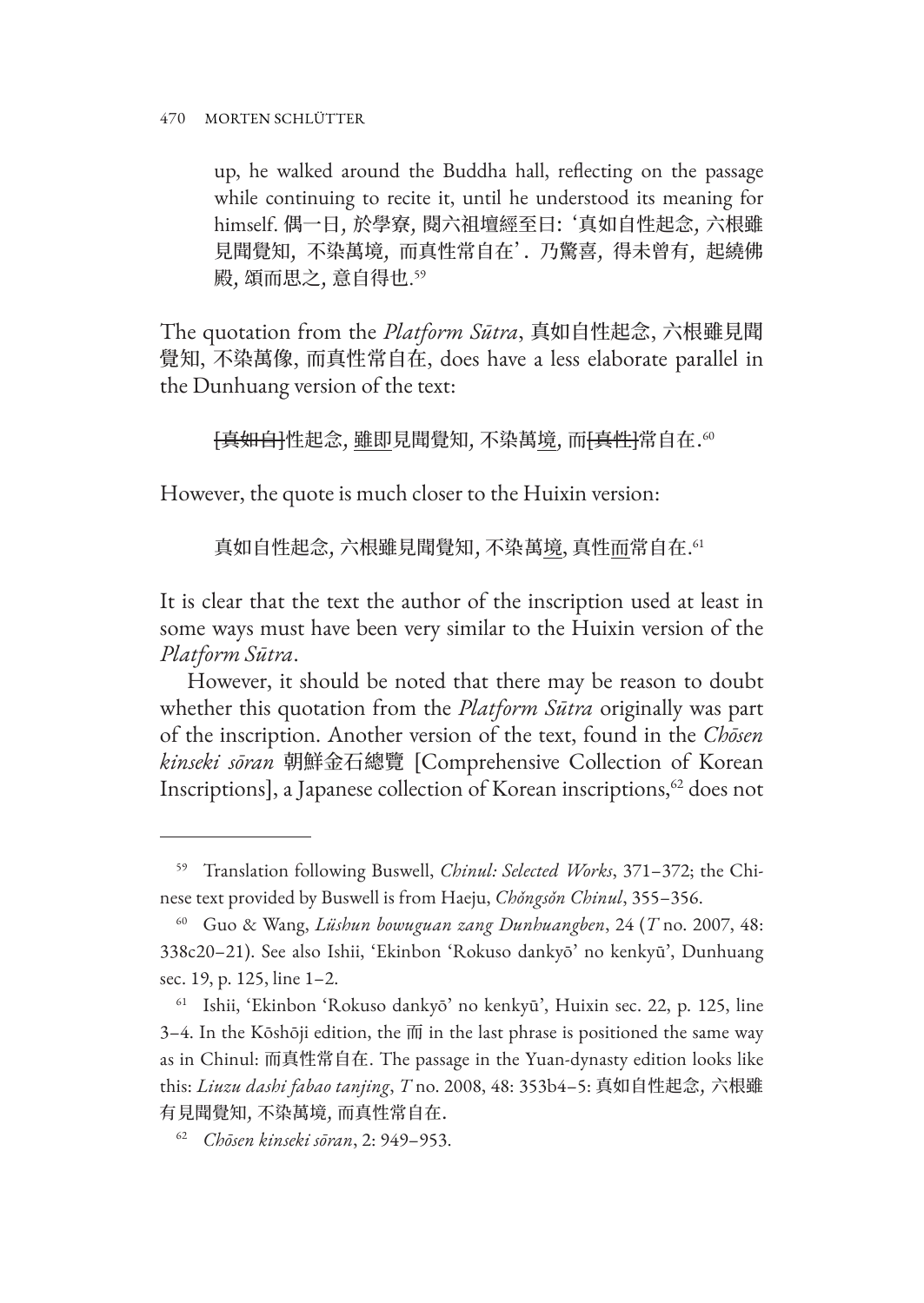up, he walked around the Buddha hall, reflecting on the passage while continuing to recite it, until he understood its meaning for himself. 偶一日, 於學寮, 閱六祖壇經至曰: '真如自性起念, 六根雖見聞覺知, 不染萬境, 而真性常自在'. 乃驚喜, 得未曾有, 起繞佛殿, 頌而思之, 意自得也.[59]

The quotation from the *Platform Sūtra*, 真如自性起念, 六根雖見聞覺知, 不染萬像, 而真性常自在, does have a less elaborate parallel in the Dunhuang version of the text:

> ~~[真如自]~~性起念, <u>雖即</u>見聞覺知, 不染萬<u>境</u>, 而~~[真性]~~常自在.[60]

However, the quote is much closer to the Huixin version:

> 真如自性起念, 六根雖見聞覺知, 不染萬<u>境</u>, 真性<u>而</u>常自在.[61]

It is clear that the text the author of the inscription used at least in some ways must have been very similar to the Huixin version of the *Platform Sūtra*.

However, it should be noted that there may be reason to doubt whether this quotation from the *Platform Sūtra* originally was part of the inscription. Another version of the text, found in the *Chōsen kinseki sōran* 朝鮮金石總覽 [Comprehensive Collection of Korean Inscriptions], a Japanese collection of Korean inscriptions,[62] does not

---

[59] Translation following Buswell, *Chinul: Selected Works*, 371–372; the Chinese text provided by Buswell is from Haeju, *Chŏngsŏn Chinul*, 355–356.

[60] Guo & Wang, *Lüshun bowuguan zang Dunhuangben*, 24 (*T* no. 2007, 48: 338c20–21). See also Ishii, 'Ekinbon 'Rokuso dankyō' no kenkyū', Dunhuang sec. 19, p. 125, line 1–2.

[61] Ishii, 'Ekinbon 'Rokuso dankyō' no kenkyū', Huixin sec. 22, p. 125, line 3–4. In the Kōshōji edition, the 而 in the last phrase is positioned the same way as in Chinul: 而真性常自在. The passage in the Yuan-dynasty edition looks like this: *Liuzu dashi fabao tanjing*, *T* no. 2008, 48: 353b4–5: 真如自性起念, 六根雖有見聞覺知, 不染萬境, 而真性常自在.

[62] *Chōsen kinseki sōran*, 2: 949–953.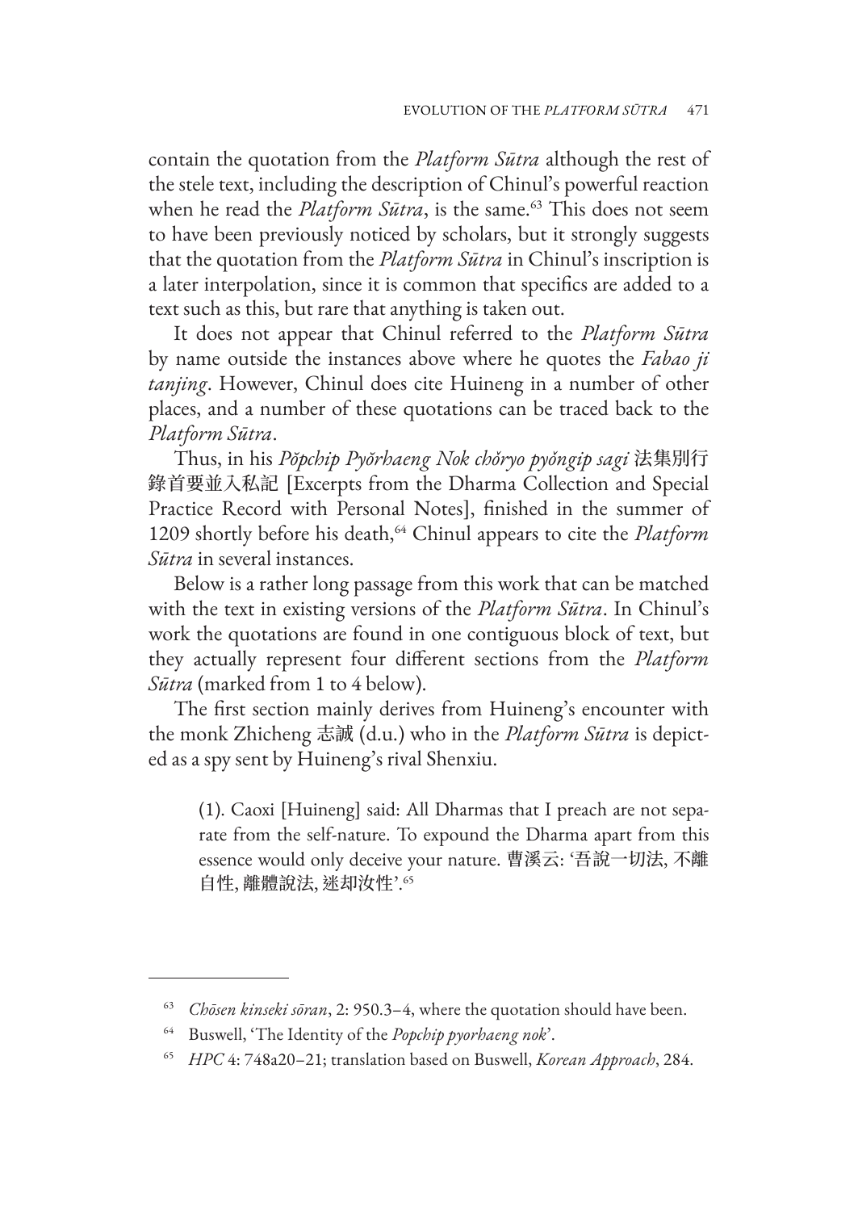contain the quotation from the *Platform Sūtra* although the rest of the stele text, including the description of Chinul's powerful reaction when he read the *Platform Sūtra*, is the same.[63] This does not seem to have been previously noticed by scholars, but it strongly suggests that the quotation from the *Platform Sūtra* in Chinul's inscription is a later interpolation, since it is common that specifics are added to a text such as this, but rare that anything is taken out.

It does not appear that Chinul referred to the *Platform Sūtra* by name outside the instances above where he quotes the *Fabao ji tanjing*. However, Chinul does cite Huineng in a number of other places, and a number of these quotations can be traced back to the *Platform Sūtra*.

Thus, in his *Pŏpchip Pyŏrhaeng Nok chŏryo pyŏngip sagi* 法集別行錄首要並入私記 [Excerpts from the Dharma Collection and Special Practice Record with Personal Notes], finished in the summer of 1209 shortly before his death,[64] Chinul appears to cite the *Platform Sūtra* in several instances.

Below is a rather long passage from this work that can be matched with the text in existing versions of the *Platform Sūtra*. In Chinul's work the quotations are found in one contiguous block of text, but they actually represent four different sections from the *Platform Sūtra* (marked from 1 to 4 below).

The first section mainly derives from Huineng's encounter with the monk Zhicheng 志誠 (d.u.) who in the *Platform Sūtra* is depicted as a spy sent by Huineng's rival Shenxiu.

> (1). Caoxi [Huineng] said: All Dharmas that I preach are not separate from the self-nature. To expound the Dharma apart from this essence would only deceive your nature. 曹溪云: '吾說一切法, 不離自性, 離體說法, 迷却汝性'.[65]

---

[63] *Chōsen kinseki sōran*, 2: 950.3–4, where the quotation should have been.

[64] Buswell, 'The Identity of the *Popchip pyorhaeng nok*'.

[65] *HPC* 4: 748a20–21; translation based on Buswell, *Korean Approach*, 284.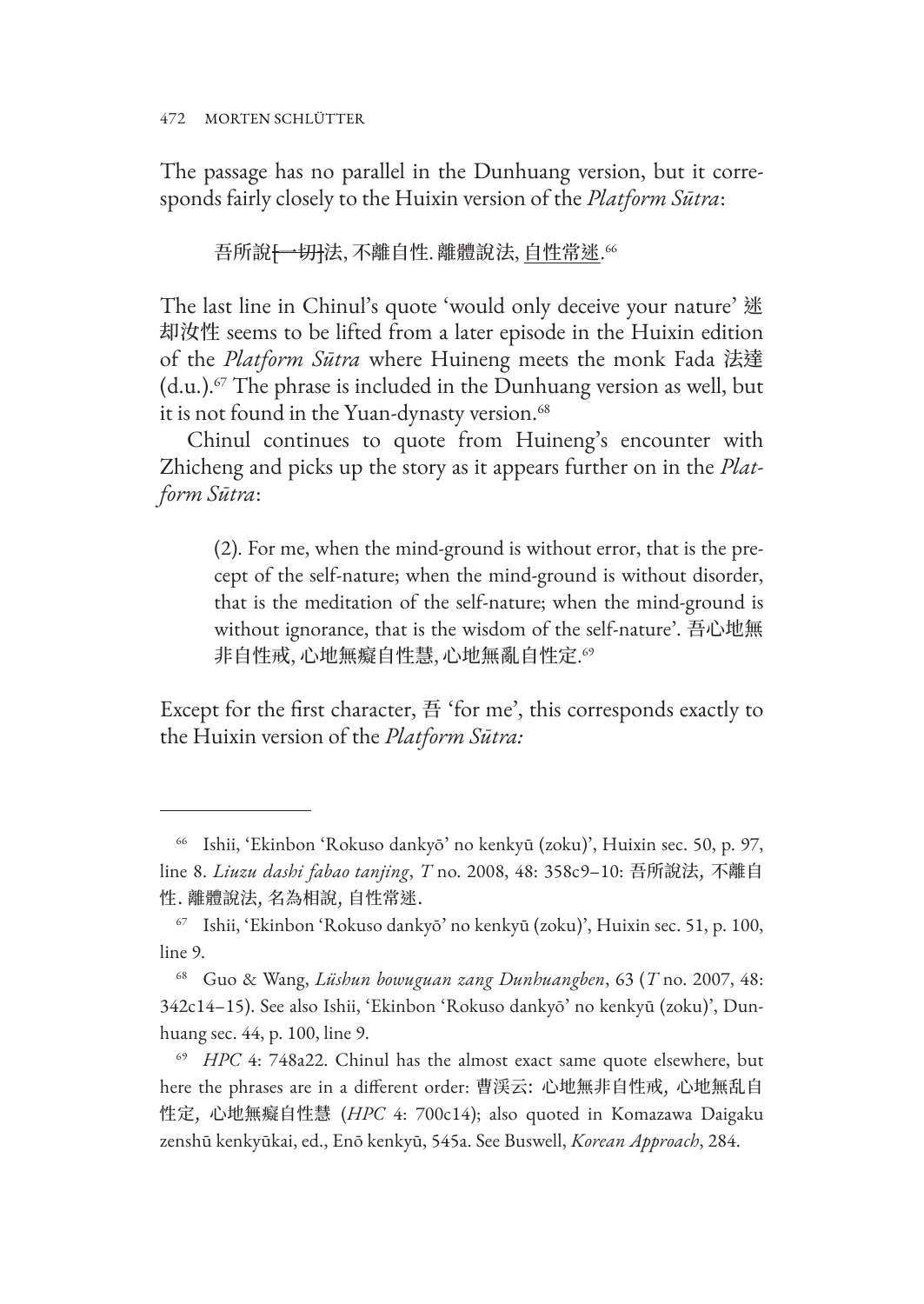The passage has no parallel in the Dunhuang version, but it corresponds fairly closely to the Huixin version of the *Platform Sūtra*:

> 吾所說~~[一切]~~法, 不離自性. 離體說法, <u>自性常迷</u>.[66]

The last line in Chinul's quote 'would only deceive your nature' 迷却汝性 seems to be lifted from a later episode in the Huixin edition of the *Platform Sūtra* where Huineng meets the monk Fada 法達 (d.u.).[67] The phrase is included in the Dunhuang version as well, but it is not found in the Yuan-dynasty version.[68]

Chinul continues to quote from Huineng's encounter with Zhicheng and picks up the story as it appears further on in the *Platform Sūtra*:

> (2). For me, when the mind-ground is without error, that is the precept of the self-nature; when the mind-ground is without disorder, that is the meditation of the self-nature; when the mind-ground is without ignorance, that is the wisdom of the self-nature'. 吾心地無非自性戒, 心地無癡自性慧, 心地無亂自性定.[69]

Except for the first character, 吾 'for me', this corresponds exactly to the Huixin version of the *Platform Sūtra:*

---

[66] Ishii, 'Ekinbon 'Rokuso dankyō' no kenkyū (zoku)', Huixin sec. 50, p. 97, line 8. *Liuzu dashi fabao tanjing*, *T* no. 2008, 48: 358c9–10: 吾所說法, 不離自性. 離體說法, 名為相說, 自性常迷.

[67] Ishii, 'Ekinbon 'Rokuso dankyō' no kenkyū (zoku)', Huixin sec. 51, p. 100, line 9.

[68] Guo & Wang, *Lüshun bowuguan zang Dunhuangben*, 63 (*T* no. 2007, 48: 342c14–15). See also Ishii, 'Ekinbon 'Rokuso dankyō' no kenkyū (zoku)', Dunhuang sec. 44, p. 100, line 9.

[69] *HPC* 4: 748a22. Chinul has the almost exact same quote elsewhere, but here the phrases are in a different order: 曹渓云: 心地無非自性戒, 心地無乱自性定, 心地無癡自性慧 (*HPC* 4: 700c14); also quoted in Komazawa Daigaku zenshū kenkyūkai, ed., Enō kenkyū, 545a. See Buswell, *Korean Approach*, 284.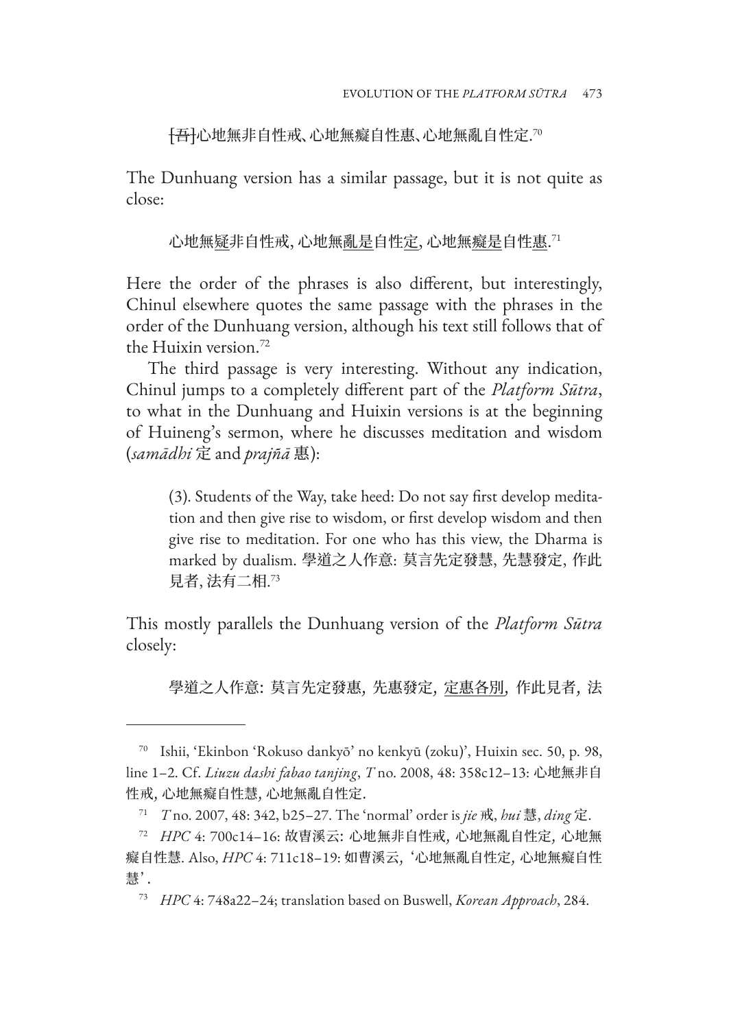[吾]心地無非自性戒、心地無癡自性惠、心地無亂自性定.[70]

The Dunhuang version has a similar passage, but it is not quite as close:

心地無疑非自性戒, 心地無亂是自性定, 心地無癡是自性惠.[71]

Here the order of the phrases is also different, but interestingly, Chinul elsewhere quotes the same passage with the phrases in the order of the Dunhuang version, although his text still follows that of the Huixin version.[72]

The third passage is very interesting. Without any indication, Chinul jumps to a completely different part of the *Platform Sūtra*, to what in the Dunhuang and Huixin versions is at the beginning of Huineng's sermon, where he discusses meditation and wisdom (*samādhi* 定 and *prajñā* 惠):

> (3). Students of the Way, take heed: Do not say first develop meditation and then give rise to wisdom, or first develop wisdom and then give rise to meditation. For one who has this view, the Dharma is marked by dualism. 學道之人作意: 莫言先定發慧, 先慧發定, 作此見者, 法有二相.[73]

This mostly parallels the Dunhuang version of the *Platform Sūtra* closely:

> 學道之人作意: 莫言先定發惠, 先惠發定, 定惠各別, 作此見者, 法

---

[70] Ishii, 'Ekinbon 'Rokuso dankyō' no kenkyū (zoku)', Huixin sec. 50, p. 98, line 1–2. Cf. *Liuzu dashi fabao tanjing*, *T* no. 2008, 48: 358c12–13: 心地無非自性戒, 心地無癡自性慧, 心地無亂自性定.

[71] *T* no. 2007, 48: 342, b25–27. The 'normal' order is *jie* 戒, *hui* 慧, *ding* 定.

[72] *HPC* 4: 700c14–16: 故曹溪云: 心地無非自性戒, 心地無亂自性定, 心地無癡自性慧. Also, *HPC* 4: 711c18–19: 如曹溪云, '心地無亂自性定, 心地無癡自性慧'.

[73] *HPC* 4: 748a22–24; translation based on Buswell, *Korean Approach*, 284.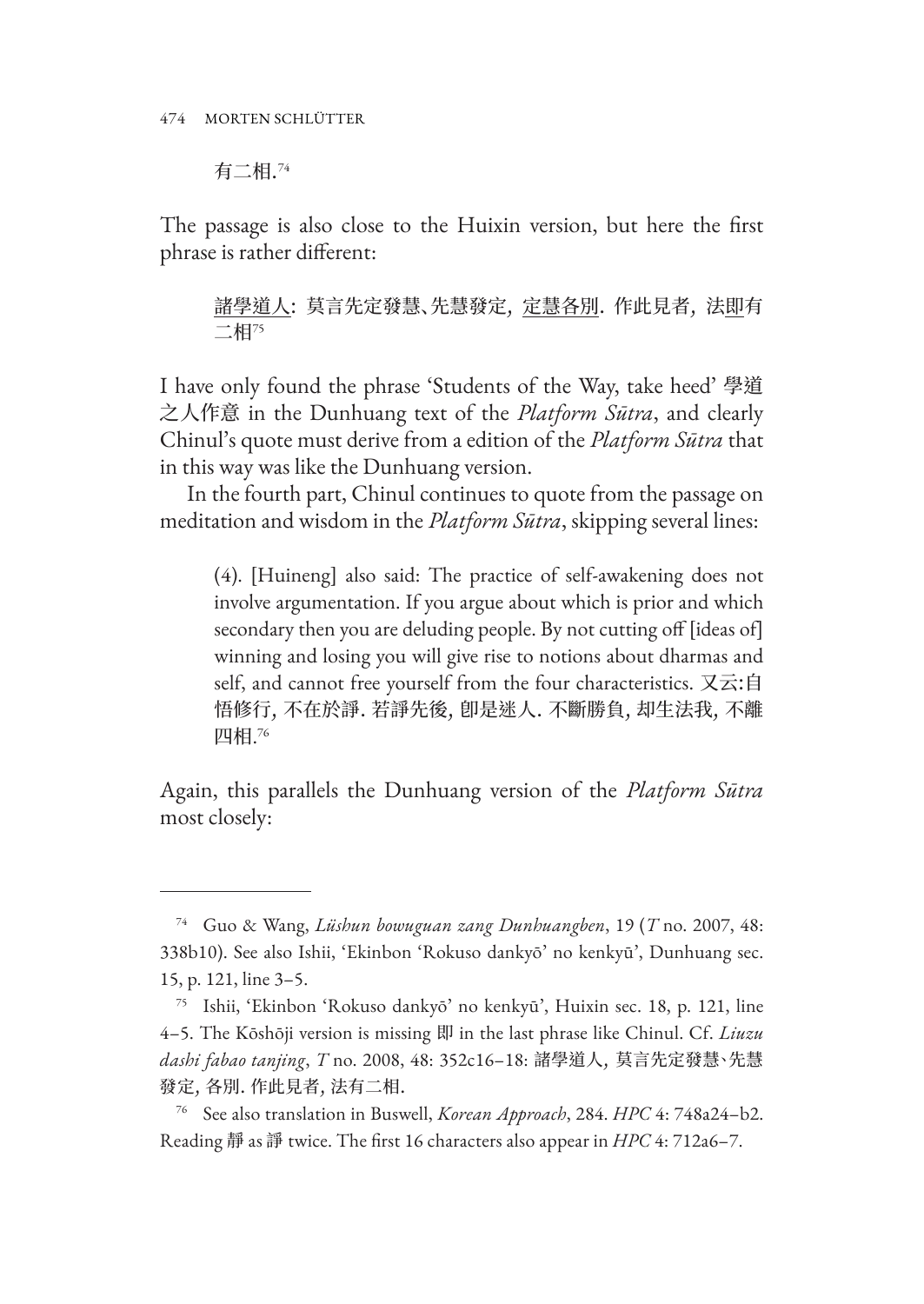有二相.[74]

The passage is also close to the Huixin version, but here the first phrase is rather different:

> <u>諸學道人</u>: 莫言先定發慧、先慧發定, <u>定慧各別</u>. 作此見者, 法<u>即</u>有二相[75]

I have only found the phrase 'Students of the Way, take heed' 學道之人作意 in the Dunhuang text of the *Platform Sūtra*, and clearly Chinul's quote must derive from a edition of the *Platform Sūtra* that in this way was like the Dunhuang version.

In the fourth part, Chinul continues to quote from the passage on meditation and wisdom in the *Platform Sūtra*, skipping several lines:

> (4). [Huineng] also said: The practice of self-awakening does not involve argumentation. If you argue about which is prior and which secondary then you are deluding people. By not cutting off [ideas of] winning and losing you will give rise to notions about dharmas and self, and cannot free yourself from the four characteristics. 又云:自悟修行, 不在於諍. 若諍先後, 卽是迷人. 不斷勝負, 却生法我, 不離四相.[76]

Again, this parallels the Dunhuang version of the *Platform Sūtra* most closely:

---

[74] Guo & Wang, *Lüshun bowuguan zang Dunhuangben*, 19 (*T* no. 2007, 48: 338b10). See also Ishii, 'Ekinbon 'Rokuso dankyō' no kenkyū', Dunhuang sec. 15, p. 121, line 3–5.

[75] Ishii, 'Ekinbon 'Rokuso dankyō' no kenkyū', Huixin sec. 18, p. 121, line 4–5. The Kōshōji version is missing 即 in the last phrase like Chinul. Cf. *Liuzu dashi fabao tanjing*, *T* no. 2008, 48: 352c16–18: 諸學道人, 莫言先定發慧、先慧發定, 各別. 作此見者, 法有二相.

[76] See also translation in Buswell, *Korean Approach*, 284. *HPC* 4: 748a24–b2. Reading 靜 as 諍 twice. The first 16 characters also appear in *HPC* 4: 712a6–7.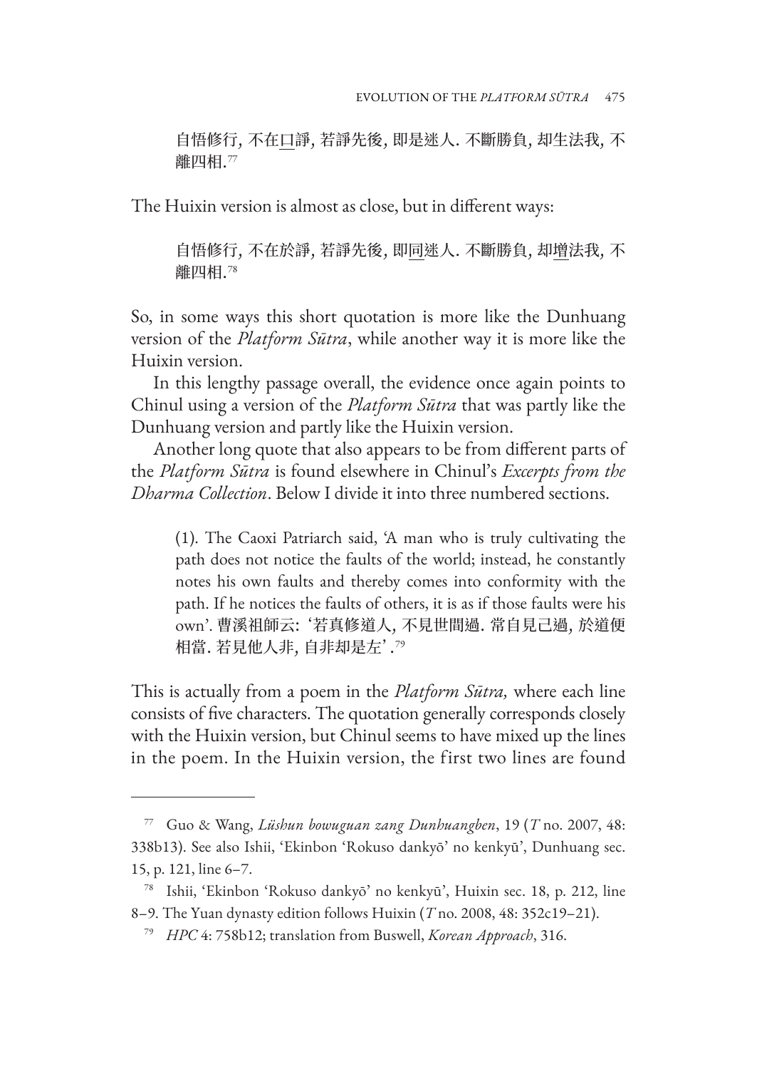> 自悟修行，不在口諍，若諍先後，即是迷人．不斷勝負，却生法我，不離四相.[77]

The Huixin version is almost as close, but in different ways:

> 自悟修行，不在於諍，若諍先後，即同迷人．不斷勝負，却增法我，不離四相.[78]

So, in some ways this short quotation is more like the Dunhuang version of the *Platform Sūtra*, while another way it is more like the Huixin version.

In this lengthy passage overall, the evidence once again points to Chinul using a version of the *Platform Sūtra* that was partly like the Dunhuang version and partly like the Huixin version.

Another long quote that also appears to be from different parts of the *Platform Sūtra* is found elsewhere in Chinul's *Excerpts from the Dharma Collection*. Below I divide it into three numbered sections.

> (1). The Caoxi Patriarch said, 'A man who is truly cultivating the path does not notice the faults of the world; instead, he constantly notes his own faults and thereby comes into conformity with the path. If he notices the faults of others, it is as if those faults were his own'. 曹溪祖師云：'若真修道人，不見世間過．常自見己過，於道便相當．若見他人非，自非却是左'.[79]

This is actually from a poem in the *Platform Sūtra*, where each line consists of five characters. The quotation generally corresponds closely with the Huixin version, but Chinul seems to have mixed up the lines in the poem. In the Huixin version, the first two lines are found

---

[77] Guo & Wang, *Lüshun bowuguan zang Dunhuangben*, 19 (*T* no. 2007, 48: 338b13). See also Ishii, 'Ekinbon 'Rokuso dankyō' no kenkyū', Dunhuang sec. 15, p. 121, line 6–7.

[78] Ishii, 'Ekinbon 'Rokuso dankyō' no kenkyū', Huixin sec. 18, p. 212, line 8–9. The Yuan dynasty edition follows Huixin (*T* no. 2008, 48: 352c19–21).

[79] *HPC* 4: 758b12; translation from Buswell, *Korean Approach*, 316.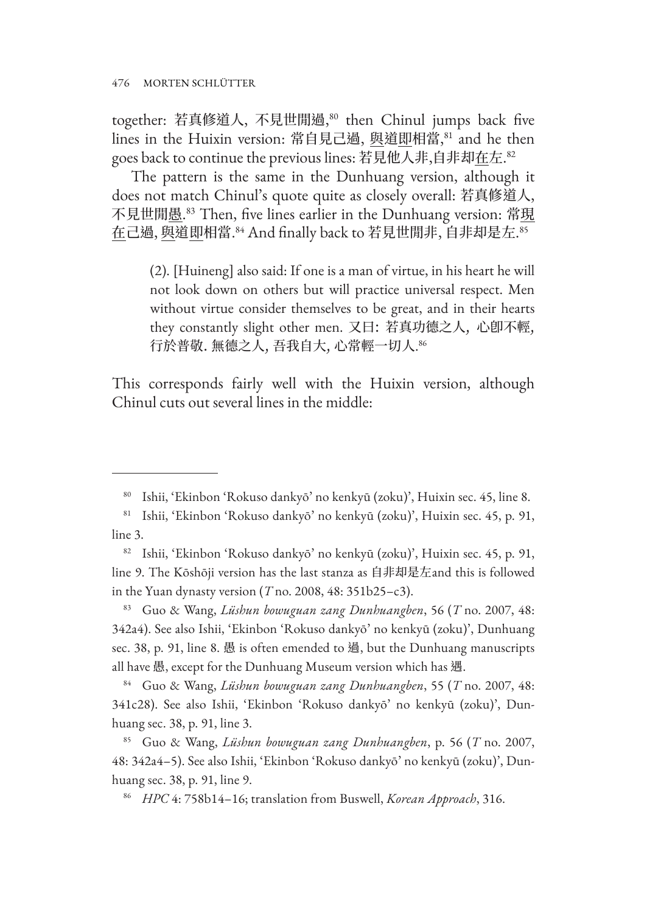together: 若真修道人, 不見世間過,[80] then Chinul jumps back five lines in the Huixin version: 常自見己過, <u>與</u>道<u>即</u>相當,[81] and he then goes back to continue the previous lines: 若見他人非,自非却<u>在</u>左.[82]

The pattern is the same in the Dunhuang version, although it does not match Chinul's quote quite as closely overall: 若真修道人, 不見世間<u>愚</u>.[83] Then, five lines earlier in the Dunhuang version: 常<u>現在</u>己過, <u>與</u>道<u>即</u>相當.[84] And finally back to 若見世間非, 自非却是左.[85]

> (2). [Huineng] also said: If one is a man of virtue, in his heart he will not look down on others but will practice universal respect. Men without virtue consider themselves to be great, and in their hearts they constantly slight other men. 又日: 若真功德之人, 心卽不輕, 行於普敬. 無德之人, 吾我自大, 心常輕一切人.[86]

This corresponds fairly well with the Huixin version, although Chinul cuts out several lines in the middle:

---

[80] Ishii, 'Ekinbon 'Rokuso dankyō' no kenkyū (zoku)', Huixin sec. 45, line 8.

[81] Ishii, 'Ekinbon 'Rokuso dankyō' no kenkyū (zoku)', Huixin sec. 45, p. 91, line 3.

[82] Ishii, 'Ekinbon 'Rokuso dankyō' no kenkyū (zoku)', Huixin sec. 45, p. 91, line 9. The Kōshōji version has the last stanza as 自非却是左and this is followed in the Yuan dynasty version (*T* no. 2008, 48: 351b25–c3).

[83] Guo & Wang, *Lüshun bowuguan zang Dunhuangben*, 56 (*T* no. 2007, 48: 342a4). See also Ishii, 'Ekinbon 'Rokuso dankyō' no kenkyū (zoku)', Dunhuang sec. 38, p. 91, line 8. 愚 is often emended to 過, but the Dunhuang manuscripts all have 愚, except for the Dunhuang Museum version which has 遇.

[84] Guo & Wang, *Lüshun bowuguan zang Dunhuangben*, 55 (*T* no. 2007, 48: 341c28). See also Ishii, 'Ekinbon 'Rokuso dankyō' no kenkyū (zoku)', Dunhuang sec. 38, p. 91, line 3.

[85] Guo & Wang, *Lüshun bowuguan zang Dunhuangben*, p. 56 (*T* no. 2007, 48: 342a4–5). See also Ishii, 'Ekinbon 'Rokuso dankyō' no kenkyū (zoku)', Dunhuang sec. 38, p. 91, line 9.

[86] *HPC* 4: 758b14–16; translation from Buswell, *Korean Approach*, 316.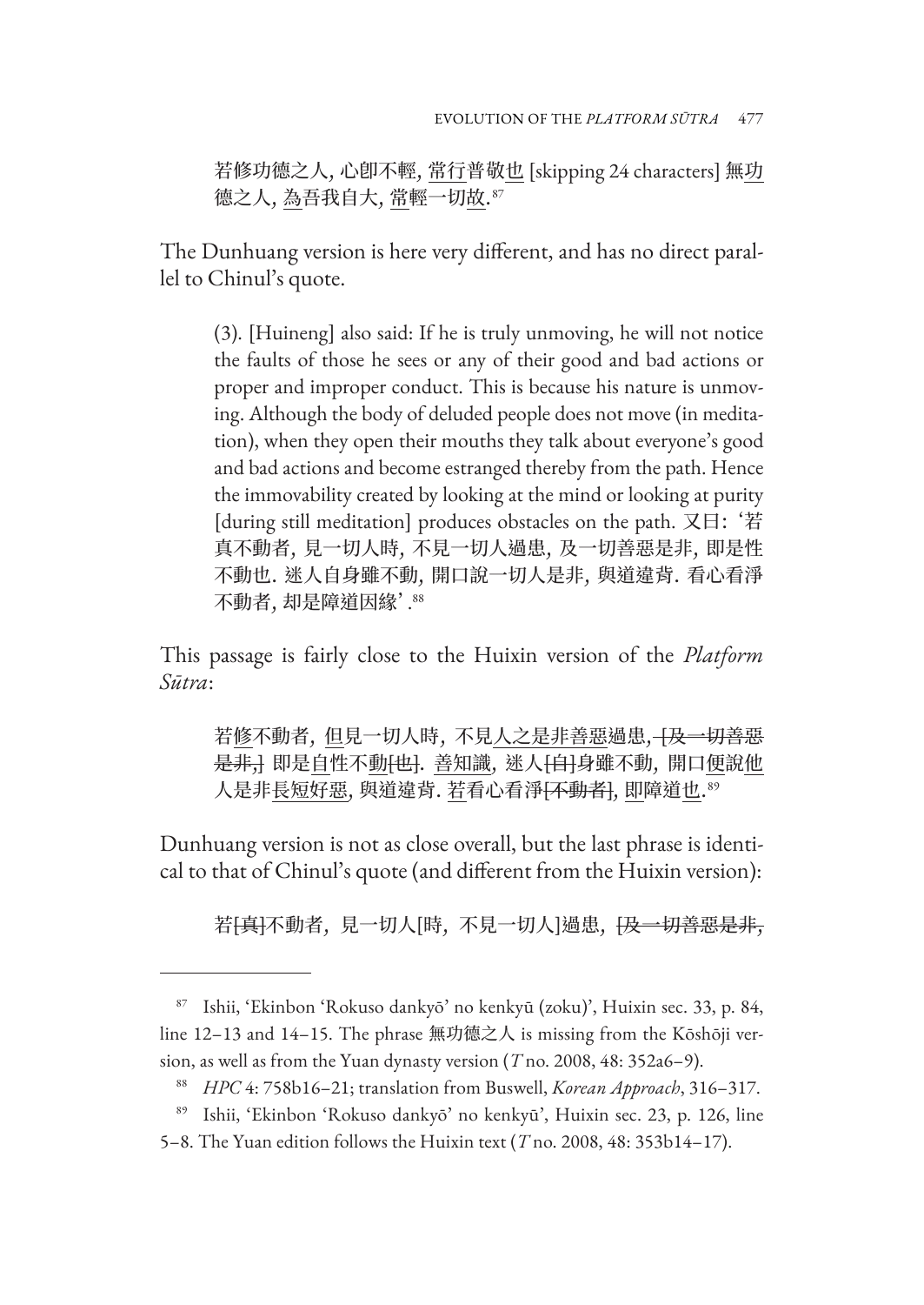若修功德之人，心卽不輕，常行普敬也 [skipping 24 characters] 無功德之人，為吾我自大，常輕一切故.[87]

The Dunhuang version is here very different, and has no direct parallel to Chinul's quote.

> (3). [Huineng] also said: If he is truly unmoving, he will not notice the faults of those he sees or any of their good and bad actions or proper and improper conduct. This is because his nature is unmoving. Although the body of deluded people does not move (in meditation), when they open their mouths they talk about everyone's good and bad actions and become estranged thereby from the path. Hence the immovability created by looking at the mind or looking at purity [during still meditation] produces obstacles on the path. 又曰：'若真不動者，見一切人時，不見一切人過患，及一切善惡是非，即是性不動也. 迷人自身雖不動，開口說一切人是非，與道違背. 看心看淨不動者，却是障道因緣'.[88]

This passage is fairly close to the Huixin version of the *Platform Sūtra*:

> 若修不動者，但見一切人時，不見人之是非善惡過患，~~[及一切善惡是非,]~~ 即是自性不動~~[也]~~. 善知識，迷人~~[自]~~身雖不動，開口便說他人是非長短好惡，與道違背. 若看心看淨~~[不動者]~~，即障道也.[89]

Dunhuang version is not as close overall, but the last phrase is identical to that of Chinul's quote (and different from the Huixin version):

> 若~~[真]~~不動者，見一切人[時，不見一切人]過患，~~[及一切善惡是非,~~

---

[87] Ishii, 'Ekinbon 'Rokuso dankyō' no kenkyū (zoku)', Huixin sec. 33, p. 84, line 12–13 and 14–15. The phrase 無功德之人 is missing from the Kōshōji version, as well as from the Yuan dynasty version (*T* no. 2008, 48: 352a6–9).

[88] *HPC* 4: 758b16–21; translation from Buswell, *Korean Approach*, 316–317.

[89] Ishii, 'Ekinbon 'Rokuso dankyō' no kenkyū', Huixin sec. 23, p. 126, line 5–8. The Yuan edition follows the Huixin text (*T* no. 2008, 48: 353b14–17).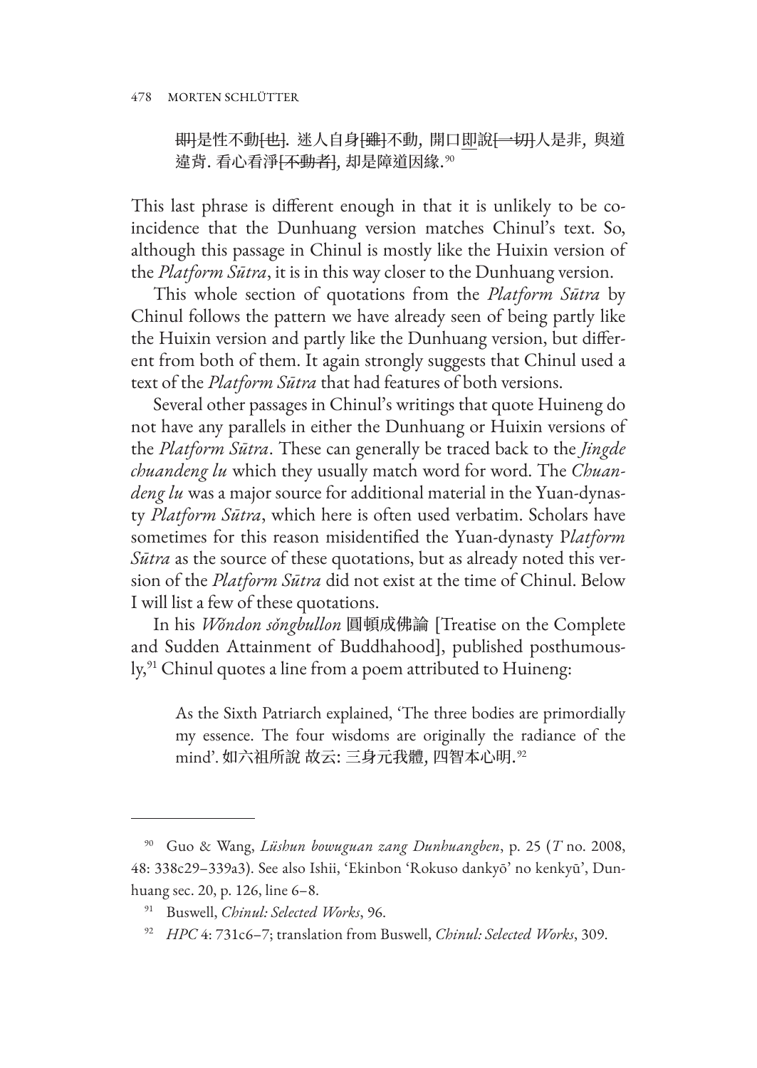> ~~[即]~~是性不動~~[也]~~. 迷人自身~~[雖]~~不動, 開口<u>即</u>說~~[一切]~~人是非, 與道違背. 看心看淨~~[不動者]~~, 却是障道因緣.[90]

This last phrase is different enough in that it is unlikely to be coincidence that the Dunhuang version matches Chinul's text. So, although this passage in Chinul is mostly like the Huixin version of the *Platform Sūtra*, it is in this way closer to the Dunhuang version.

This whole section of quotations from the *Platform Sūtra* by Chinul follows the pattern we have already seen of being partly like the Huixin version and partly like the Dunhuang version, but different from both of them. It again strongly suggests that Chinul used a text of the *Platform Sūtra* that had features of both versions.

Several other passages in Chinul's writings that quote Huineng do not have any parallels in either the Dunhuang or Huixin versions of the *Platform Sūtra*. These can generally be traced back to the *Jingde chuandeng lu* which they usually match word for word. The *Chuandeng lu* was a major source for additional material in the Yuan-dynasty *Platform Sūtra*, which here is often used verbatim. Scholars have sometimes for this reason misidentified the Yuan-dynasty P*latform Sūtra* as the source of these quotations, but as already noted this version of the *Platform Sūtra* did not exist at the time of Chinul. Below I will list a few of these quotations.

In his *Wŏndon sŏngbullon* 圓頓成佛論 [Treatise on the Complete and Sudden Attainment of Buddhahood], published posthumously,[91] Chinul quotes a line from a poem attributed to Huineng:

> As the Sixth Patriarch explained, 'The three bodies are primordially my essence. The four wisdoms are originally the radiance of the mind'. 如六祖所說 故云: 三身元我體, 四智本心明.[92]

---

[90] Guo & Wang, *Lüshun bowuguan zang Dunhuangben*, p. 25 (*T* no. 2008, 48: 338c29–339a3). See also Ishii, 'Ekinbon 'Rokuso dankyō' no kenkyū', Dunhuang sec. 20, p. 126, line 6–8.

[91] Buswell, *Chinul: Selected Works*, 96.

[92] *HPC* 4: 731c6–7; translation from Buswell, *Chinul: Selected Works*, 309.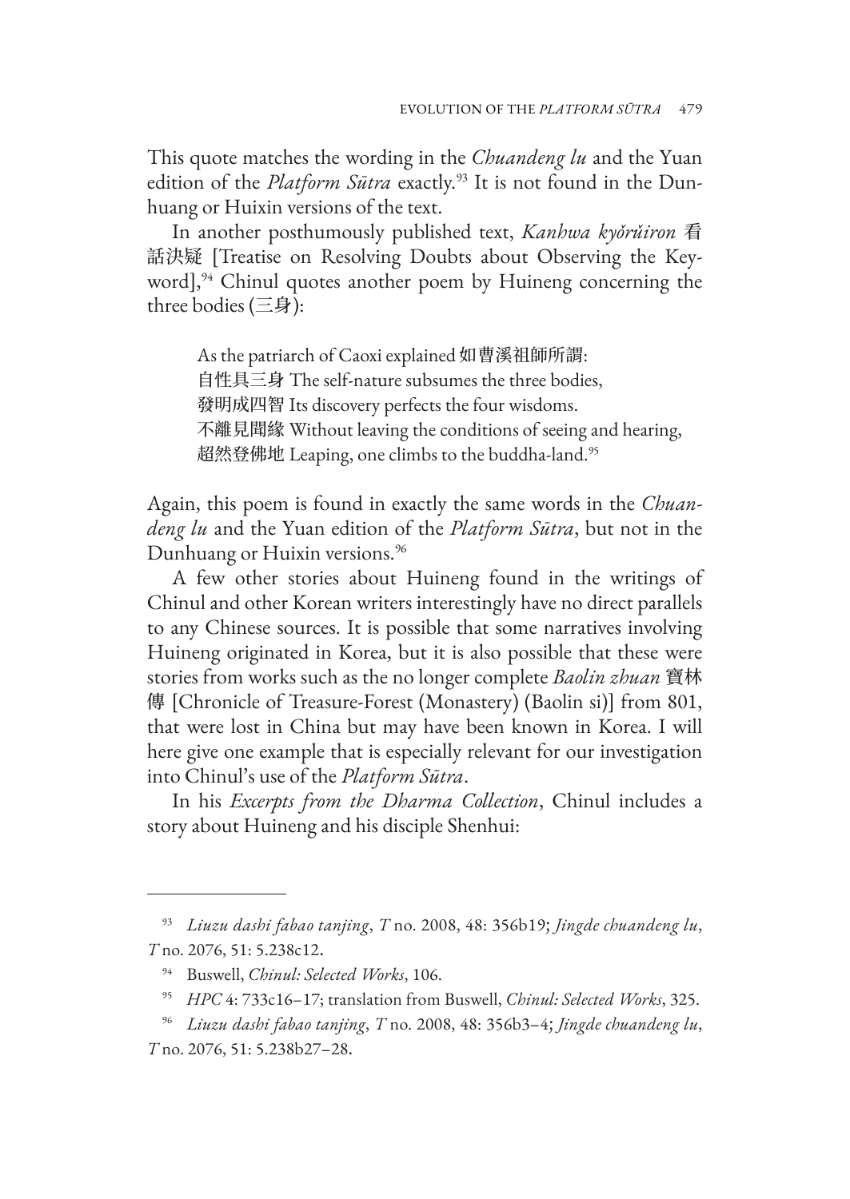This quote matches the wording in the *Chuandeng lu* and the Yuan edition of the *Platform Sūtra* exactly.[93] It is not found in the Dunhuang or Huixin versions of the text.

In another posthumously published text, *Kanhwa kyŏrŭiron* 看話決疑 [Treatise on Resolving Doubts about Observing the Keyword],[94] Chinul quotes another poem by Huineng concerning the three bodies (三身):

> As the patriarch of Caoxi explained 如曹溪祖師所謂:
> 自性具三身 The self-nature subsumes the three bodies,
> 發明成四智 Its discovery perfects the four wisdoms.
> 不離見聞緣 Without leaving the conditions of seeing and hearing,
> 超然登佛地 Leaping, one climbs to the buddha-land.[95]

Again, this poem is found in exactly the same words in the *Chuandeng lu* and the Yuan edition of the *Platform Sūtra*, but not in the Dunhuang or Huixin versions.[96]

A few other stories about Huineng found in the writings of Chinul and other Korean writers interestingly have no direct parallels to any Chinese sources. It is possible that some narratives involving Huineng originated in Korea, but it is also possible that these were stories from works such as the no longer complete *Baolin zhuan* 寶林傳 [Chronicle of Treasure-Forest (Monastery) (Baolin si)] from 801, that were lost in China but may have been known in Korea. I will here give one example that is especially relevant for our investigation into Chinul's use of the *Platform Sūtra*.

In his *Excerpts from the Dharma Collection*, Chinul includes a story about Huineng and his disciple Shenhui:

---

[93] *Liuzu dashi fabao tanjing*, *T* no. 2008, 48: 356b19; *Jingde chuandeng lu*, *T* no. 2076, 51: 5.238c12.

[94] Buswell, *Chinul: Selected Works*, 106.

[95] *HPC* 4: 733c16–17; translation from Buswell, *Chinul: Selected Works*, 325.

[96] *Liuzu dashi fabao tanjing*, *T* no. 2008, 48: 356b3–4; *Jingde chuandeng lu*, *T* no. 2076, 51: 5.238b27–28.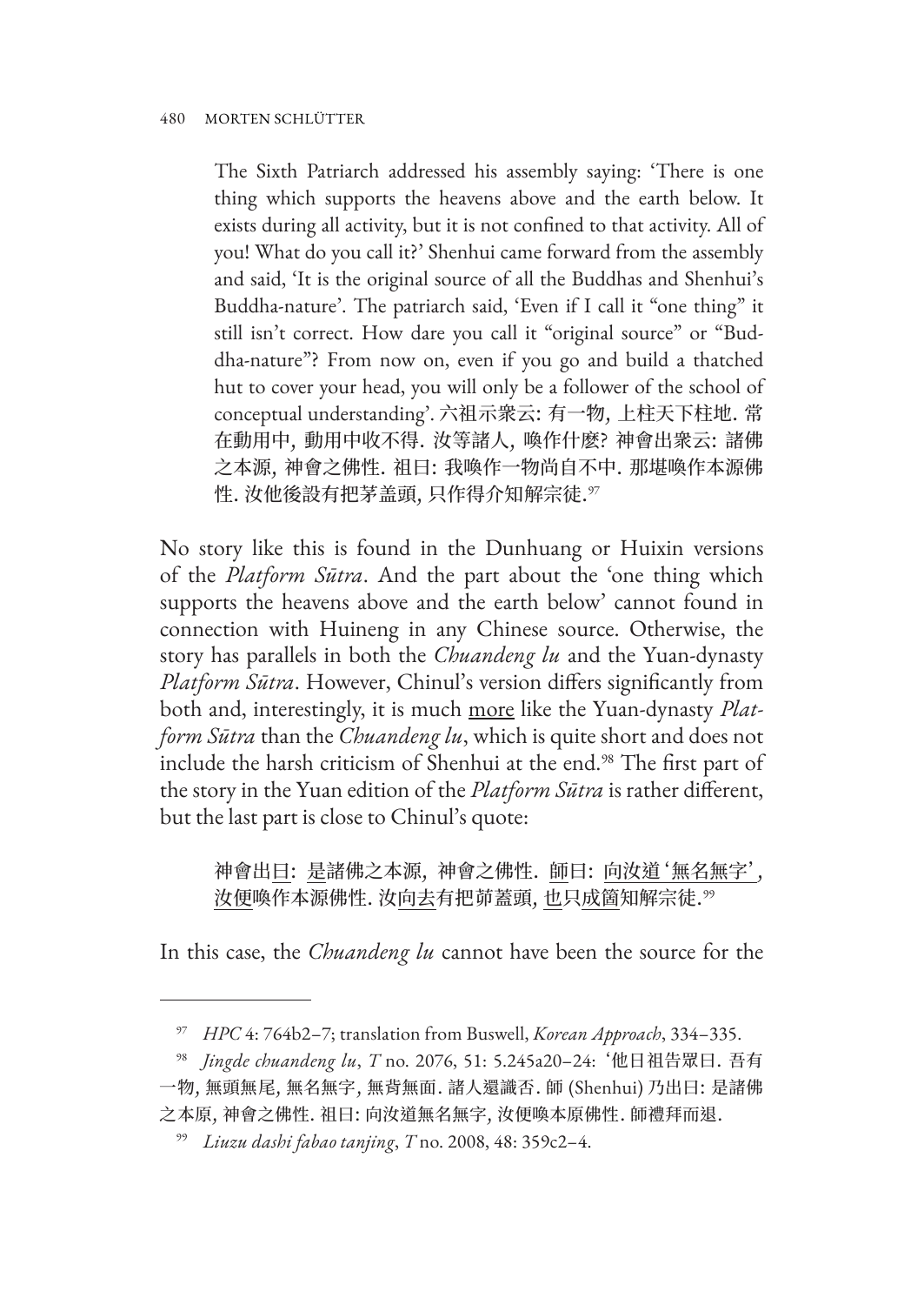> The Sixth Patriarch addressed his assembly saying: 'There is one thing which supports the heavens above and the earth below. It exists during all activity, but it is not confined to that activity. All of you! What do you call it?' Shenhui came forward from the assembly and said, 'It is the original source of all the Buddhas and Shenhui's Buddha-nature'. The patriarch said, 'Even if I call it "one thing" it still isn't correct. How dare you call it "original source" or "Buddha-nature"? From now on, even if you go and build a thatched hut to cover your head, you will only be a follower of the school of conceptual understanding'. 六祖示衆云: 有一物, 上柱天下柱地. 常在動用中, 動用中收不得. 汝等諸人, 喚作什麼? 神會出衆云: 諸佛之本源, 神會之佛性. 祖曰: 我喚作一物尚自不中. 那堪喚作本源佛性. 汝他後設有把茅盖頭, 只作得介知解宗徒.[97]

No story like this is found in the Dunhuang or Huixin versions of the *Platform Sūtra*. And the part about the 'one thing which supports the heavens above and the earth below' cannot found in connection with Huineng in any Chinese source. Otherwise, the story has parallels in both the *Chuandeng lu* and the Yuan-dynasty *Platform Sūtra*. However, Chinul's version differs significantly from both and, interestingly, it is much <u>more</u> like the Yuan-dynasty *Platform Sūtra* than the *Chuandeng lu*, which is quite short and does not include the harsh criticism of Shenhui at the end.[98] The first part of the story in the Yuan edition of the *Platform Sūtra* is rather different, but the last part is close to Chinul's quote:

> 神會出<u>日</u>: <u>是</u>諸佛之本源, 神會之佛性. <u>師</u>日: <u>向汝道'無名無字'</u>, <u>汝便</u>喚作本源佛性. 汝<u>向去</u>有把茆蓋頭, <u>也</u>只<u>成箇</u>知解宗徒.[99]

In this case, the *Chuandeng lu* cannot have been the source for the

---

[97] *HPC* 4: 764b2–7; translation from Buswell, *Korean Approach*, 334–335.

[98] *Jingde chuandeng lu*, *T* no. 2076, 51: 5.245a20–24: '他日祖告眾日. 吾有一物, 無頭無尾, 無名無字, 無背無面. 諸人還識否. 師 (Shenhui) 乃出日: 是諸佛之本原, 神會之佛性. 祖日: 向汝道無名無字, 汝便喚本原佛性. 師禮拜而退.

[99] *Liuzu dashi fabao tanjing*, *T* no. 2008, 48: 359c2–4.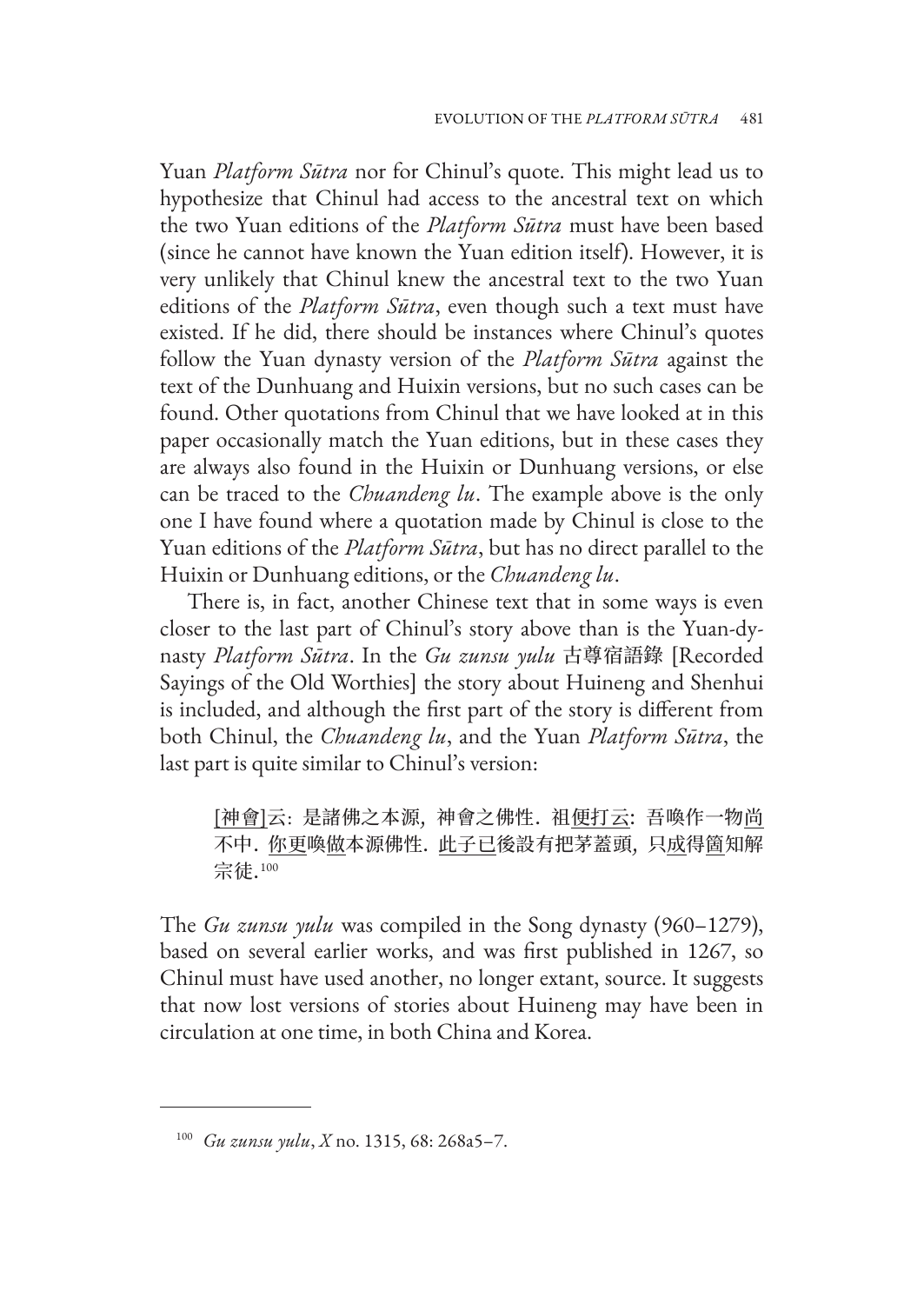Yuan *Platform Sūtra* nor for Chinul's quote. This might lead us to hypothesize that Chinul had access to the ancestral text on which the two Yuan editions of the *Platform Sūtra* must have been based (since he cannot have known the Yuan edition itself). However, it is very unlikely that Chinul knew the ancestral text to the two Yuan editions of the *Platform Sūtra*, even though such a text must have existed. If he did, there should be instances where Chinul's quotes follow the Yuan dynasty version of the *Platform Sūtra* against the text of the Dunhuang and Huixin versions, but no such cases can be found. Other quotations from Chinul that we have looked at in this paper occasionally match the Yuan editions, but in these cases they are always also found in the Huixin or Dunhuang versions, or else can be traced to the *Chuandeng lu*. The example above is the only one I have found where a quotation made by Chinul is close to the Yuan editions of the *Platform Sūtra*, but has no direct parallel to the Huixin or Dunhuang editions, or the *Chuandeng lu*.

There is, in fact, another Chinese text that in some ways is even closer to the last part of Chinul's story above than is the Yuan-dynasty *Platform Sūtra*. In the *Gu zunsu yulu* 古尊宿語錄 [Recorded Sayings of the Old Worthies] the story about Huineng and Shenhui is included, and although the first part of the story is different from both Chinul, the *Chuandeng lu*, and the Yuan *Platform Sūtra*, the last part is quite similar to Chinul's version:

> <u>[神會]</u>云：是諸佛之本源，神會之佛性．祖<u>便打云</u>：吾喚作一物<u>尚</u>不中．<u>你更</u>喚<u>做</u>本源佛性．<u>此子已</u>後設有把茅蓋頭，只<u>成</u>得<u>箇</u>知解宗徒．[100]

The *Gu zunsu yulu* was compiled in the Song dynasty (960–1279), based on several earlier works, and was first published in 1267, so Chinul must have used another, no longer extant, source. It suggests that now lost versions of stories about Huineng may have been in circulation at one time, in both China and Korea.

---

[100] *Gu zunsu yulu*, *X* no. 1315, 68: 268a5–7.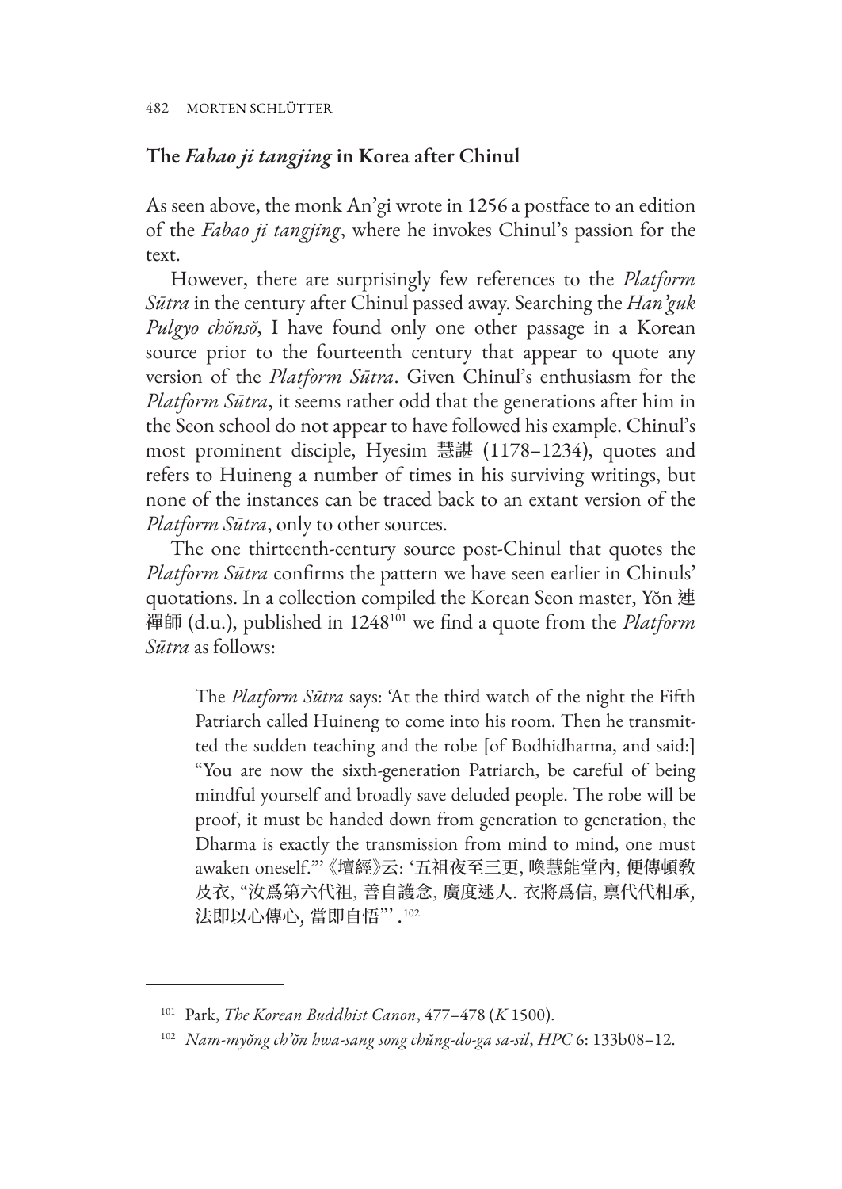## The *Fabao ji tangjing* in Korea after Chinul

As seen above, the monk An'gi wrote in 1256 a postface to an edition of the *Fabao ji tangjing*, where he invokes Chinul's passion for the text.

However, there are surprisingly few references to the *Platform Sūtra* in the century after Chinul passed away. Searching the *Han'guk Pulgyo chŏnsŏ*, I have found only one other passage in a Korean source prior to the fourteenth century that appear to quote any version of the *Platform Sūtra*. Given Chinul's enthusiasm for the *Platform Sūtra*, it seems rather odd that the generations after him in the Seon school do not appear to have followed his example. Chinul's most prominent disciple, Hyesim 慧諶 (1178–1234), quotes and refers to Huineng a number of times in his surviving writings, but none of the instances can be traced back to an extant version of the *Platform Sūtra*, only to other sources.

The one thirteenth-century source post-Chinul that quotes the *Platform Sūtra* confirms the pattern we have seen earlier in Chinuls' quotations. In a collection compiled the Korean Seon master, Yŏn 連禪師 (d.u.), published in 1248[101] we find a quote from the *Platform Sūtra* as follows:

> The *Platform Sūtra* says: 'At the third watch of the night the Fifth Patriarch called Huineng to come into his room. Then he transmitted the sudden teaching and the robe [of Bodhidharma, and said:] "You are now the sixth-generation Patriarch, be careful of being mindful yourself and broadly save deluded people. The robe will be proof, it must be handed down from generation to generation, the Dharma is exactly the transmission from mind to mind, one must awaken oneself."' 《壇經》云: '五祖夜至三更, 喚慧能堂內, 便傳頓教及衣, "汝爲第六代祖, 善自護念, 廣度迷人. 衣將爲信, 稟代代相承, 法即以心傳心, 當即自悟"'.[102]

---

[101] Park, *The Korean Buddhist Canon*, 477–478 (*K* 1500).

[102] *Nam-myŏng ch'ŏn hwa-sang song chŭng-do-ga sa-sil*, *HPC* 6: 133b08–12.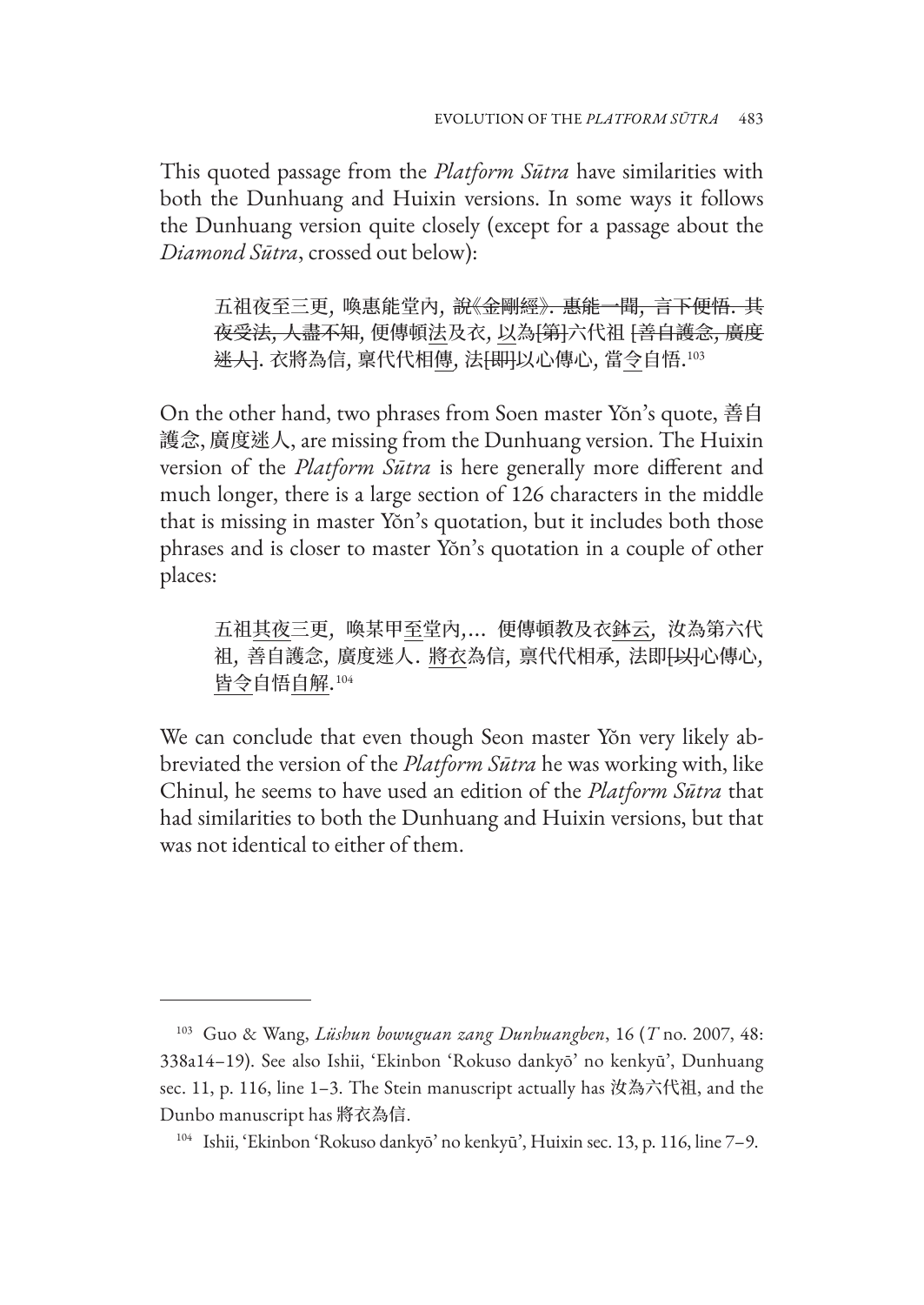This quoted passage from the *Platform Sūtra* have similarities with both the Dunhuang and Huixin versions. In some ways it follows the Dunhuang version quite closely (except for a passage about the *Diamond Sūtra*, crossed out below):

> 五祖夜至三更, 喚惠能堂內, ~~說《金剛經》. 惠能一聞, 言下便悟. 其夜受法, 人盡不知~~, 便傳頓<u>法</u>及衣, <u>以</u>為~~[第]~~六代祖 [~~善自護念, 廣度迷人~~]. 衣將為信, 稟代代相<u>傳</u>, 法~~[即]~~以心傳心, 當<u>令</u>自悟.[103]

On the other hand, two phrases from Soen master Yŏn's quote, 善自護念, 廣度迷人, are missing from the Dunhuang version. The Huixin version of the *Platform Sūtra* is here generally more different and much longer, there is a large section of 126 characters in the middle that is missing in master Yŏn's quotation, but it includes both those phrases and is closer to master Yŏn's quotation in a couple of other places:

> 五祖<u>其夜</u>三更, 喚某甲<u>至</u>堂內,… 便傳頓教及衣<u>鉢云</u>, 汝為第六代祖, 善自護念, 廣度迷人. <u>將衣</u>為信, 稟代代相承, 法即~~[以]~~心傳心, <u>皆令</u>自悟<u>自解</u>.[104]

We can conclude that even though Seon master Yŏn very likely abbreviated the version of the *Platform Sūtra* he was working with, like Chinul, he seems to have used an edition of the *Platform Sūtra* that had similarities to both the Dunhuang and Huixin versions, but that was not identical to either of them.

---

[103] Guo & Wang, *Lüshun bowuguan zang Dunhuangben*, 16 (*T* no. 2007, 48: 338a14–19). See also Ishii, 'Ekinbon 'Rokuso dankyō' no kenkyū', Dunhuang sec. 11, p. 116, line 1–3. The Stein manuscript actually has 汝為六代祖, and the Dunbo manuscript has 將衣為信.

[104] Ishii, 'Ekinbon 'Rokuso dankyō' no kenkyū', Huixin sec. 13, p. 116, line 7–9.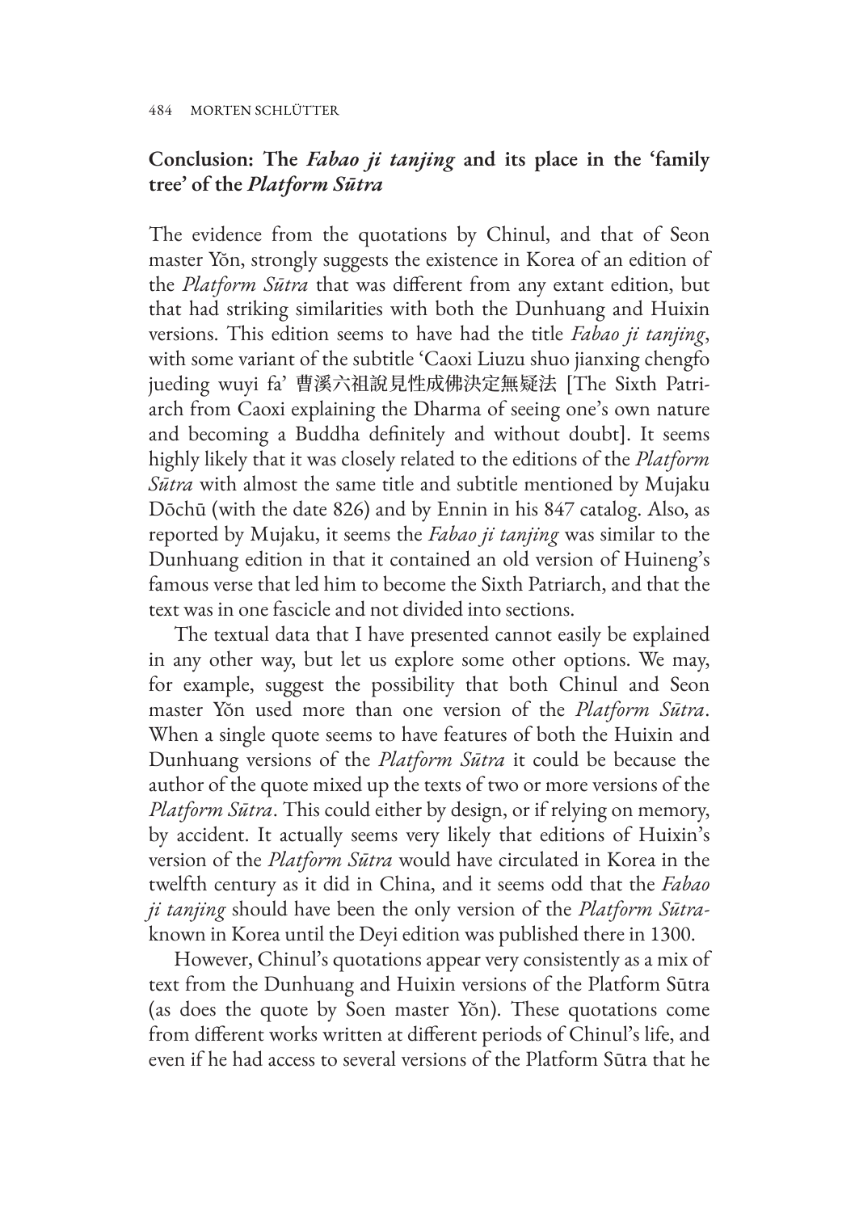## Conclusion: The *Fabao ji tanjing* and its place in the 'family tree' of the *Platform Sūtra*

The evidence from the quotations by Chinul, and that of Seon master Yŏn, strongly suggests the existence in Korea of an edition of the *Platform Sūtra* that was different from any extant edition, but that had striking similarities with both the Dunhuang and Huixin versions. This edition seems to have had the title *Fabao ji tanjing*, with some variant of the subtitle 'Caoxi Liuzu shuo jianxing chengfo jueding wuyi fa' 曹溪六祖說見性成佛決定無疑法 [The Sixth Patriarch from Caoxi explaining the Dharma of seeing one's own nature and becoming a Buddha definitely and without doubt]. It seems highly likely that it was closely related to the editions of the *Platform Sūtra* with almost the same title and subtitle mentioned by Mujaku Dōchū (with the date 826) and by Ennin in his 847 catalog. Also, as reported by Mujaku, it seems the *Fabao ji tanjing* was similar to the Dunhuang edition in that it contained an old version of Huineng's famous verse that led him to become the Sixth Patriarch, and that the text was in one fascicle and not divided into sections.

The textual data that I have presented cannot easily be explained in any other way, but let us explore some other options. We may, for example, suggest the possibility that both Chinul and Seon master Yŏn used more than one version of the *Platform Sūtra*. When a single quote seems to have features of both the Huixin and Dunhuang versions of the *Platform Sūtra* it could be because the author of the quote mixed up the texts of two or more versions of the *Platform Sūtra*. This could either by design, or if relying on memory, by accident. It actually seems very likely that editions of Huixin's version of the *Platform Sūtra* would have circulated in Korea in the twelfth century as it did in China, and it seems odd that the *Fabao ji tanjing* should have been the only version of the *Platform Sūtra*-known in Korea until the Deyi edition was published there in 1300.

However, Chinul's quotations appear very consistently as a mix of text from the Dunhuang and Huixin versions of the Platform Sūtra (as does the quote by Soen master Yŏn). These quotations come from different works written at different periods of Chinul's life, and even if he had access to several versions of the Platform Sūtra that he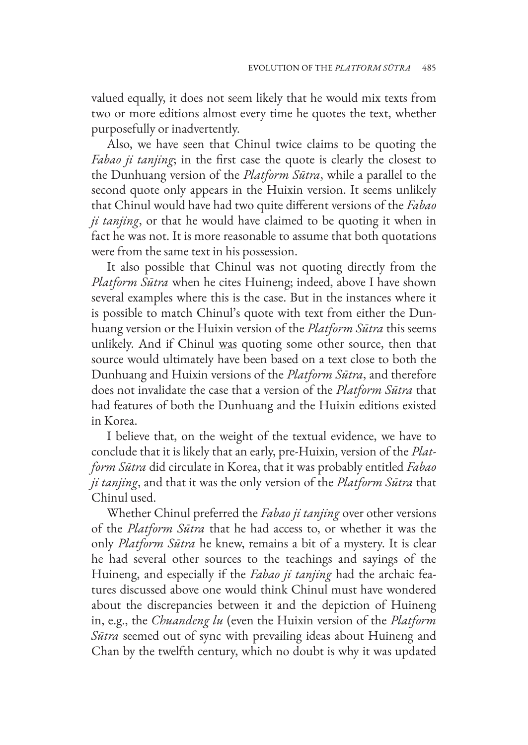valued equally, it does not seem likely that he would mix texts from two or more editions almost every time he quotes the text, whether purposefully or inadvertently.

Also, we have seen that Chinul twice claims to be quoting the *Fabao ji tanjing*; in the first case the quote is clearly the closest to the Dunhuang version of the *Platform Sūtra*, while a parallel to the second quote only appears in the Huixin version. It seems unlikely that Chinul would have had two quite different versions of the *Fabao ji tanjing*, or that he would have claimed to be quoting it when in fact he was not. It is more reasonable to assume that both quotations were from the same text in his possession.

It also possible that Chinul was not quoting directly from the *Platform Sūtra* when he cites Huineng; indeed, above I have shown several examples where this is the case. But in the instances where it is possible to match Chinul's quote with text from either the Dunhuang version or the Huixin version of the *Platform Sūtra* this seems unlikely. And if Chinul <u>was</u> quoting some other source, then that source would ultimately have been based on a text close to both the Dunhuang and Huixin versions of the *Platform Sūtra*, and therefore does not invalidate the case that a version of the *Platform Sūtra* that had features of both the Dunhuang and the Huixin editions existed in Korea.

I believe that, on the weight of the textual evidence, we have to conclude that it is likely that an early, pre-Huixin, version of the *Platform Sūtra* did circulate in Korea, that it was probably entitled *Fabao ji tanjing*, and that it was the only version of the *Platform Sūtra* that Chinul used.

Whether Chinul preferred the *Fabao ji tanjing* over other versions of the *Platform Sūtra* that he had access to, or whether it was the only *Platform Sūtra* he knew, remains a bit of a mystery. It is clear he had several other sources to the teachings and sayings of the Huineng, and especially if the *Fabao ji tanjing* had the archaic features discussed above one would think Chinul must have wondered about the discrepancies between it and the depiction of Huineng in, e.g., the *Chuandeng lu* (even the Huixin version of the *Platform Sūtra* seemed out of sync with prevailing ideas about Huineng and Chan by the twelfth century, which no doubt is why it was updated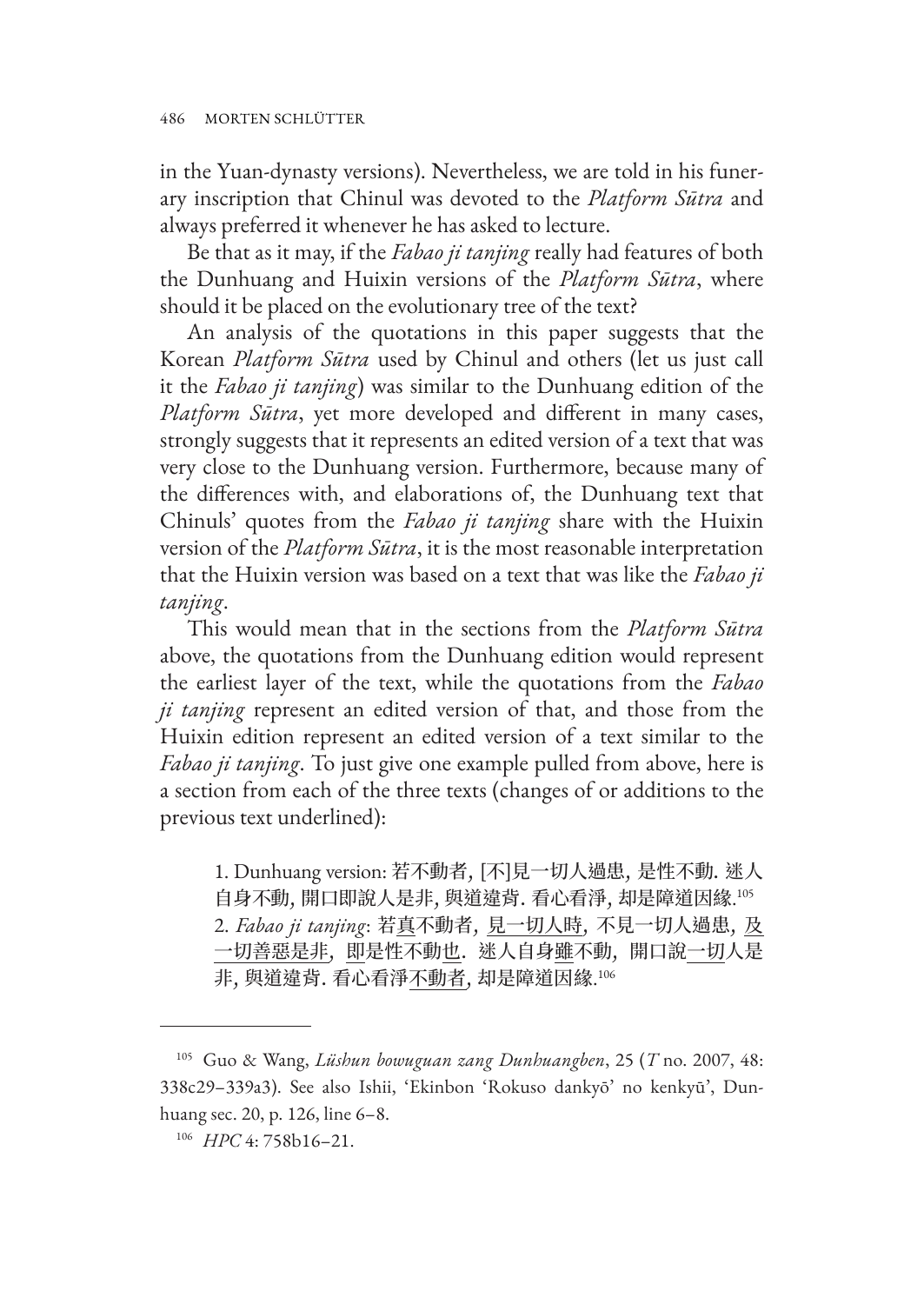in the Yuan-dynasty versions). Nevertheless, we are told in his funerary inscription that Chinul was devoted to the *Platform Sūtra* and always preferred it whenever he has asked to lecture.

Be that as it may, if the *Fabao ji tanjing* really had features of both the Dunhuang and Huixin versions of the *Platform Sūtra*, where should it be placed on the evolutionary tree of the text?

An analysis of the quotations in this paper suggests that the Korean *Platform Sūtra* used by Chinul and others (let us just call it the *Fabao ji tanjing*) was similar to the Dunhuang edition of the *Platform Sūtra*, yet more developed and different in many cases, strongly suggests that it represents an edited version of a text that was very close to the Dunhuang version. Furthermore, because many of the differences with, and elaborations of, the Dunhuang text that Chinuls' quotes from the *Fabao ji tanjing* share with the Huixin version of the *Platform Sūtra*, it is the most reasonable interpretation that the Huixin version was based on a text that was like the *Fabao ji tanjing*.

This would mean that in the sections from the *Platform Sūtra* above, the quotations from the Dunhuang edition would represent the earliest layer of the text, while the quotations from the *Fabao ji tanjing* represent an edited version of that, and those from the Huixin edition represent an edited version of a text similar to the *Fabao ji tanjing*. To just give one example pulled from above, here is a section from each of the three texts (changes of or additions to the previous text underlined):

> 1. Dunhuang version: 若不動者, [不]見一切人過患, 是性不動. 迷人自身不動, 開口即說人是非, 與道違背. 看心看淨, 却是障道因緣.[105]
> 2. *Fabao ji tanjing*: 若<u>真</u>不動者, <u>見一切人時</u>, 不見一切人過患, <u>及一切善惡是非</u>, <u>即</u>是性不動<u>也</u>. 迷人自身<u>雖</u>不動, 開口說<u>一切</u>人是非, 與道違背. 看心看淨<u>不動者</u>, 却是障道因緣.[106]

---

[105] Guo & Wang, *Lüshun bowuguan zang Dunhuangben*, 25 (*T* no. 2007, 48: 338c29–339a3). See also Ishii, 'Ekinbon 'Rokuso dankyō' no kenkyū', Dunhuang sec. 20, p. 126, line 6–8.

[106] *HPC* 4: 758b16–21.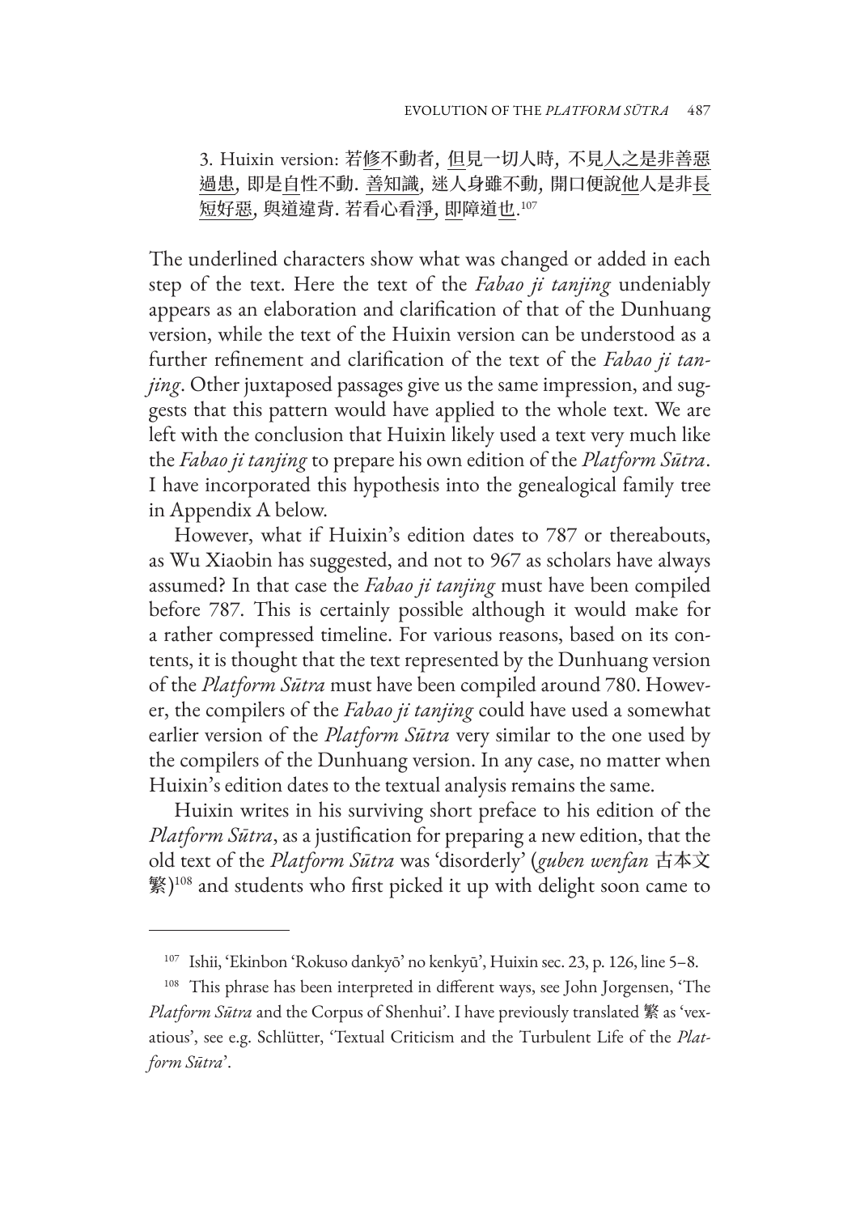3. Huixin version: 若修不動者, 但見一切人時, 不見人之是非善惡過患, 即是自性不動. 善知識, 迷人身雖不動, 開口便說他人是非長短好惡, 與道違背. 若看心看淨, 即障道也.[107]

The underlined characters show what was changed or added in each step of the text. Here the text of the *Fabao ji tanjing* undeniably appears as an elaboration and clarification of that of the Dunhuang version, while the text of the Huixin version can be understood as a further refinement and clarification of the text of the *Fabao ji tanjing*. Other juxtaposed passages give us the same impression, and suggests that this pattern would have applied to the whole text. We are left with the conclusion that Huixin likely used a text very much like the *Fabao ji tanjing* to prepare his own edition of the *Platform Sūtra*. I have incorporated this hypothesis into the genealogical family tree in Appendix A below.

However, what if Huixin's edition dates to 787 or thereabouts, as Wu Xiaobin has suggested, and not to 967 as scholars have always assumed? In that case the *Fabao ji tanjing* must have been compiled before 787. This is certainly possible although it would make for a rather compressed timeline. For various reasons, based on its contents, it is thought that the text represented by the Dunhuang version of the *Platform Sūtra* must have been compiled around 780. However, the compilers of the *Fabao ji tanjing* could have used a somewhat earlier version of the *Platform Sūtra* very similar to the one used by the compilers of the Dunhuang version. In any case, no matter when Huixin's edition dates to the textual analysis remains the same.

Huixin writes in his surviving short preface to his edition of the *Platform Sūtra*, as a justification for preparing a new edition, that the old text of the *Platform Sūtra* was 'disorderly' (*guben wenfan* 古本文繁)[108] and students who first picked it up with delight soon came to

---

[107] Ishii, 'Ekinbon 'Rokuso dankyō' no kenkyū', Huixin sec. 23, p. 126, line 5–8.

[108] This phrase has been interpreted in different ways, see John Jorgensen, 'The *Platform Sūtra* and the Corpus of Shenhui'. I have previously translated 繁 as 'vexatious', see e.g. Schlütter, 'Textual Criticism and the Turbulent Life of the *Platform Sūtra*'.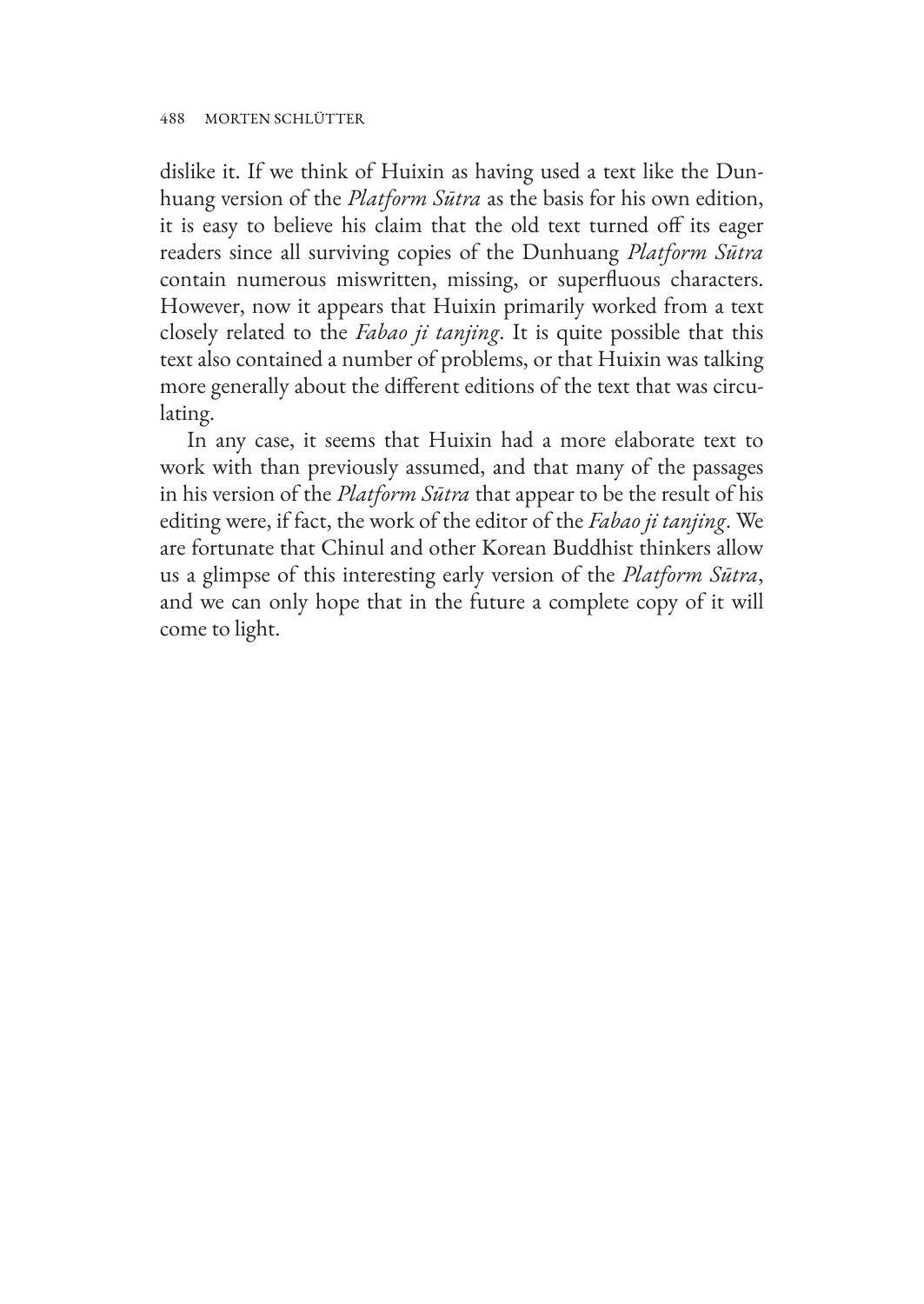dislike it. If we think of Huixin as having used a text like the Dunhuang version of the *Platform Sūtra* as the basis for his own edition, it is easy to believe his claim that the old text turned off its eager readers since all surviving copies of the Dunhuang *Platform Sūtra* contain numerous miswritten, missing, or superfluous characters. However, now it appears that Huixin primarily worked from a text closely related to the *Fabao ji tanjing*. It is quite possible that this text also contained a number of problems, or that Huixin was talking more generally about the different editions of the text that was circulating.

In any case, it seems that Huixin had a more elaborate text to work with than previously assumed, and that many of the passages in his version of the *Platform Sūtra* that appear to be the result of his editing were, if fact, the work of the editor of the *Fabao ji tanjing*. We are fortunate that Chinul and other Korean Buddhist thinkers allow us a glimpse of this interesting early version of the *Platform Sūtra*, and we can only hope that in the future a complete copy of it will come to light.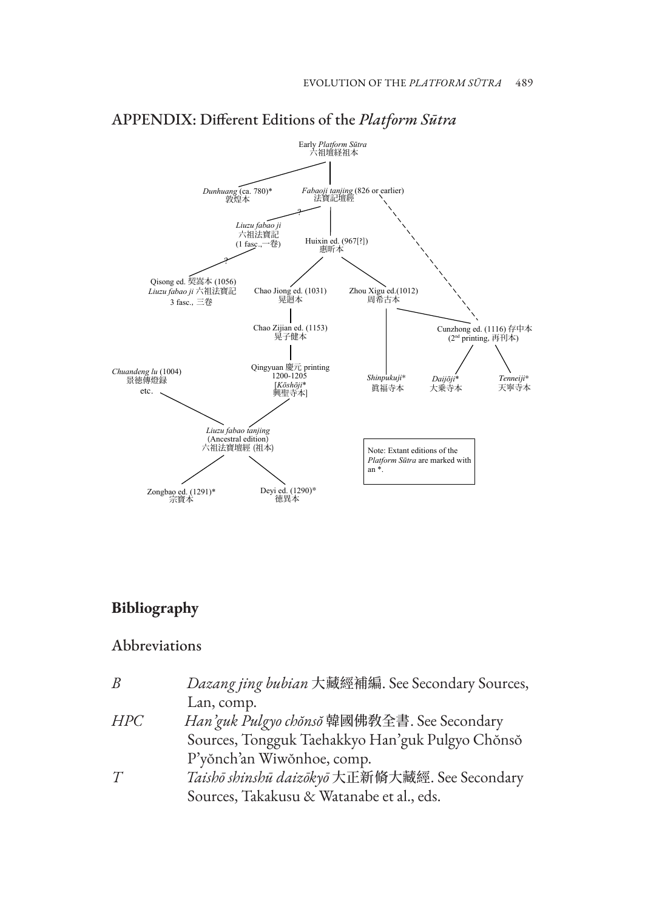## APPENDIX: Different Editions of the *Platform Sūtra*

Early *Platform Sūtra*
六祖壇経祖本

*Dunhuang* (ca. 780)*
敦煌本

*Fabaoji tanjing* (826 or earlier)
法寶記壇經

?

*Liuzu fabao ji*
六祖法寶記
(1 fasc.,一卷)

Huixin ed. (967[?])
惠昕本

?

Qisong ed. 契嵩本 (1056)
*Liuzu fabao ji* 六祖法寶記
3 fasc., 三卷

Chao Jiong ed. (1031)
晁迥本

Zhou Xigu ed.(1012)
周希古本

Chao Zijian ed. (1153)
晁子健本

Cunzhong ed. (1116) 存中本
(2nd printing, 再刊本)

*Chuandeng lu* (1004)
景德傳燈録
etc.

Qingyuan 慶元 printing
1200-1205
[*Kōshōji**
興聖寺本]

*Shinpukuji**
眞福寺本

*Daijōji**
大乘寺本

*Tenneiji**
天寧寺本

*Liuzu fabao tanjing*
(Ancestral edition)
六祖法寶壇經 (祖本)

Note: Extant editions of the *Platform Sūtra* are marked with an *.

Zongbao ed. (1291)*
宗寶本

Deyi ed. (1290)*
德異本

# Bibliography

## Abbreviations

| | |
|---|---|
| *B* | *Dazang jing bubian* 大藏經補編. See Secondary Sources, Lan, comp. |
| *HPC* | *Han'guk Pulgyo chŏnsŏ* 韓國佛教全書. See Secondary Sources, Tongguk Taehakkyo Han'guk Pulgyo Chŏnsŏ P'yŏnch'an Wiwŏnhoe, comp. |
| *T* | *Taishō shinshū daizōkyō* 大正新脩大藏經. See Secondary Sources, Takakusu & Watanabe et al., eds. |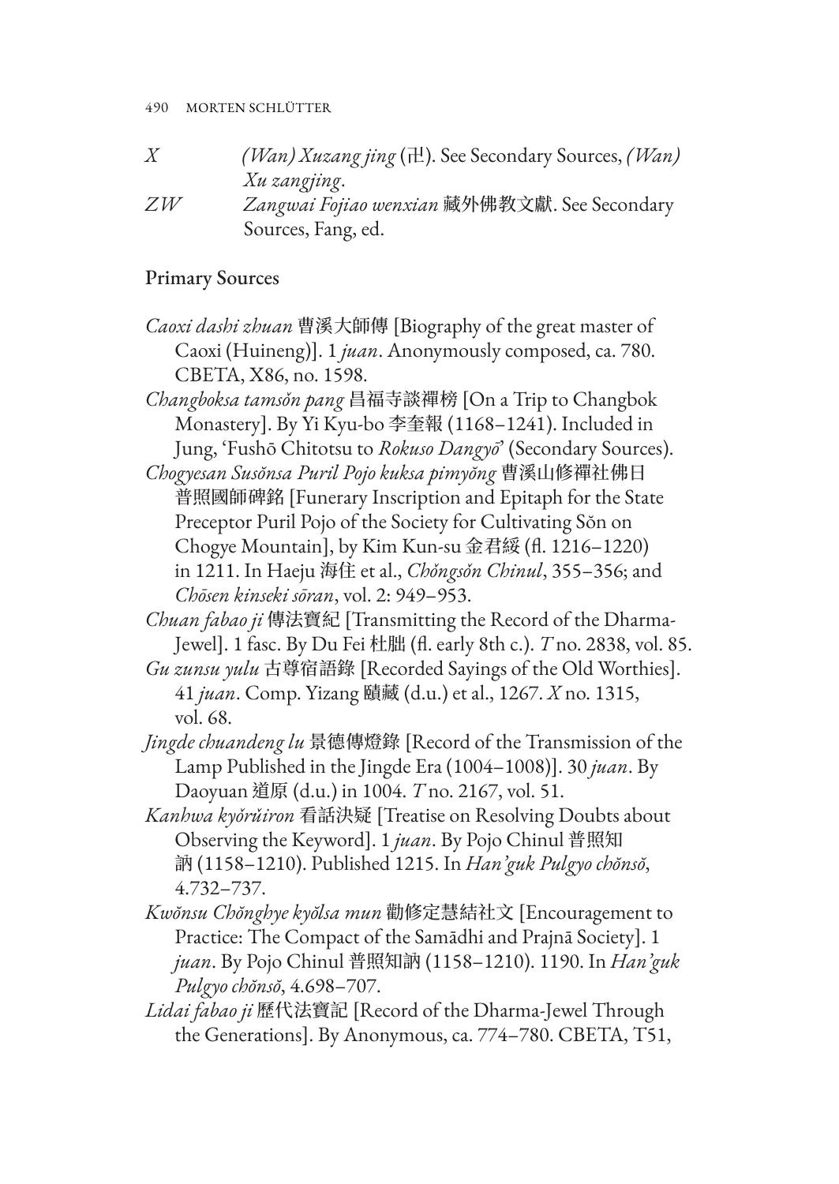*X* — *(Wan) Xuzang jing* (卍). See Secondary Sources, *(Wan) Xu zangjing*.

*ZW* — *Zangwai Fojiao wenxian* 藏外佛教文獻. See Secondary Sources, Fang, ed.

## Primary Sources

*Caoxi dashi zhuan* 曹溪大師傳 [Biography of the great master of Caoxi (Huineng)]. 1 *juan*. Anonymously composed, ca. 780. CBETA, X86, no. 1598.

*Changboksa tamsŏn pang* 昌福寺談禪榜 [On a Trip to Changbok Monastery]. By Yi Kyu-bo 李奎報 (1168–1241). Included in Jung, 'Fushō Chitotsu to *Rokuso Dangyō*' (Secondary Sources).

*Chogyesan Susŏnsa Puril Pojo kuksa pimyŏng* 曹溪山修禪社佛日普照國師碑銘 [Funerary Inscription and Epitaph for the State Preceptor Puril Pojo of the Society for Cultivating Sŏn on Chogye Mountain], by Kim Kun-su 金君綏 (fl. 1216–1220) in 1211. In Haeju 海住 et al., *Chŏngsŏn Chinul*, 355–356; and *Chōsen kinseki sōran*, vol. 2: 949–953.

*Chuan fabao ji* 傳法寶紀 [Transmitting the Record of the Dharma-Jewel]. 1 fasc. By Du Fei 杜朏 (fl. early 8th c.). *T* no. 2838, vol. 85.

*Gu zunsu yulu* 古尊宿語錄 [Recorded Sayings of the Old Worthies]. 41 *juan*. Comp. Yizang 賾藏 (d.u.) et al., 1267. *X* no. 1315, vol. 68.

*Jingde chuandeng lu* 景德傳燈錄 [Record of the Transmission of the Lamp Published in the Jingde Era (1004–1008)]. 30 *juan*. By Daoyuan 道原 (d.u.) in 1004. *T* no. 2167, vol. 51.

*Kanhwa kyŏrŭiron* 看話決疑 [Treatise on Resolving Doubts about Observing the Keyword]. 1 *juan*. By Pojo Chinul 普照知訥 (1158–1210). Published 1215. In *Han'guk Pulgyo chŏnsŏ*, 4.732–737.

*Kwŏnsu Chŏnghye kyŏlsa mun* 勸修定慧結社文 [Encouragement to Practice: The Compact of the Samādhi and Prajnā Society]. 1 *juan*. By Pojo Chinul 普照知訥 (1158–1210). 1190. In *Han'guk Pulgyo chŏnsŏ*, 4.698–707.

*Lidai fabao ji* 歷代法寶記 [Record of the Dharma-Jewel Through the Generations]. By Anonymous, ca. 774–780. CBETA, T51,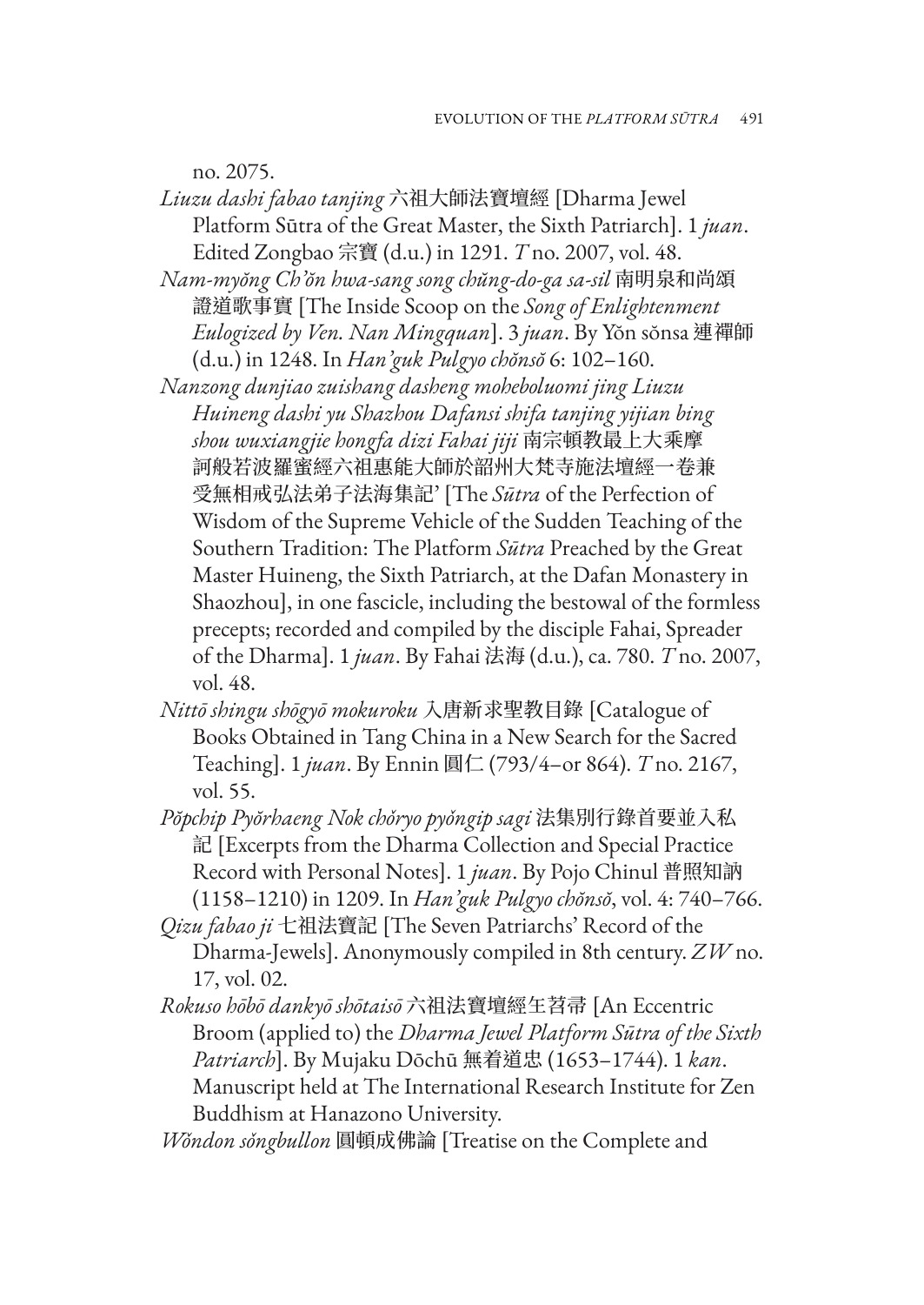no. 2075.

*Liuzu dashi fabao tanjing* 六祖大師法寶壇經 [Dharma Jewel Platform Sūtra of the Great Master, the Sixth Patriarch]. 1 *juan*. Edited Zongbao 宗寶 (d.u.) in 1291. *T* no. 2007, vol. 48.

*Nam-myŏng Ch'ŏn hwa-sang song chŭng-do-ga sa-sil* 南明泉和尚頌證道歌事實 [The Inside Scoop on the *Song of Enlightenment Eulogized by Ven. Nan Mingquan*]. 3 *juan*. By Yŏn sŏnsa 連禪師 (d.u.) in 1248. In *Han'guk Pulgyo chŏnsŏ* 6: 102–160.

*Nanzong dunjiao zuishang dasheng moheboluomi jing Liuzu Huineng dashi yu Shazhou Dafansi shifa tanjing yijian bing shou wuxiangjie hongfa dizi Fahai jiji* 南宗頓教最上大乘摩訶般若波羅蜜經六祖惠能大師於韶州大梵寺施法壇經一卷兼受無相戒弘法弟子法海集記' [The *Sūtra* of the Perfection of Wisdom of the Supreme Vehicle of the Sudden Teaching of the Southern Tradition: The Platform *Sūtra* Preached by the Great Master Huineng, the Sixth Patriarch, at the Dafan Monastery in Shaozhou], in one fascicle, including the bestowal of the formless precepts; recorded and compiled by the disciple Fahai, Spreader of the Dharma]. 1 *juan*. By Fahai 法海 (d.u.), ca. 780. *T* no. 2007, vol. 48.

*Nittō shingu shōgyō mokuroku* 入唐新求聖教目錄 [Catalogue of Books Obtained in Tang China in a New Search for the Sacred Teaching]. 1 *juan*. By Ennin 圓仁 (793/4–or 864). *T* no. 2167, vol. 55.

*Pŏpchip Pyŏrhaeng Nok chŏryo pyŏngip sagi* 法集別行錄首要並入私記 [Excerpts from the Dharma Collection and Special Practice Record with Personal Notes]. 1 *juan*. By Pojo Chinul 普照知訥 (1158–1210) in 1209. In *Han'guk Pulgyo chŏnsŏ*, vol. 4: 740–766.

*Qizu fabao ji* 七祖法寶記 [The Seven Patriarchs' Record of the Dharma-Jewels]. Anonymously compiled in 8th century. *ZW* no. 17, vol. 02.

*Rokuso hōbō dankyō shōtaisō* 六祖法寶壇經生苕帚 [An Eccentric Broom (applied to) the *Dharma Jewel Platform Sūtra of the Sixth Patriarch*]. By Mujaku Dōchū 無着道忠 (1653–1744). 1 *kan*. Manuscript held at The International Research Institute for Zen Buddhism at Hanazono University.

*Wŏndon sŏngbullon* 圓頓成佛論 [Treatise on the Complete and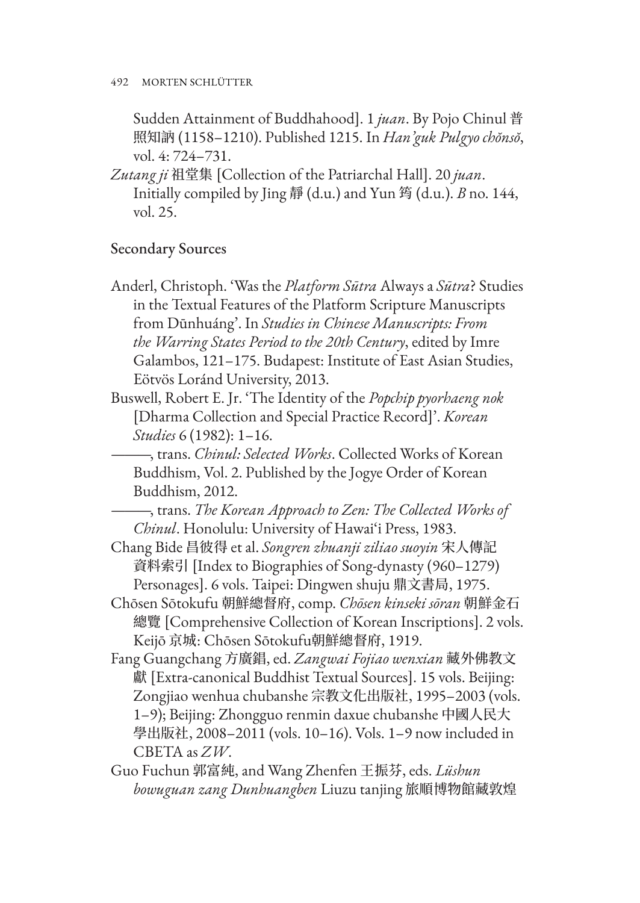Sudden Attainment of Buddhahood]. 1 *juan*. By Pojo Chinul 普照知訥 (1158–1210). Published 1215. In *Han'guk Pulgyo chŏnsŏ*, vol. 4: 724–731.

*Zutang ji* 祖堂集 [Collection of the Patriarchal Hall]. 20 *juan*. Initially compiled by Jing 靜 (d.u.) and Yun 筠 (d.u.). *B* no. 144, vol. 25.

## Secondary Sources

Anderl, Christoph. 'Was the *Platform Sūtra* Always a *Sūtra*? Studies in the Textual Features of the Platform Scripture Manuscripts from Dūnhuáng'. In *Studies in Chinese Manuscripts: From the Warring States Period to the 20th Century*, edited by Imre Galambos, 121–175. Budapest: Institute of East Asian Studies, Eötvös Loránd University, 2013.

Buswell, Robert E. Jr. 'The Identity of the *Popchip pyorhaeng nok* [Dharma Collection and Special Practice Record]'. *Korean Studies* 6 (1982): 1–16.

———, trans. *Chinul: Selected Works*. Collected Works of Korean Buddhism, Vol. 2. Published by the Jogye Order of Korean Buddhism, 2012.

———, trans. *The Korean Approach to Zen: The Collected Works of Chinul*. Honolulu: University of Hawai'i Press, 1983.

Chang Bide 昌彼得 et al. *Songren zhuanji ziliao suoyin* 宋人傳記資料索引 [Index to Biographies of Song-dynasty (960–1279) Personages]. 6 vols. Taipei: Dingwen shuju 鼎文書局, 1975.

Chōsen Sōtokufu 朝鮮總督府, comp. *Chōsen kinseki sōran* 朝鮮金石總覽 [Comprehensive Collection of Korean Inscriptions]. 2 vols. Keijō 京城: Chōsen Sōtokufu朝鮮總督府, 1919.

Fang Guangchang 方廣錩, ed. *Zangwai Fojiao wenxian* 藏外佛教文獻 [Extra-canonical Buddhist Textual Sources]. 15 vols. Beijing: Zongjiao wenhua chubanshe 宗教文化出版社, 1995–2003 (vols. 1–9); Beijing: Zhongguo renmin daxue chubanshe 中國人民大學出版社, 2008–2011 (vols. 10–16). Vols. 1–9 now included in CBETA as *ZW*.

Guo Fuchun 郭富純, and Wang Zhenfen 王振芬, eds. *Lüshun bowuguan zang Dunhuangben* Liuzu tanjing 旅順博物館藏敦煌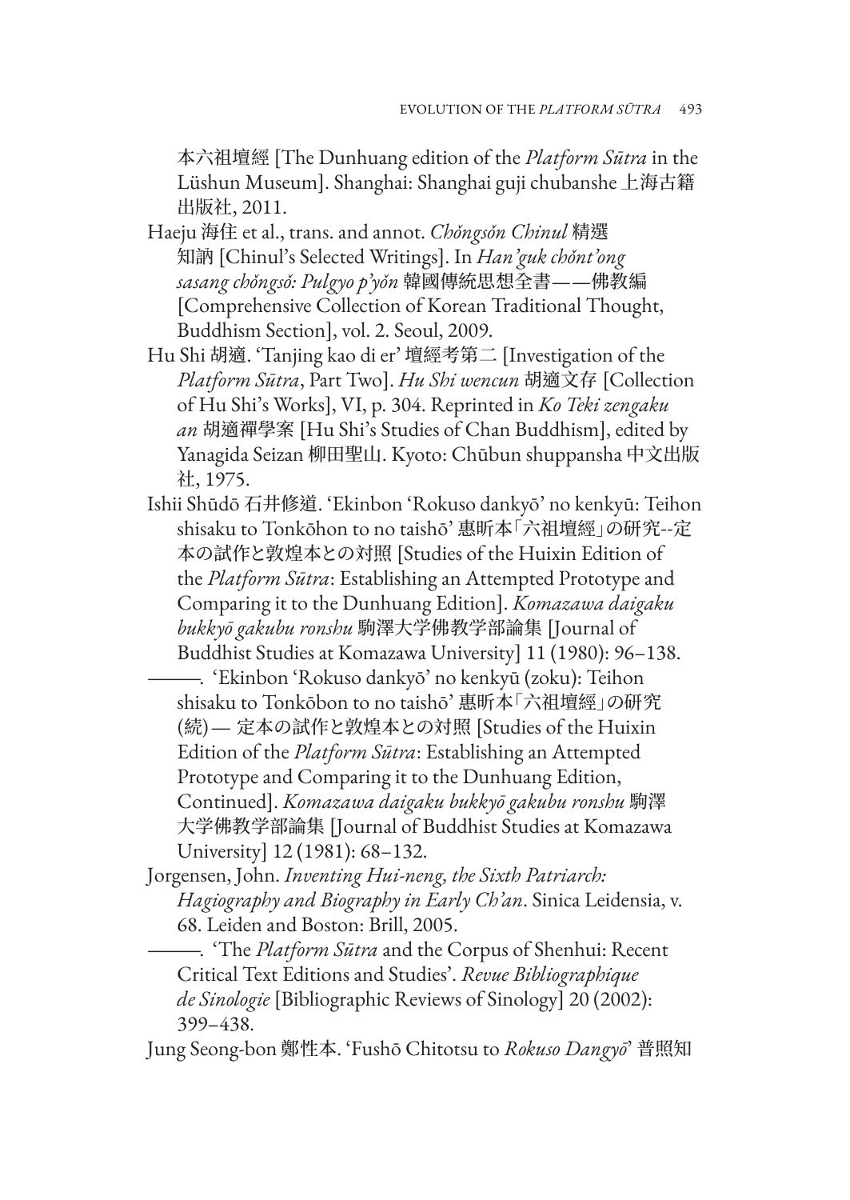本六祖壇經 [The Dunhuang edition of the *Platform Sūtra* in the Lüshun Museum]. Shanghai: Shanghai guji chubanshe 上海古籍出版社, 2011.

Haeju 海住 et al., trans. and annot. *Chŏngsŏn Chinul* 精選知訥 [Chinul's Selected Writings]. In *Han'guk chŏnt'ong sasang chŏngsŏ: Pulgyo p'yŏn* 韓國傳統思想全書——佛教編 [Comprehensive Collection of Korean Traditional Thought, Buddhism Section], vol. 2. Seoul, 2009.

Hu Shi 胡適. 'Tanjing kao di er' 壇經考第二 [Investigation of the *Platform Sūtra*, Part Two]. *Hu Shi wencun* 胡適文存 [Collection of Hu Shi's Works], VI, p. 304. Reprinted in *Ko Teki zengaku an* 胡適禪學案 [Hu Shi's Studies of Chan Buddhism], edited by Yanagida Seizan 柳田聖山. Kyoto: Chūbun shuppansha 中文出版社, 1975.

Ishii Shūdō 石井修道. 'Ekinbon 'Rokuso dankyō' no kenkyū: Teihon shisaku to Tonkōhon to no taishō' 惠昕本「六祖壇經」の研究--定本の試作と敦煌本との対照 [Studies of the Huixin Edition of the *Platform Sūtra*: Establishing an Attempted Prototype and Comparing it to the Dunhuang Edition]. *Komazawa daigaku bukkyō gakubu ronshu* 駒澤大学佛教学部論集 [Journal of Buddhist Studies at Komazawa University] 11 (1980): 96–138.

———. 'Ekinbon 'Rokuso dankyō' no kenkyū (zoku): Teihon shisaku to Tonkōbon to no taishō' 惠昕本「六祖壇經」の研究(続)— 定本の試作と敦煌本との対照 [Studies of the Huixin Edition of the *Platform Sūtra*: Establishing an Attempted Prototype and Comparing it to the Dunhuang Edition, Continued]. *Komazawa daigaku bukkyō gakubu ronshu* 駒澤大学佛教学部論集 [Journal of Buddhist Studies at Komazawa University] 12 (1981): 68–132.

Jorgensen, John. *Inventing Hui-neng, the Sixth Patriarch: Hagiography and Biography in Early Ch'an*. Sinica Leidensia, v. 68. Leiden and Boston: Brill, 2005.

———. 'The *Platform Sūtra* and the Corpus of Shenhui: Recent Critical Text Editions and Studies'. *Revue Bibliographique de Sinologie* [Bibliographic Reviews of Sinology] 20 (2002): 399–438.

Jung Seong-bon 鄭性本. 'Fushō Chitotsu to *Rokuso Dangyō*' 普照知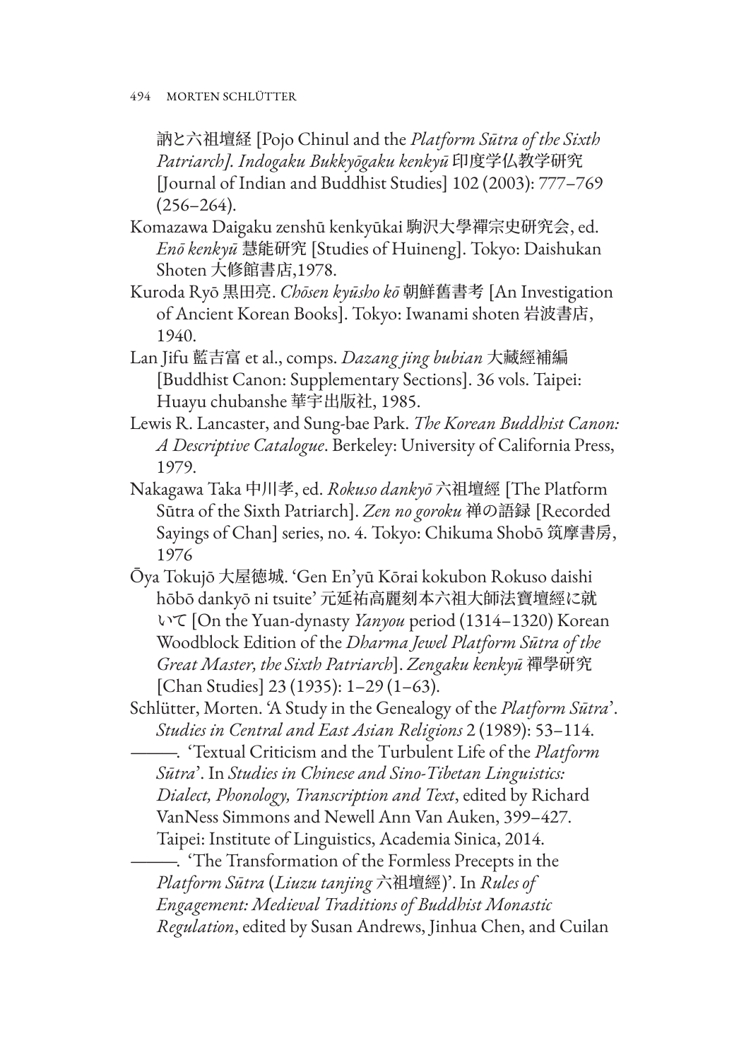訥と六祖壇経 [Pojo Chinul and the *Platform Sūtra of the Sixth Patriarch]. Indogaku Bukkyōgaku kenkyū* 印度学仏教学研究 [Journal of Indian and Buddhist Studies] 102 (2003): 777–769 (256–264).

Komazawa Daigaku zenshū kenkyūkai 駒沢大學禪宗史研究会, ed. *Enō kenkyū* 慧能研究 [Studies of Huineng]. Tokyo: Daishukan Shoten 大修館書店,1978.

Kuroda Ryō 黒田亮. *Chōsen kyūsho kō* 朝鮮舊書考 [An Investigation of Ancient Korean Books]. Tokyo: Iwanami shoten 岩波書店, 1940.

Lan Jifu 藍吉富 et al., comps. *Dazang jing bubian* 大藏經補編 [Buddhist Canon: Supplementary Sections]. 36 vols. Taipei: Huayu chubanshe 華宇出版社, 1985.

Lewis R. Lancaster, and Sung-bae Park. *The Korean Buddhist Canon: A Descriptive Catalogue*. Berkeley: University of California Press, 1979.

Nakagawa Taka 中川孝, ed. *Rokuso dankyō* 六祖壇經 [The Platform Sūtra of the Sixth Patriarch]. *Zen no goroku* 禅の語録 [Recorded Sayings of Chan] series, no. 4. Tokyo: Chikuma Shobō 筑摩書房, 1976

Ōya Tokujō 大屋徳城. 'Gen En'yū Kōrai kokubon Rokuso daishi hōbō dankyō ni tsuite' 元延祐高麗刻本六祖大師法寶壇經に就いて [On the Yuan-dynasty *Yanyou* period (1314–1320) Korean Woodblock Edition of the *Dharma Jewel Platform Sūtra of the Great Master, the Sixth Patriarch*]. *Zengaku kenkyū* 禪學研究 [Chan Studies] 23 (1935): 1–29 (1–63).

Schlütter, Morten. 'A Study in the Genealogy of the *Platform Sūtra*'. *Studies in Central and East Asian Religions* 2 (1989): 53–114.

———. 'Textual Criticism and the Turbulent Life of the *Platform Sūtra*'. In *Studies in Chinese and Sino-Tibetan Linguistics: Dialect, Phonology, Transcription and Text*, edited by Richard VanNess Simmons and Newell Ann Van Auken, 399–427. Taipei: Institute of Linguistics, Academia Sinica, 2014.

———. 'The Transformation of the Formless Precepts in the *Platform Sūtra* (*Liuzu tanjing* 六祖壇經)'. In *Rules of Engagement: Medieval Traditions of Buddhist Monastic Regulation*, edited by Susan Andrews, Jinhua Chen, and Cuilan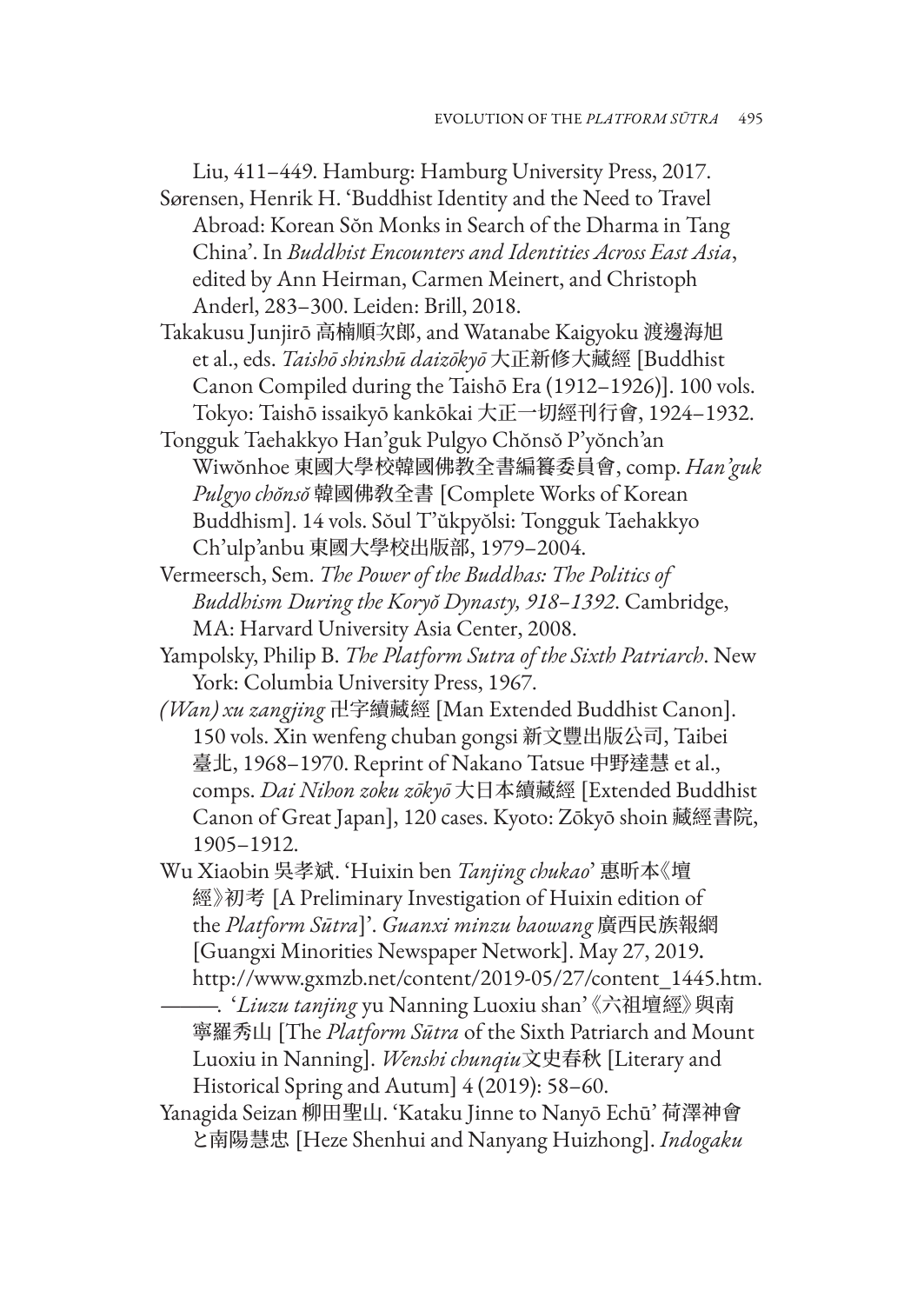Liu, 411–449. Hamburg: Hamburg University Press, 2017.

Sørensen, Henrik H. 'Buddhist Identity and the Need to Travel Abroad: Korean Sŏn Monks in Search of the Dharma in Tang China'. In *Buddhist Encounters and Identities Across East Asia*, edited by Ann Heirman, Carmen Meinert, and Christoph Anderl, 283–300. Leiden: Brill, 2018.

Takakusu Junjirō 高楠順次郎, and Watanabe Kaigyoku 渡邊海旭 et al., eds. *Taishō shinshū daizōkyō* 大正新修大藏經 [Buddhist Canon Compiled during the Taishō Era (1912–1926)]. 100 vols. Tokyo: Taishō issaikyō kankōkai 大正一切經刊行會, 1924–1932.

Tongguk Taehakkyo Han'guk Pulgyo Chŏnsŏ P'yŏnch'an Wiwŏnhoe 東國大學校韓國佛教全書編纂委員會, comp. *Han'guk Pulgyo chŏnsŏ* 韓國佛教全書 [Complete Works of Korean Buddhism]. 14 vols. Sŏul T'ŭkpyŏlsi: Tongguk Taehakkyo Ch'ulp'anbu 東國大學校出版部, 1979–2004.

Vermeersch, Sem. *The Power of the Buddhas: The Politics of Buddhism During the Koryŏ Dynasty, 918–1392*. Cambridge, MA: Harvard University Asia Center, 2008.

Yampolsky, Philip B. *The Platform Sutra of the Sixth Patriarch*. New York: Columbia University Press, 1967.

*(Wan) xu zangjing* 卍字續藏經 [Man Extended Buddhist Canon]. 150 vols. Xin wenfeng chuban gongsi 新文豐出版公司, Taibei 臺北, 1968–1970. Reprint of Nakano Tatsue 中野達慧 et al., comps. *Dai Nihon zoku zōkyō* 大日本續藏經 [Extended Buddhist Canon of Great Japan], 120 cases. Kyoto: Zōkyō shoin 藏經書院, 1905–1912.

Wu Xiaobin 吳孝斌. 'Huixin ben *Tanjing chukao*' 惠昕本《壇經》初考 [A Preliminary Investigation of Huixin edition of the *Platform Sūtra*]'. *Guanxi minzu baowang* 廣西民族報網 [Guangxi Minorities Newspaper Network]. May 27, 2019. http://www.gxmzb.net/content/2019-05/27/content_1445.htm.

———. '*Liuzu tanjing* yu Nanning Luoxiu shan'《六祖壇經》與南寧羅秀山 [The *Platform Sūtra* of the Sixth Patriarch and Mount Luoxiu in Nanning]. *Wenshi chunqiu* 文史春秋 [Literary and Historical Spring and Autum] 4 (2019): 58–60.

Yanagida Seizan 柳田聖山. 'Kataku Jinne to Nanyō Echū' 荷澤神會と南陽慧忠 [Heze Shenhui and Nanyang Huizhong]. *Indogaku*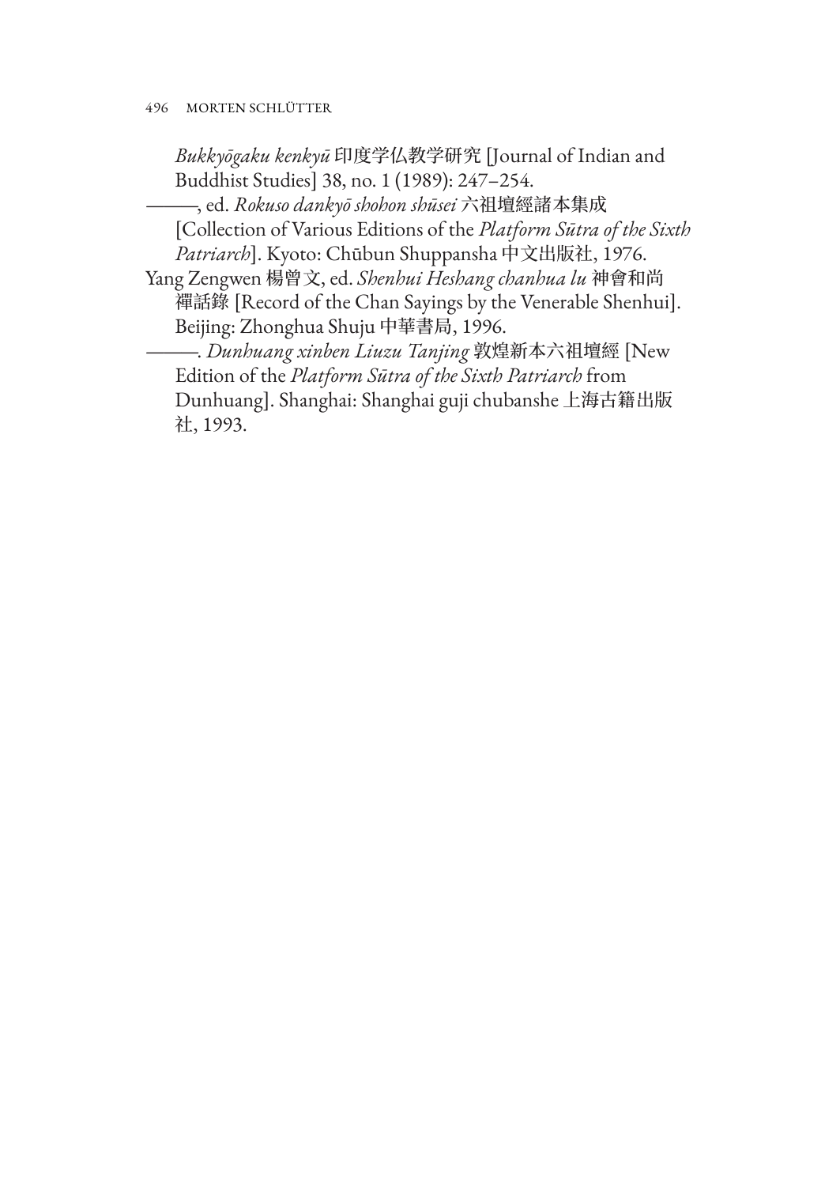*Bukkyōgaku kenkyū* 印度学仏教学研究 [Journal of Indian and Buddhist Studies] 38, no. 1 (1989): 247–254.

———, ed. *Rokuso dankyō shohon shūsei* 六祖壇經諸本集成 [Collection of Various Editions of the *Platform Sūtra of the Sixth Patriarch*]. Kyoto: Chūbun Shuppansha 中文出版社, 1976.

Yang Zengwen 楊曾文, ed. *Shenhui Heshang chanhua lu* 神會和尚禪話錄 [Record of the Chan Sayings by the Venerable Shenhui]. Beijing: Zhonghua Shuju 中華書局, 1996.

———. *Dunhuang xinben Liuzu Tanjing* 敦煌新本六祖壇經 [New Edition of the *Platform Sūtra of the Sixth Patriarch* from Dunhuang]. Shanghai: Shanghai guji chubanshe 上海古籍出版社, 1993.